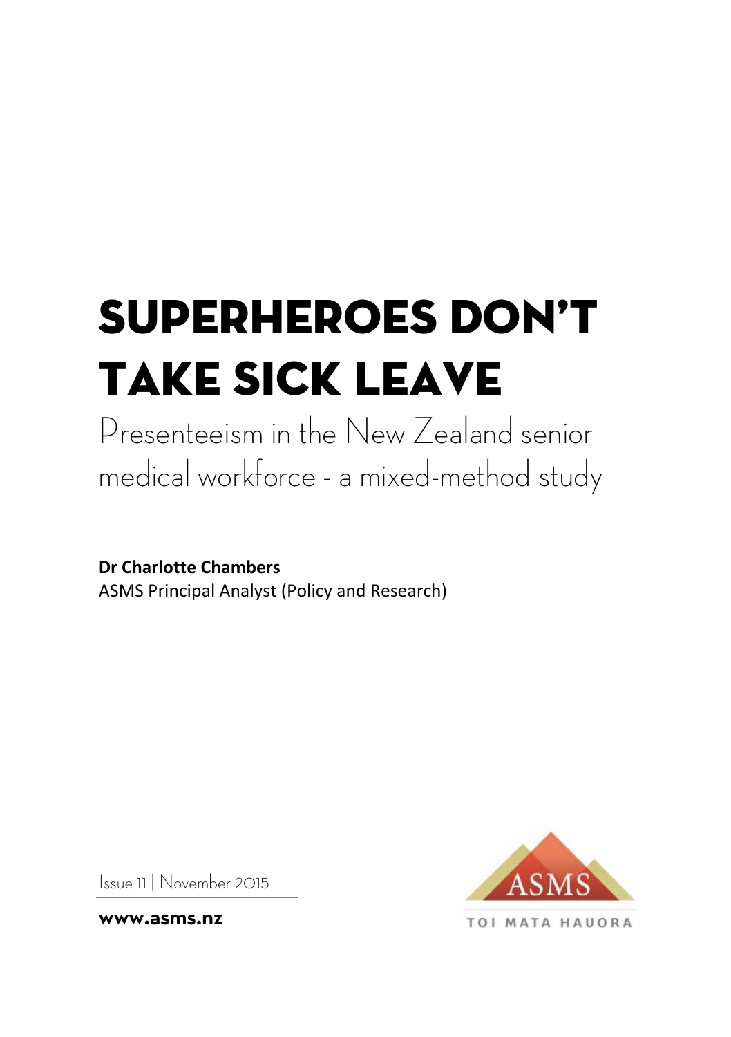# SUPERHEROES DON'T TAKE SICK LEAVE

## Presenteeism in the New Zealand senior medical workforce - a mixed-method study

**Dr Charlotte Chambers**
ASMS Principal Analyst (Policy and Research)

Issue 11 | November 2015

**www.asms.nz**

ASMS

TOI MATA HAUORA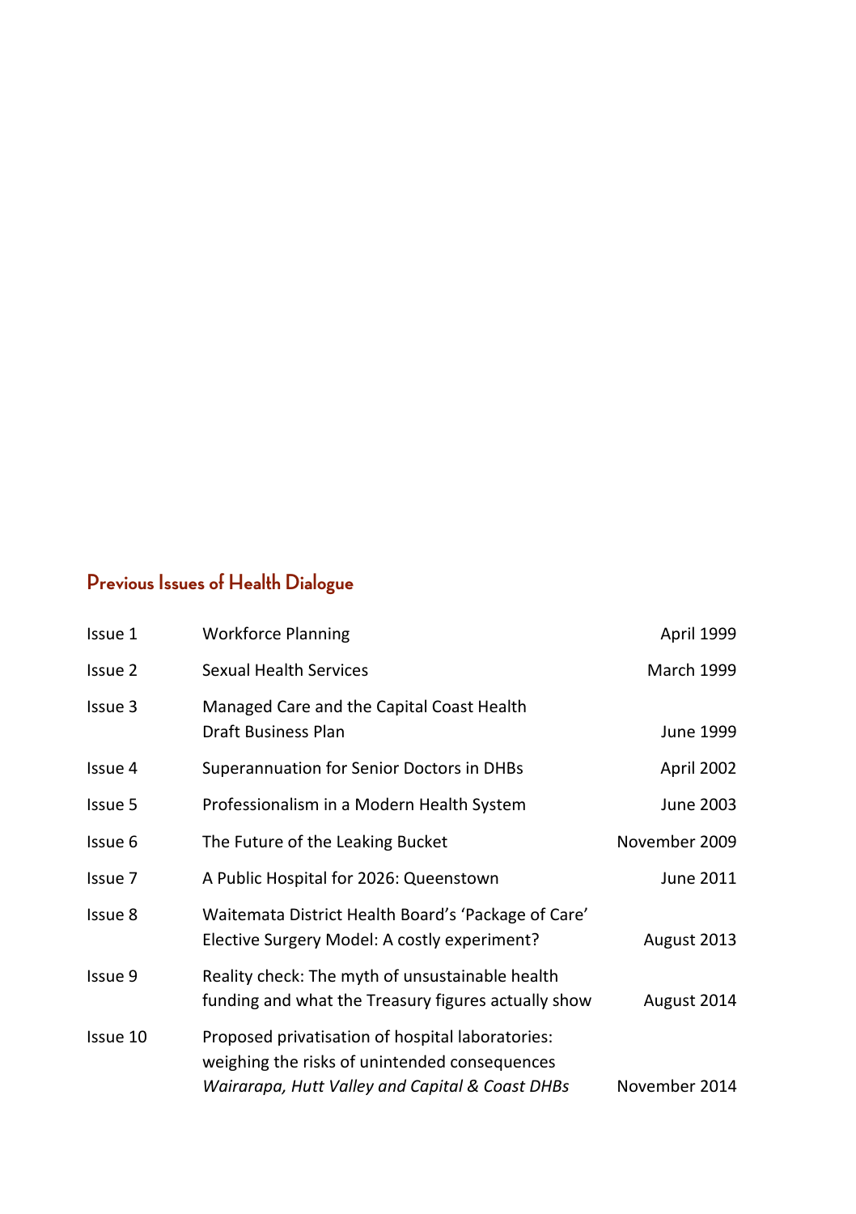## Previous Issues of Health Dialogue

| | | |
|---|---|---|
| Issue 1 | Workforce Planning | April 1999 |
| Issue 2 | Sexual Health Services | March 1999 |
| Issue 3 | Managed Care and the Capital Coast Health Draft Business Plan | June 1999 |
| Issue 4 | Superannuation for Senior Doctors in DHBs | April 2002 |
| Issue 5 | Professionalism in a Modern Health System | June 2003 |
| Issue 6 | The Future of the Leaking Bucket | November 2009 |
| Issue 7 | A Public Hospital for 2026: Queenstown | June 2011 |
| Issue 8 | Waitemata District Health Board's 'Package of Care' Elective Surgery Model: A costly experiment? | August 2013 |
| Issue 9 | Reality check: The myth of unsustainable health funding and what the Treasury figures actually show | August 2014 |
| Issue 10 | Proposed privatisation of hospital laboratories: weighing the risks of unintended consequences *Wairarapa, Hutt Valley and Capital & Coast DHBs* | November 2014 |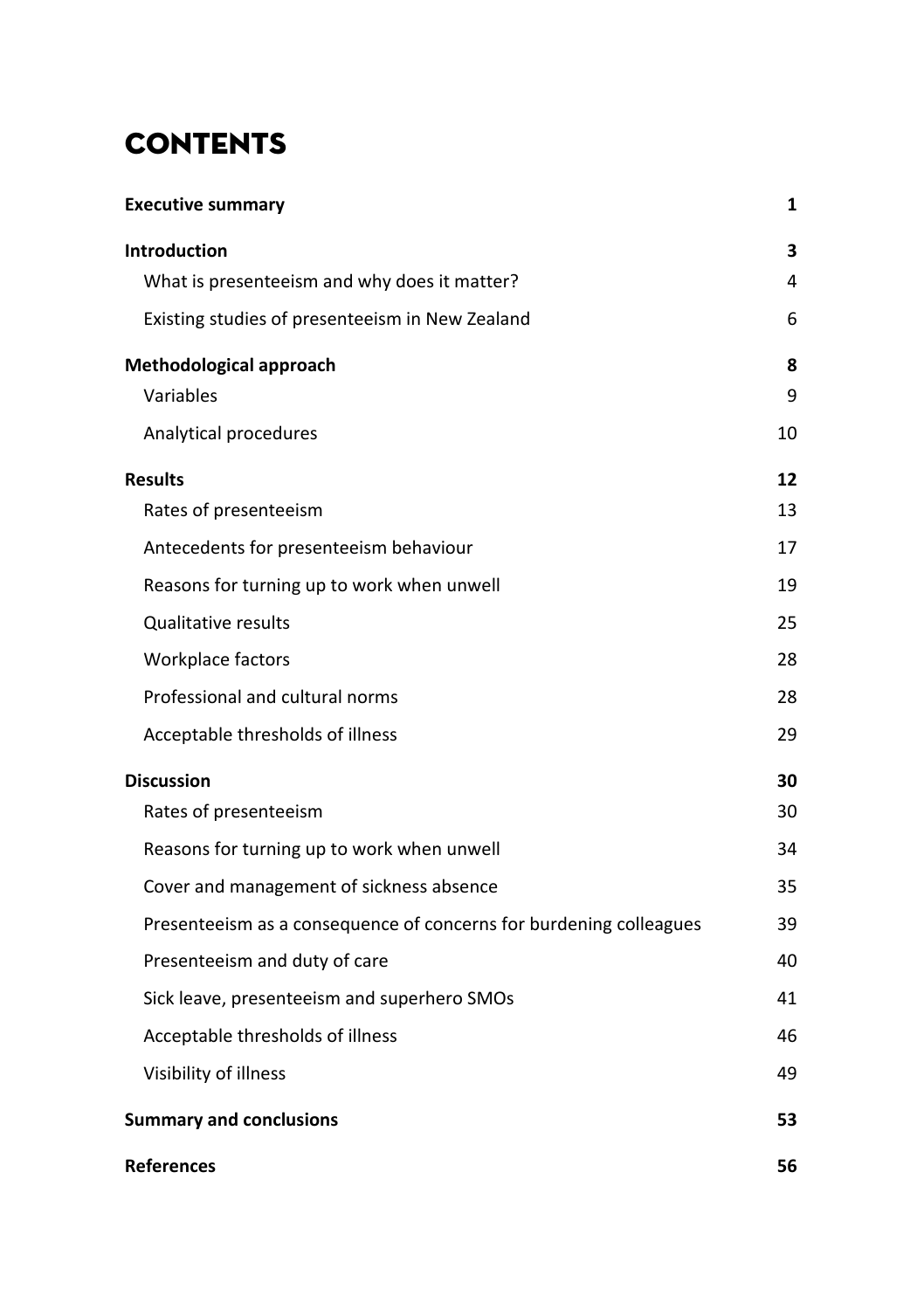# CONTENTS

| | |
|---|---|
| **Executive summary** | **1** |
| **Introduction** | **3** |
| What is presenteeism and why does it matter? | 4 |
| Existing studies of presenteeism in New Zealand | 6 |
| **Methodological approach** | **8** |
| Variables | 9 |
| Analytical procedures | 10 |
| **Results** | **12** |
| Rates of presenteeism | 13 |
| Antecedents for presenteeism behaviour | 17 |
| Reasons for turning up to work when unwell | 19 |
| Qualitative results | 25 |
| Workplace factors | 28 |
| Professional and cultural norms | 28 |
| Acceptable thresholds of illness | 29 |
| **Discussion** | **30** |
| Rates of presenteeism | 30 |
| Reasons for turning up to work when unwell | 34 |
| Cover and management of sickness absence | 35 |
| Presenteeism as a consequence of concerns for burdening colleagues | 39 |
| Presenteeism and duty of care | 40 |
| Sick leave, presenteeism and superhero SMOs | 41 |
| Acceptable thresholds of illness | 46 |
| Visibility of illness | 49 |
| **Summary and conclusions** | **53** |
| **References** | **56** |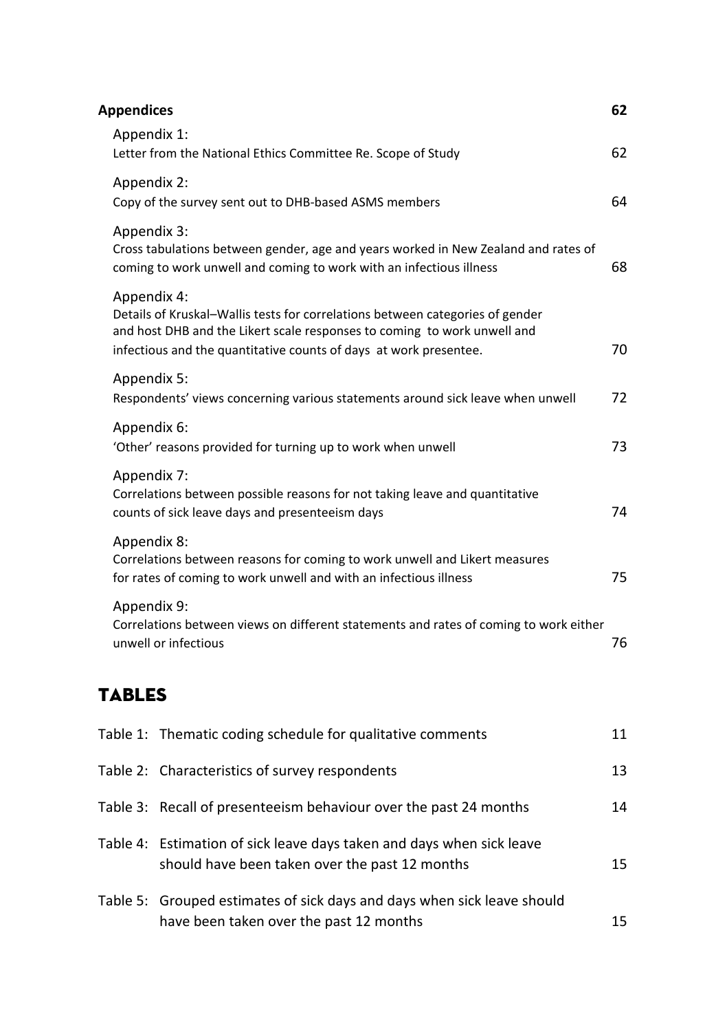**Appendices** 62

Appendix 1:
Letter from the National Ethics Committee Re. Scope of Study 62

Appendix 2:
Copy of the survey sent out to DHB-based ASMS members 64

Appendix 3:
Cross tabulations between gender, age and years worked in New Zealand and rates of coming to work unwell and coming to work with an infectious illness 68

Appendix 4:
Details of Kruskal–Wallis tests for correlations between categories of gender and host DHB and the Likert scale responses to coming to work unwell and infectious and the quantitative counts of days at work presentee. 70

Appendix 5:
Respondents' views concerning various statements around sick leave when unwell 72

Appendix 6:
'Other' reasons provided for turning up to work when unwell 73

Appendix 7:
Correlations between possible reasons for not taking leave and quantitative counts of sick leave days and presenteeism days 74

Appendix 8:
Correlations between reasons for coming to work unwell and Likert measures for rates of coming to work unwell and with an infectious illness 75

Appendix 9:
Correlations between views on different statements and rates of coming to work either unwell or infectious 76

## TABLES

Table 1: Thematic coding schedule for qualitative comments 11

Table 2: Characteristics of survey respondents 13

Table 3: Recall of presenteeism behaviour over the past 24 months 14

Table 4: Estimation of sick leave days taken and days when sick leave should have been taken over the past 12 months 15

Table 5: Grouped estimates of sick days and days when sick leave should have been taken over the past 12 months 15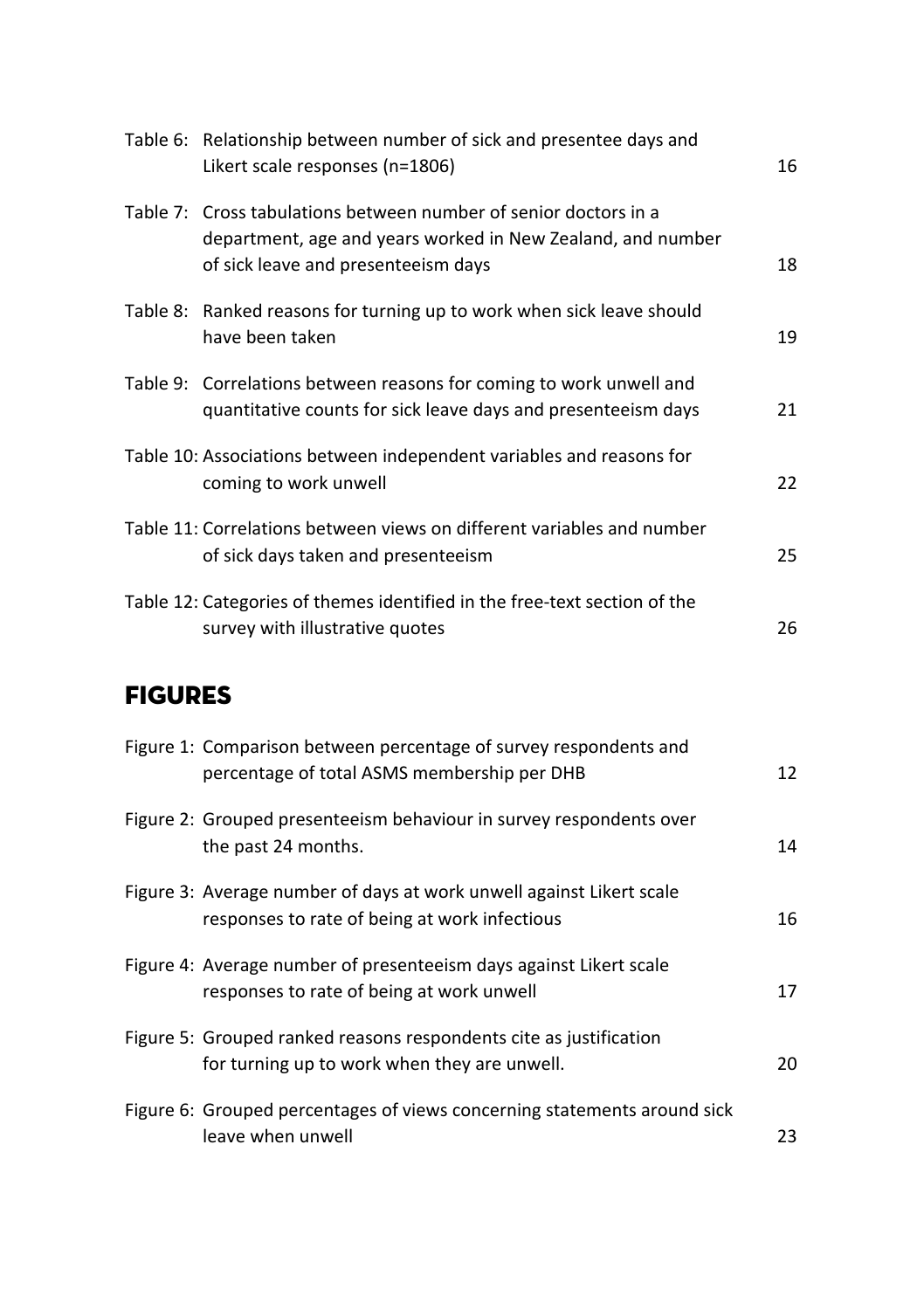Table 6: Relationship between number of sick and presentee days and Likert scale responses (n=1806) 16

Table 7: Cross tabulations between number of senior doctors in a department, age and years worked in New Zealand, and number of sick leave and presenteeism days 18

Table 8: Ranked reasons for turning up to work when sick leave should have been taken 19

Table 9: Correlations between reasons for coming to work unwell and quantitative counts for sick leave days and presenteeism days 21

Table 10: Associations between independent variables and reasons for coming to work unwell 22

Table 11: Correlations between views on different variables and number of sick days taken and presenteeism 25

Table 12: Categories of themes identified in the free-text section of the survey with illustrative quotes 26

## FIGURES

Figure 1: Comparison between percentage of survey respondents and percentage of total ASMS membership per DHB 12

Figure 2: Grouped presenteeism behaviour in survey respondents over the past 24 months. 14

Figure 3: Average number of days at work unwell against Likert scale responses to rate of being at work infectious 16

Figure 4: Average number of presenteeism days against Likert scale responses to rate of being at work unwell 17

Figure 5: Grouped ranked reasons respondents cite as justification for turning up to work when they are unwell. 20

Figure 6: Grouped percentages of views concerning statements around sick leave when unwell 23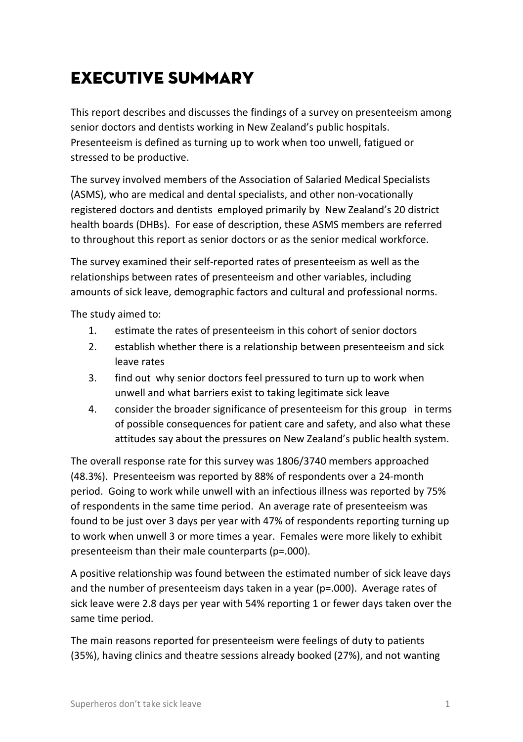# Executive Summary

This report describes and discusses the findings of a survey on presenteeism among senior doctors and dentists working in New Zealand's public hospitals. Presenteeism is defined as turning up to work when too unwell, fatigued or stressed to be productive.

The survey involved members of the Association of Salaried Medical Specialists (ASMS), who are medical and dental specialists, and other non-vocationally registered doctors and dentists employed primarily by New Zealand's 20 district health boards (DHBs). For ease of description, these ASMS members are referred to throughout this report as senior doctors or as the senior medical workforce.

The survey examined their self-reported rates of presenteeism as well as the relationships between rates of presenteeism and other variables, including amounts of sick leave, demographic factors and cultural and professional norms.

The study aimed to:

1. estimate the rates of presenteeism in this cohort of senior doctors
2. establish whether there is a relationship between presenteeism and sick leave rates
3. find out why senior doctors feel pressured to turn up to work when unwell and what barriers exist to taking legitimate sick leave
4. consider the broader significance of presenteeism for this group in terms of possible consequences for patient care and safety, and also what these attitudes say about the pressures on New Zealand's public health system.

The overall response rate for this survey was 1806/3740 members approached (48.3%). Presenteeism was reported by 88% of respondents over a 24-month period. Going to work while unwell with an infectious illness was reported by 75% of respondents in the same time period. An average rate of presenteeism was found to be just over 3 days per year with 47% of respondents reporting turning up to work when unwell 3 or more times a year. Females were more likely to exhibit presenteeism than their male counterparts ($p=.000$).

A positive relationship was found between the estimated number of sick leave days and the number of presenteeism days taken in a year ($p=.000$). Average rates of sick leave were 2.8 days per year with 54% reporting 1 or fewer days taken over the same time period.

The main reasons reported for presenteeism were feelings of duty to patients (35%), having clinics and theatre sessions already booked (27%), and not wanting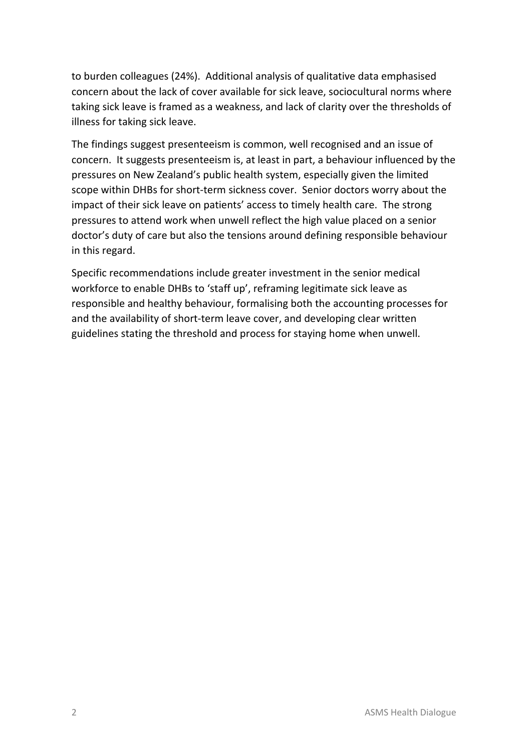to burden colleagues (24%). Additional analysis of qualitative data emphasised concern about the lack of cover available for sick leave, sociocultural norms where taking sick leave is framed as a weakness, and lack of clarity over the thresholds of illness for taking sick leave.

The findings suggest presenteeism is common, well recognised and an issue of concern. It suggests presenteeism is, at least in part, a behaviour influenced by the pressures on New Zealand's public health system, especially given the limited scope within DHBs for short-term sickness cover. Senior doctors worry about the impact of their sick leave on patients' access to timely health care. The strong pressures to attend work when unwell reflect the high value placed on a senior doctor's duty of care but also the tensions around defining responsible behaviour in this regard.

Specific recommendations include greater investment in the senior medical workforce to enable DHBs to 'staff up', reframing legitimate sick leave as responsible and healthy behaviour, formalising both the accounting processes for and the availability of short-term leave cover, and developing clear written guidelines stating the threshold and process for staying home when unwell.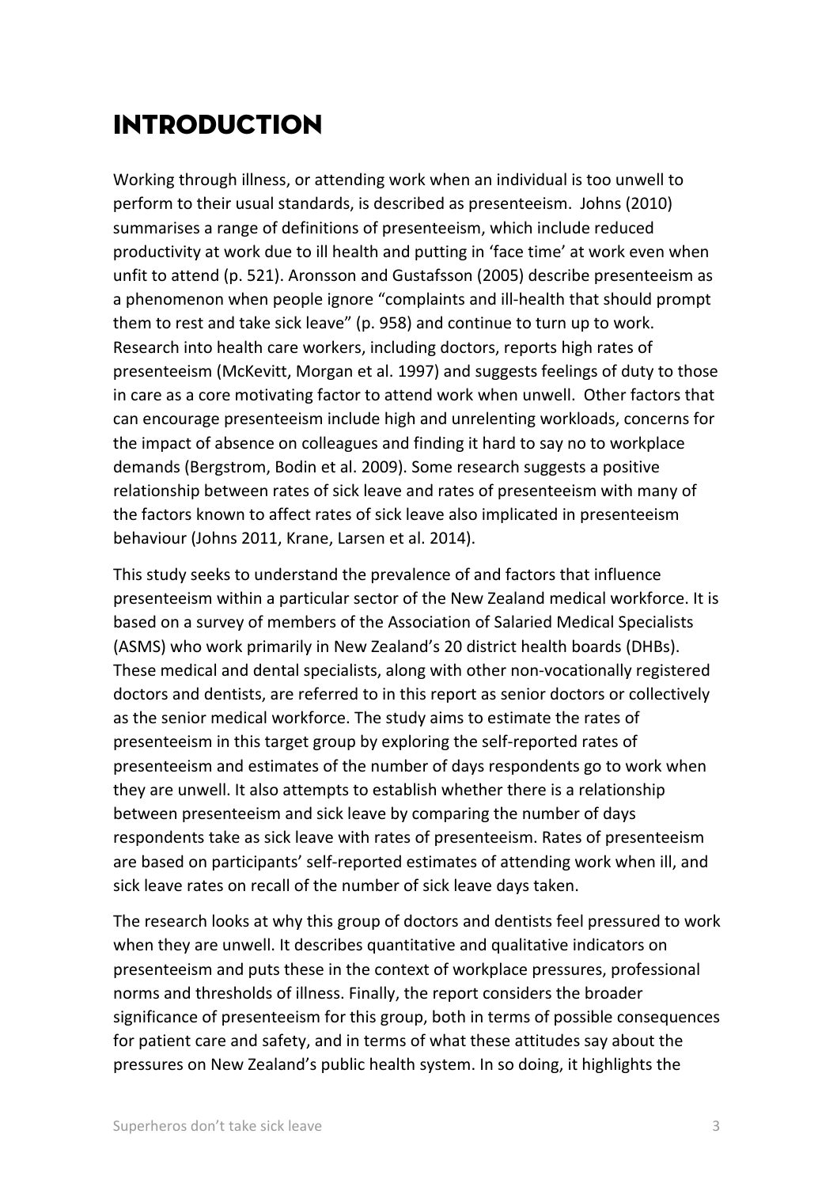# INTRODUCTION

Working through illness, or attending work when an individual is too unwell to perform to their usual standards, is described as presenteeism. Johns (2010) summarises a range of definitions of presenteeism, which include reduced productivity at work due to ill health and putting in 'face time' at work even when unfit to attend (p. 521). Aronsson and Gustafsson (2005) describe presenteeism as a phenomenon when people ignore "complaints and ill-health that should prompt them to rest and take sick leave" (p. 958) and continue to turn up to work. Research into health care workers, including doctors, reports high rates of presenteeism (McKevitt, Morgan et al. 1997) and suggests feelings of duty to those in care as a core motivating factor to attend work when unwell. Other factors that can encourage presenteeism include high and unrelenting workloads, concerns for the impact of absence on colleagues and finding it hard to say no to workplace demands (Bergstrom, Bodin et al. 2009). Some research suggests a positive relationship between rates of sick leave and rates of presenteeism with many of the factors known to affect rates of sick leave also implicated in presenteeism behaviour (Johns 2011, Krane, Larsen et al. 2014).

This study seeks to understand the prevalence of and factors that influence presenteeism within a particular sector of the New Zealand medical workforce. It is based on a survey of members of the Association of Salaried Medical Specialists (ASMS) who work primarily in New Zealand's 20 district health boards (DHBs). These medical and dental specialists, along with other non-vocationally registered doctors and dentists, are referred to in this report as senior doctors or collectively as the senior medical workforce. The study aims to estimate the rates of presenteeism in this target group by exploring the self-reported rates of presenteeism and estimates of the number of days respondents go to work when they are unwell. It also attempts to establish whether there is a relationship between presenteeism and sick leave by comparing the number of days respondents take as sick leave with rates of presenteeism. Rates of presenteeism are based on participants' self-reported estimates of attending work when ill, and sick leave rates on recall of the number of sick leave days taken.

The research looks at why this group of doctors and dentists feel pressured to work when they are unwell. It describes quantitative and qualitative indicators on presenteeism and puts these in the context of workplace pressures, professional norms and thresholds of illness. Finally, the report considers the broader significance of presenteeism for this group, both in terms of possible consequences for patient care and safety, and in terms of what these attitudes say about the pressures on New Zealand's public health system. In so doing, it highlights the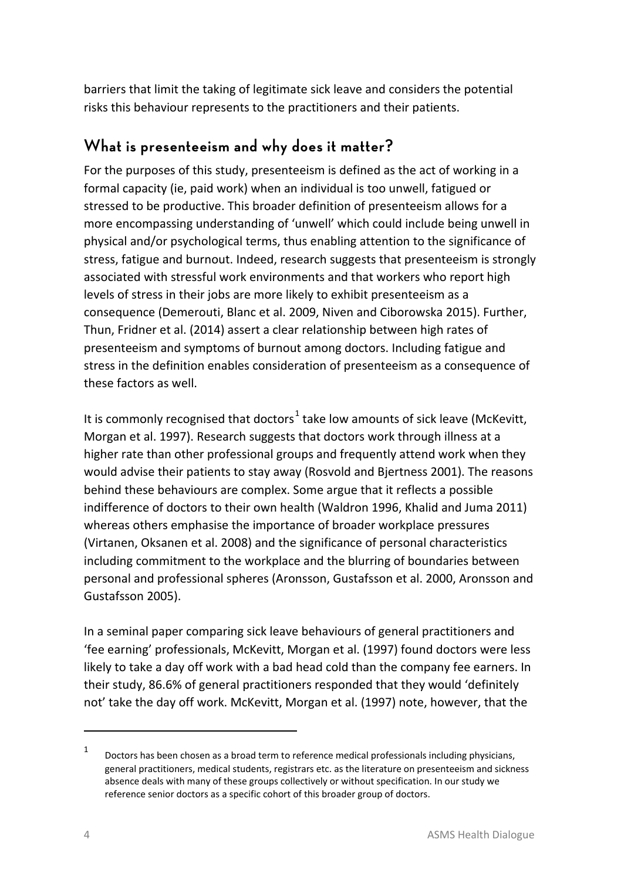barriers that limit the taking of legitimate sick leave and considers the potential risks this behaviour represents to the practitioners and their patients.

## What is presenteeism and why does it matter?

For the purposes of this study, presenteeism is defined as the act of working in a formal capacity (ie, paid work) when an individual is too unwell, fatigued or stressed to be productive. This broader definition of presenteeism allows for a more encompassing understanding of 'unwell' which could include being unwell in physical and/or psychological terms, thus enabling attention to the significance of stress, fatigue and burnout. Indeed, research suggests that presenteeism is strongly associated with stressful work environments and that workers who report high levels of stress in their jobs are more likely to exhibit presenteeism as a consequence (Demerouti, Blanc et al. 2009, Niven and Ciborowska 2015). Further, Thun, Fridner et al. (2014) assert a clear relationship between high rates of presenteeism and symptoms of burnout among doctors. Including fatigue and stress in the definition enables consideration of presenteeism as a consequence of these factors as well.

It is commonly recognised that doctors[1] take low amounts of sick leave (McKevitt, Morgan et al. 1997). Research suggests that doctors work through illness at a higher rate than other professional groups and frequently attend work when they would advise their patients to stay away (Rosvold and Bjertness 2001). The reasons behind these behaviours are complex. Some argue that it reflects a possible indifference of doctors to their own health (Waldron 1996, Khalid and Juma 2011) whereas others emphasise the importance of broader workplace pressures (Virtanen, Oksanen et al. 2008) and the significance of personal characteristics including commitment to the workplace and the blurring of boundaries between personal and professional spheres (Aronsson, Gustafsson et al. 2000, Aronsson and Gustafsson 2005).

In a seminal paper comparing sick leave behaviours of general practitioners and 'fee earning' professionals, McKevitt, Morgan et al. (1997) found doctors were less likely to take a day off work with a bad head cold than the company fee earners. In their study, 86.6% of general practitioners responded that they would 'definitely not' take the day off work. McKevitt, Morgan et al. (1997) note, however, that the

---

[1] Doctors has been chosen as a broad term to reference medical professionals including physicians, general practitioners, medical students, registrars etc. as the literature on presenteeism and sickness absence deals with many of these groups collectively or without specification. In our study we reference senior doctors as a specific cohort of this broader group of doctors.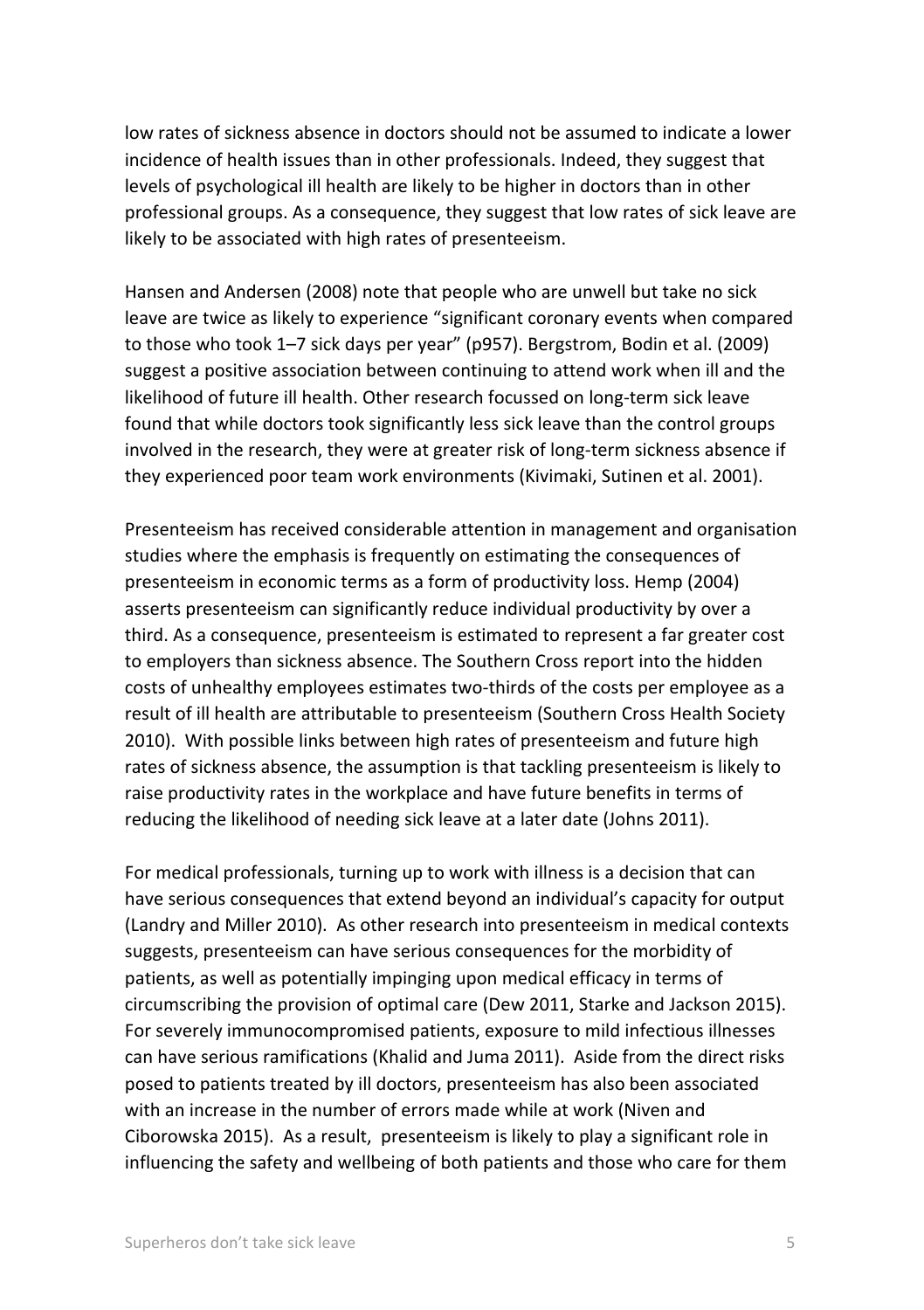low rates of sickness absence in doctors should not be assumed to indicate a lower incidence of health issues than in other professionals. Indeed, they suggest that levels of psychological ill health are likely to be higher in doctors than in other professional groups. As a consequence, they suggest that low rates of sick leave are likely to be associated with high rates of presenteeism.

Hansen and Andersen (2008) note that people who are unwell but take no sick leave are twice as likely to experience "significant coronary events when compared to those who took 1–7 sick days per year" (p957). Bergstrom, Bodin et al. (2009) suggest a positive association between continuing to attend work when ill and the likelihood of future ill health. Other research focussed on long-term sick leave found that while doctors took significantly less sick leave than the control groups involved in the research, they were at greater risk of long-term sickness absence if they experienced poor team work environments (Kivimaki, Sutinen et al. 2001).

Presenteeism has received considerable attention in management and organisation studies where the emphasis is frequently on estimating the consequences of presenteeism in economic terms as a form of productivity loss. Hemp (2004) asserts presenteeism can significantly reduce individual productivity by over a third. As a consequence, presenteeism is estimated to represent a far greater cost to employers than sickness absence. The Southern Cross report into the hidden costs of unhealthy employees estimates two-thirds of the costs per employee as a result of ill health are attributable to presenteeism (Southern Cross Health Society 2010). With possible links between high rates of presenteeism and future high rates of sickness absence, the assumption is that tackling presenteeism is likely to raise productivity rates in the workplace and have future benefits in terms of reducing the likelihood of needing sick leave at a later date (Johns 2011).

For medical professionals, turning up to work with illness is a decision that can have serious consequences that extend beyond an individual's capacity for output (Landry and Miller 2010). As other research into presenteeism in medical contexts suggests, presenteeism can have serious consequences for the morbidity of patients, as well as potentially impinging upon medical efficacy in terms of circumscribing the provision of optimal care (Dew 2011, Starke and Jackson 2015). For severely immunocompromised patients, exposure to mild infectious illnesses can have serious ramifications (Khalid and Juma 2011). Aside from the direct risks posed to patients treated by ill doctors, presenteeism has also been associated with an increase in the number of errors made while at work (Niven and Ciborowska 2015). As a result, presenteeism is likely to play a significant role in influencing the safety and wellbeing of both patients and those who care for them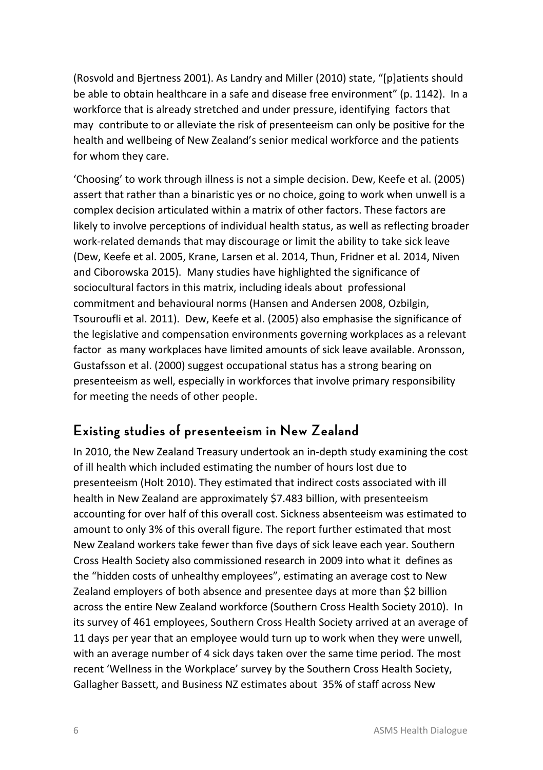(Rosvold and Bjertness 2001). As Landry and Miller (2010) state, "[p]atients should be able to obtain healthcare in a safe and disease free environment" (p. 1142). In a workforce that is already stretched and under pressure, identifying factors that may contribute to or alleviate the risk of presenteeism can only be positive for the health and wellbeing of New Zealand's senior medical workforce and the patients for whom they care.

'Choosing' to work through illness is not a simple decision. Dew, Keefe et al. (2005) assert that rather than a binaristic yes or no choice, going to work when unwell is a complex decision articulated within a matrix of other factors. These factors are likely to involve perceptions of individual health status, as well as reflecting broader work-related demands that may discourage or limit the ability to take sick leave (Dew, Keefe et al. 2005, Krane, Larsen et al. 2014, Thun, Fridner et al. 2014, Niven and Ciborowska 2015). Many studies have highlighted the significance of sociocultural factors in this matrix, including ideals about professional commitment and behavioural norms (Hansen and Andersen 2008, Ozbilgin, Tsouroufli et al. 2011). Dew, Keefe et al. (2005) also emphasise the significance of the legislative and compensation environments governing workplaces as a relevant factor as many workplaces have limited amounts of sick leave available. Aronsson, Gustafsson et al. (2000) suggest occupational status has a strong bearing on presenteeism as well, especially in workforces that involve primary responsibility for meeting the needs of other people.

## Existing studies of presenteeism in New Zealand

In 2010, the New Zealand Treasury undertook an in-depth study examining the cost of ill health which included estimating the number of hours lost due to presenteeism (Holt 2010). They estimated that indirect costs associated with ill health in New Zealand are approximately $7.483 billion, with presenteeism accounting for over half of this overall cost. Sickness absenteeism was estimated to amount to only 3% of this overall figure. The report further estimated that most New Zealand workers take fewer than five days of sick leave each year. Southern Cross Health Society also commissioned research in 2009 into what it defines as the "hidden costs of unhealthy employees", estimating an average cost to New Zealand employers of both absence and presentee days at more than $2 billion across the entire New Zealand workforce (Southern Cross Health Society 2010). In its survey of 461 employees, Southern Cross Health Society arrived at an average of 11 days per year that an employee would turn up to work when they were unwell, with an average number of 4 sick days taken over the same time period. The most recent 'Wellness in the Workplace' survey by the Southern Cross Health Society, Gallagher Bassett, and Business NZ estimates about 35% of staff across New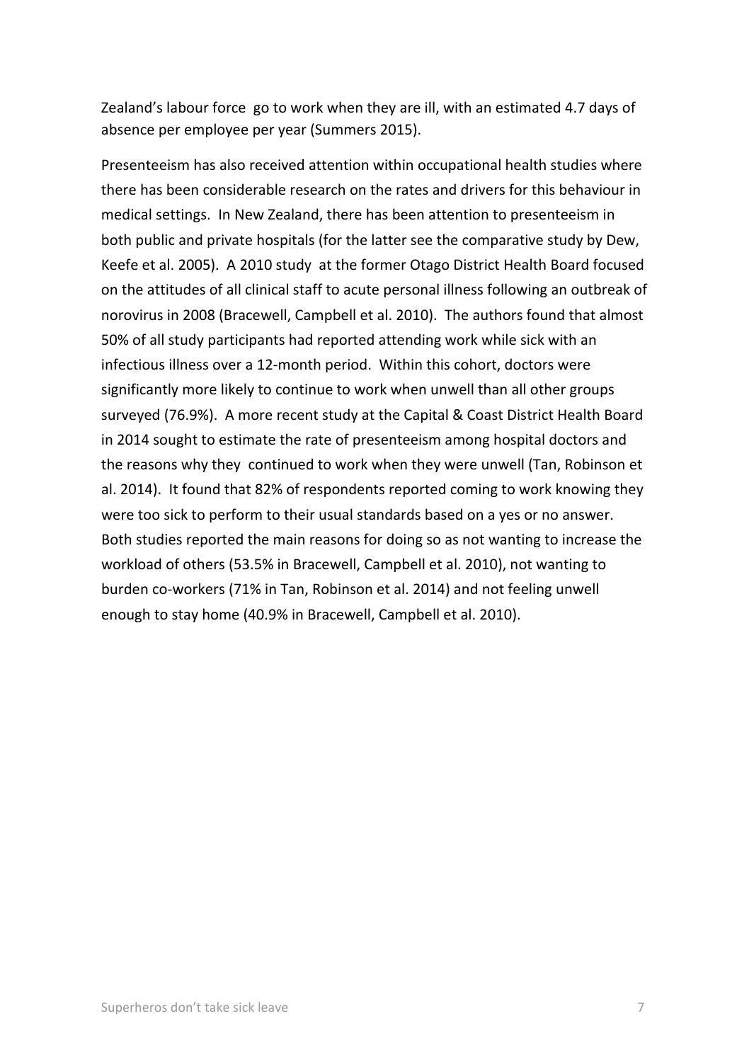Zealand's labour force  go to work when they are ill, with an estimated 4.7 days of absence per employee per year (Summers 2015).

Presenteeism has also received attention within occupational health studies where there has been considerable research on the rates and drivers for this behaviour in medical settings.  In New Zealand, there has been attention to presenteeism in both public and private hospitals (for the latter see the comparative study by Dew, Keefe et al. 2005).  A 2010 study  at the former Otago District Health Board focused on the attitudes of all clinical staff to acute personal illness following an outbreak of norovirus in 2008 (Bracewell, Campbell et al. 2010).  The authors found that almost 50% of all study participants had reported attending work while sick with an infectious illness over a 12-month period.  Within this cohort, doctors were significantly more likely to continue to work when unwell than all other groups surveyed (76.9%).  A more recent study at the Capital & Coast District Health Board in 2014 sought to estimate the rate of presenteeism among hospital doctors and the reasons why they  continued to work when they were unwell (Tan, Robinson et al. 2014).  It found that 82% of respondents reported coming to work knowing they were too sick to perform to their usual standards based on a yes or no answer. Both studies reported the main reasons for doing so as not wanting to increase the workload of others (53.5% in Bracewell, Campbell et al. 2010), not wanting to burden co-workers (71% in Tan, Robinson et al. 2014) and not feeling unwell enough to stay home (40.9% in Bracewell, Campbell et al. 2010).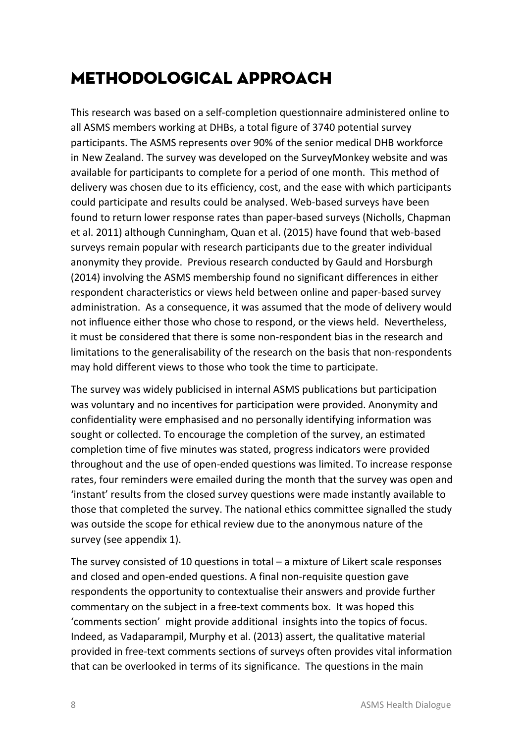# METHODOLOGICAL APPROACH

This research was based on a self-completion questionnaire administered online to all ASMS members working at DHBs, a total figure of 3740 potential survey participants. The ASMS represents over 90% of the senior medical DHB workforce in New Zealand. The survey was developed on the SurveyMonkey website and was available for participants to complete for a period of one month. This method of delivery was chosen due to its efficiency, cost, and the ease with which participants could participate and results could be analysed. Web-based surveys have been found to return lower response rates than paper-based surveys (Nicholls, Chapman et al. 2011) although Cunningham, Quan et al. (2015) have found that web-based surveys remain popular with research participants due to the greater individual anonymity they provide. Previous research conducted by Gauld and Horsburgh (2014) involving the ASMS membership found no significant differences in either respondent characteristics or views held between online and paper-based survey administration. As a consequence, it was assumed that the mode of delivery would not influence either those who chose to respond, or the views held. Nevertheless, it must be considered that there is some non-respondent bias in the research and limitations to the generalisability of the research on the basis that non-respondents may hold different views to those who took the time to participate.

The survey was widely publicised in internal ASMS publications but participation was voluntary and no incentives for participation were provided. Anonymity and confidentiality were emphasised and no personally identifying information was sought or collected. To encourage the completion of the survey, an estimated completion time of five minutes was stated, progress indicators were provided throughout and the use of open-ended questions was limited. To increase response rates, four reminders were emailed during the month that the survey was open and 'instant' results from the closed survey questions were made instantly available to those that completed the survey. The national ethics committee signalled the study was outside the scope for ethical review due to the anonymous nature of the survey (see appendix 1).

The survey consisted of 10 questions in total – a mixture of Likert scale responses and closed and open-ended questions. A final non-requisite question gave respondents the opportunity to contextualise their answers and provide further commentary on the subject in a free-text comments box. It was hoped this 'comments section' might provide additional insights into the topics of focus. Indeed, as Vadaparampil, Murphy et al. (2013) assert, the qualitative material provided in free-text comments sections of surveys often provides vital information that can be overlooked in terms of its significance. The questions in the main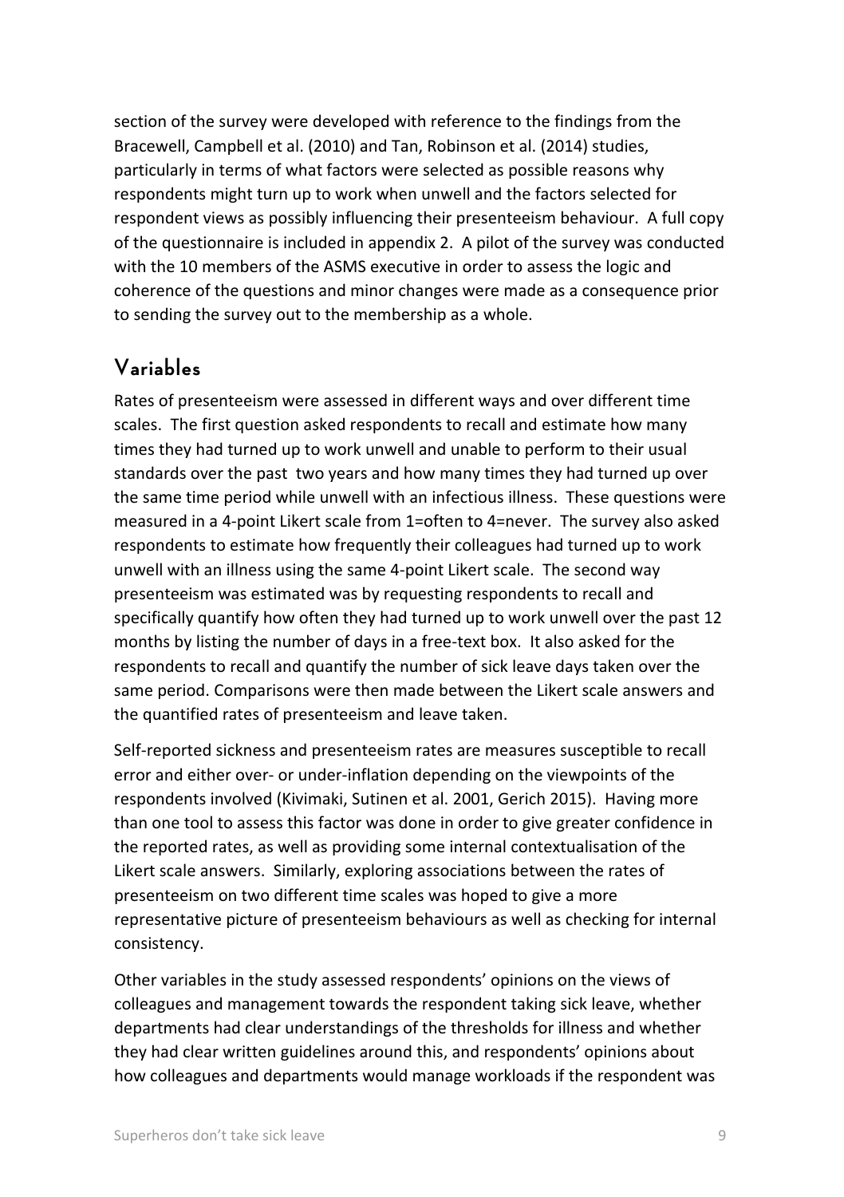section of the survey were developed with reference to the findings from the Bracewell, Campbell et al. (2010) and Tan, Robinson et al. (2014) studies, particularly in terms of what factors were selected as possible reasons why respondents might turn up to work when unwell and the factors selected for respondent views as possibly influencing their presenteeism behaviour. A full copy of the questionnaire is included in appendix 2. A pilot of the survey was conducted with the 10 members of the ASMS executive in order to assess the logic and coherence of the questions and minor changes were made as a consequence prior to sending the survey out to the membership as a whole.

## Variables

Rates of presenteeism were assessed in different ways and over different time scales. The first question asked respondents to recall and estimate how many times they had turned up to work unwell and unable to perform to their usual standards over the past two years and how many times they had turned up over the same time period while unwell with an infectious illness. These questions were measured in a 4-point Likert scale from 1=often to 4=never. The survey also asked respondents to estimate how frequently their colleagues had turned up to work unwell with an illness using the same 4-point Likert scale. The second way presenteeism was estimated was by requesting respondents to recall and specifically quantify how often they had turned up to work unwell over the past 12 months by listing the number of days in a free-text box. It also asked for the respondents to recall and quantify the number of sick leave days taken over the same period. Comparisons were then made between the Likert scale answers and the quantified rates of presenteeism and leave taken.

Self-reported sickness and presenteeism rates are measures susceptible to recall error and either over- or under-inflation depending on the viewpoints of the respondents involved (Kivimaki, Sutinen et al. 2001, Gerich 2015). Having more than one tool to assess this factor was done in order to give greater confidence in the reported rates, as well as providing some internal contextualisation of the Likert scale answers. Similarly, exploring associations between the rates of presenteeism on two different time scales was hoped to give a more representative picture of presenteeism behaviours as well as checking for internal consistency.

Other variables in the study assessed respondents' opinions on the views of colleagues and management towards the respondent taking sick leave, whether departments had clear understandings of the thresholds for illness and whether they had clear written guidelines around this, and respondents' opinions about how colleagues and departments would manage workloads if the respondent was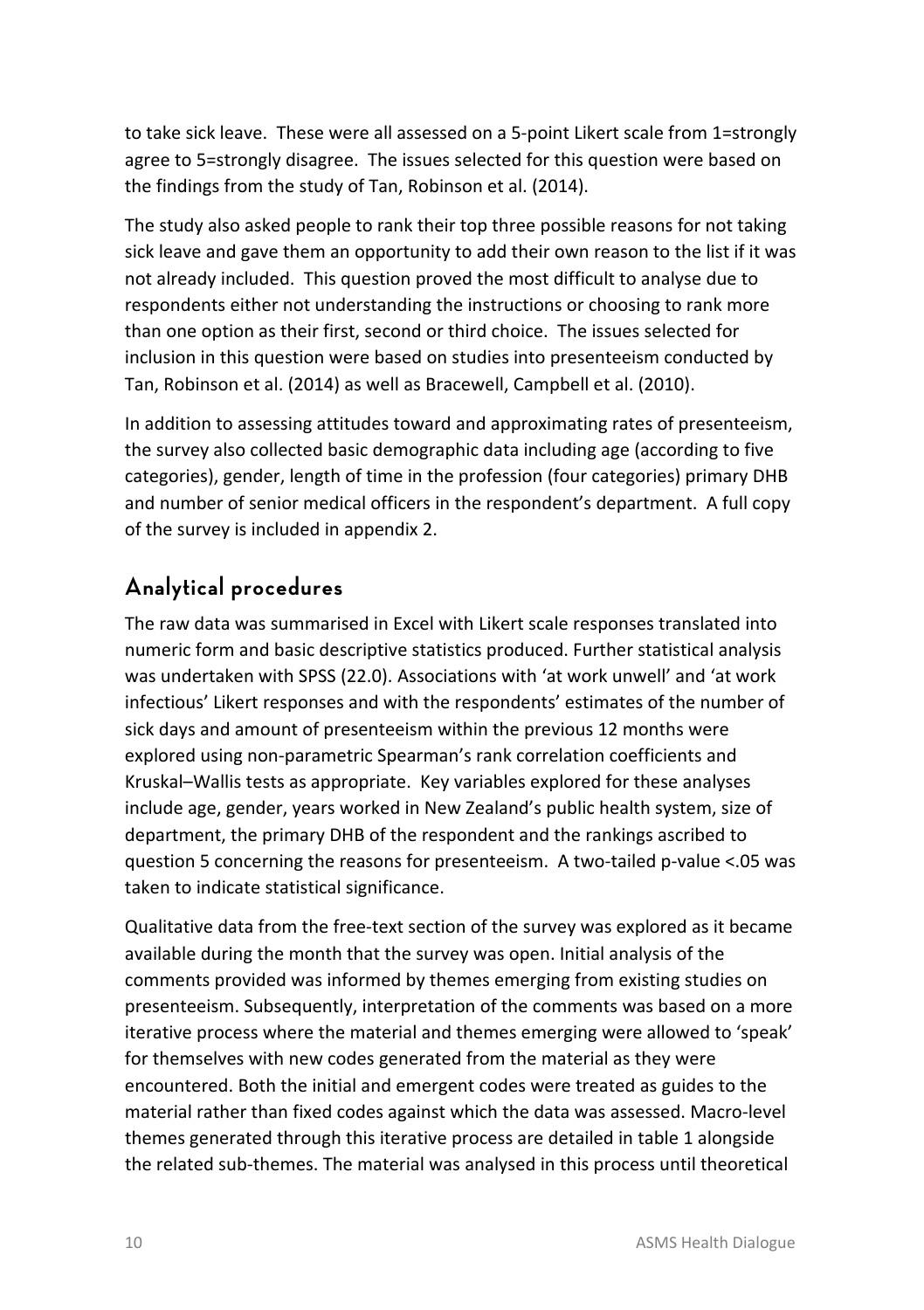to take sick leave. These were all assessed on a 5-point Likert scale from 1=strongly agree to 5=strongly disagree. The issues selected for this question were based on the findings from the study of Tan, Robinson et al. (2014).

The study also asked people to rank their top three possible reasons for not taking sick leave and gave them an opportunity to add their own reason to the list if it was not already included. This question proved the most difficult to analyse due to respondents either not understanding the instructions or choosing to rank more than one option as their first, second or third choice. The issues selected for inclusion in this question were based on studies into presenteeism conducted by Tan, Robinson et al. (2014) as well as Bracewell, Campbell et al. (2010).

In addition to assessing attitudes toward and approximating rates of presenteeism, the survey also collected basic demographic data including age (according to five categories), gender, length of time in the profession (four categories) primary DHB and number of senior medical officers in the respondent's department. A full copy of the survey is included in appendix 2.

## Analytical procedures

The raw data was summarised in Excel with Likert scale responses translated into numeric form and basic descriptive statistics produced. Further statistical analysis was undertaken with SPSS (22.0). Associations with 'at work unwell' and 'at work infectious' Likert responses and with the respondents' estimates of the number of sick days and amount of presenteeism within the previous 12 months were explored using non-parametric Spearman's rank correlation coefficients and Kruskal–Wallis tests as appropriate. Key variables explored for these analyses include age, gender, years worked in New Zealand's public health system, size of department, the primary DHB of the respondent and the rankings ascribed to question 5 concerning the reasons for presenteeism. A two-tailed p-value $<.05$ was taken to indicate statistical significance.

Qualitative data from the free-text section of the survey was explored as it became available during the month that the survey was open. Initial analysis of the comments provided was informed by themes emerging from existing studies on presenteeism. Subsequently, interpretation of the comments was based on a more iterative process where the material and themes emerging were allowed to 'speak' for themselves with new codes generated from the material as they were encountered. Both the initial and emergent codes were treated as guides to the material rather than fixed codes against which the data was assessed. Macro-level themes generated through this iterative process are detailed in table 1 alongside the related sub-themes. The material was analysed in this process until theoretical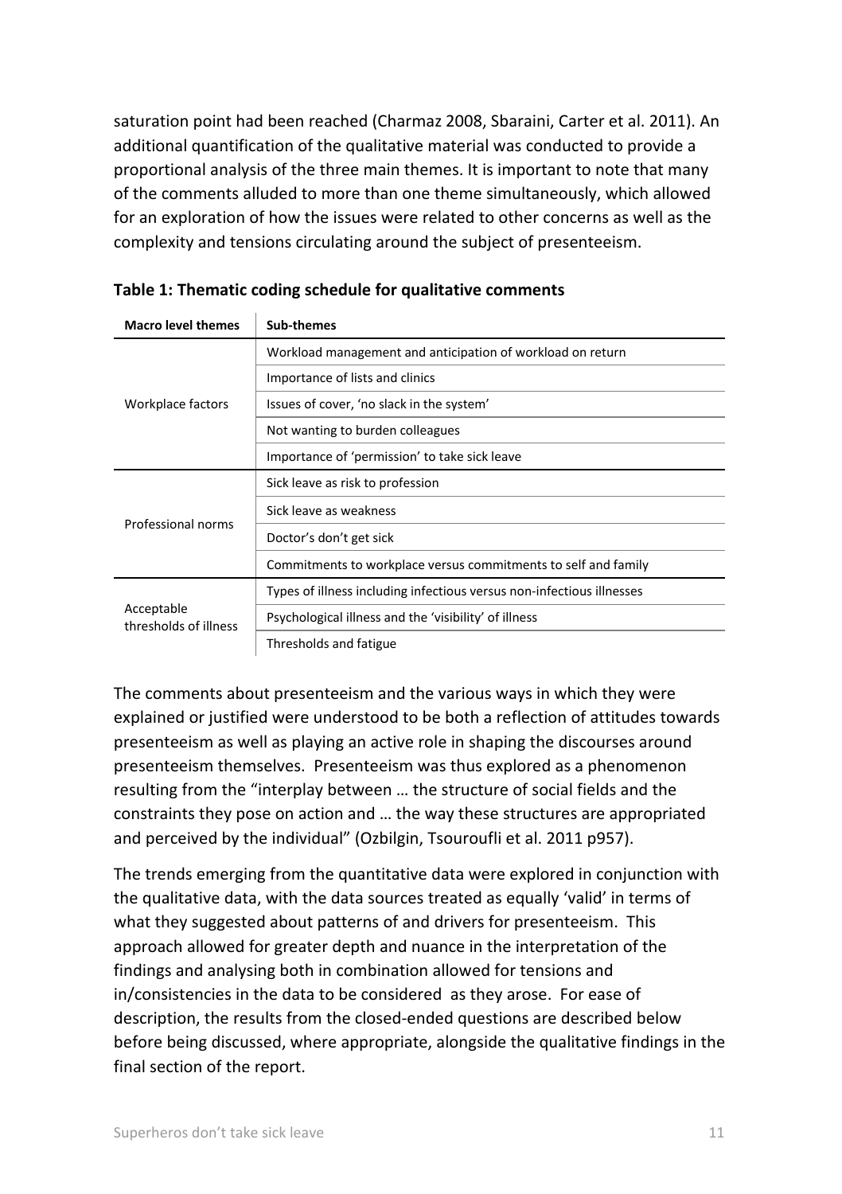saturation point had been reached (Charmaz 2008, Sbaraini, Carter et al. 2011). An additional quantification of the qualitative material was conducted to provide a proportional analysis of the three main themes. It is important to note that many of the comments alluded to more than one theme simultaneously, which allowed for an exploration of how the issues were related to other concerns as well as the complexity and tensions circulating around the subject of presenteeism.

**Table 1: Thematic coding schedule for qualitative comments**

| Macro level themes | Sub-themes |
|---|---|
| Workplace factors | Workload management and anticipation of workload on return |
| | Importance of lists and clinics |
| | Issues of cover, 'no slack in the system' |
| | Not wanting to burden colleagues |
| | Importance of 'permission' to take sick leave |
| Professional norms | Sick leave as risk to profession |
| | Sick leave as weakness |
| | Doctor's don't get sick |
| | Commitments to workplace versus commitments to self and family |
| Acceptable thresholds of illness | Types of illness including infectious versus non-infectious illnesses |
| | Psychological illness and the 'visibility' of illness |
| | Thresholds and fatigue |

The comments about presenteeism and the various ways in which they were explained or justified were understood to be both a reflection of attitudes towards presenteeism as well as playing an active role in shaping the discourses around presenteeism themselves. Presenteeism was thus explored as a phenomenon resulting from the "interplay between … the structure of social fields and the constraints they pose on action and … the way these structures are appropriated and perceived by the individual" (Ozbilgin, Tsouroufli et al. 2011 p957).

The trends emerging from the quantitative data were explored in conjunction with the qualitative data, with the data sources treated as equally 'valid' in terms of what they suggested about patterns of and drivers for presenteeism. This approach allowed for greater depth and nuance in the interpretation of the findings and analysing both in combination allowed for tensions and in/consistencies in the data to be considered as they arose. For ease of description, the results from the closed-ended questions are described below before being discussed, where appropriate, alongside the qualitative findings in the final section of the report.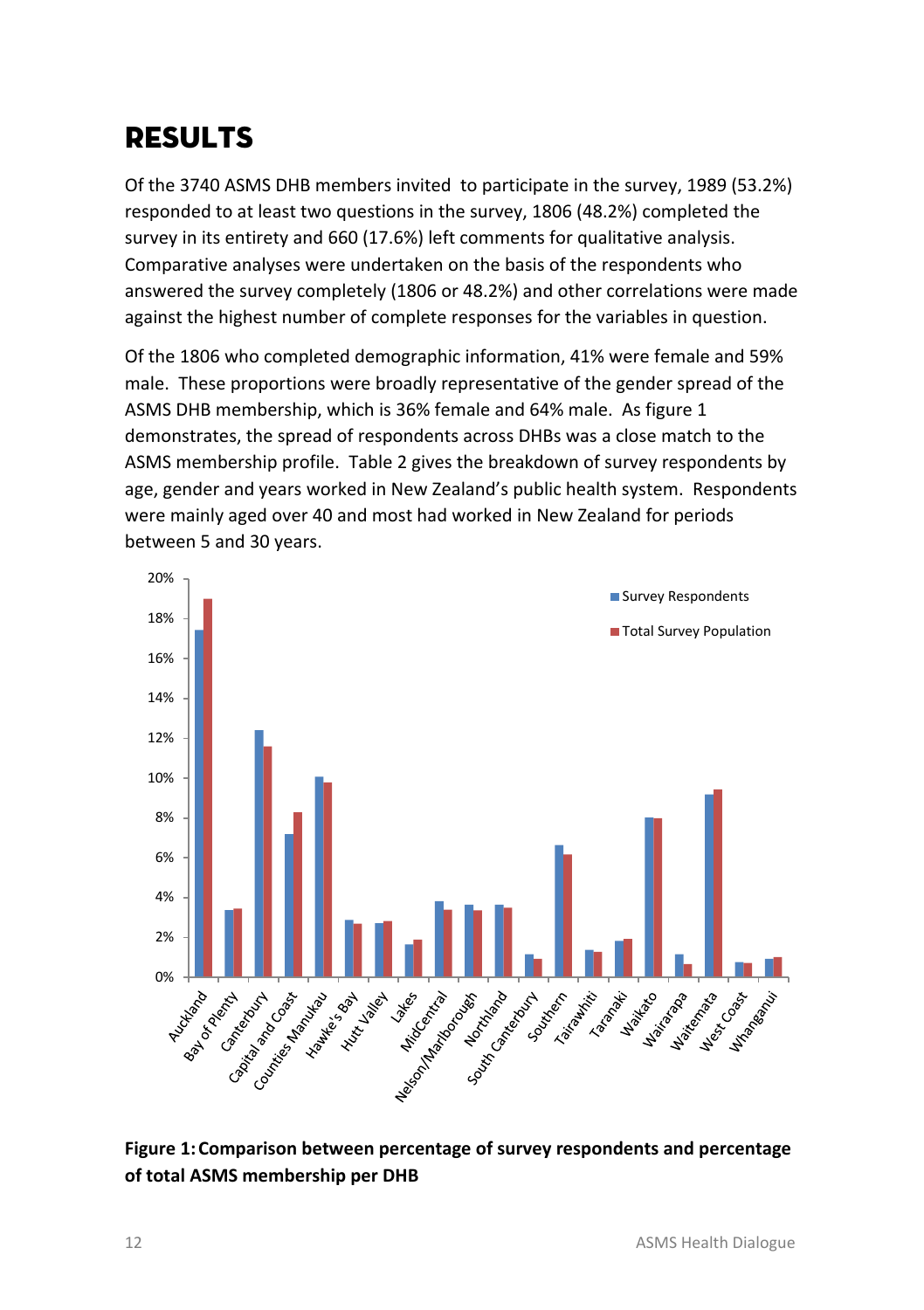# RESULTS

Of the 3740 ASMS DHB members invited to participate in the survey, 1989 (53.2%) responded to at least two questions in the survey, 1806 (48.2%) completed the survey in its entirety and 660 (17.6%) left comments for qualitative analysis. Comparative analyses were undertaken on the basis of the respondents who answered the survey completely (1806 or 48.2%) and other correlations were made against the highest number of complete responses for the variables in question.

Of the 1806 who completed demographic information, 41% were female and 59% male. These proportions were broadly representative of the gender spread of the ASMS DHB membership, which is 36% female and 64% male. As figure 1 demonstrates, the spread of respondents across DHBs was a close match to the ASMS membership profile. Table 2 gives the breakdown of survey respondents by age, gender and years worked in New Zealand's public health system. Respondents were mainly aged over 40 and most had worked in New Zealand for periods between 5 and 30 years.

**Figure 1: Comparison between percentage of survey respondents and percentage of total ASMS membership per DHB**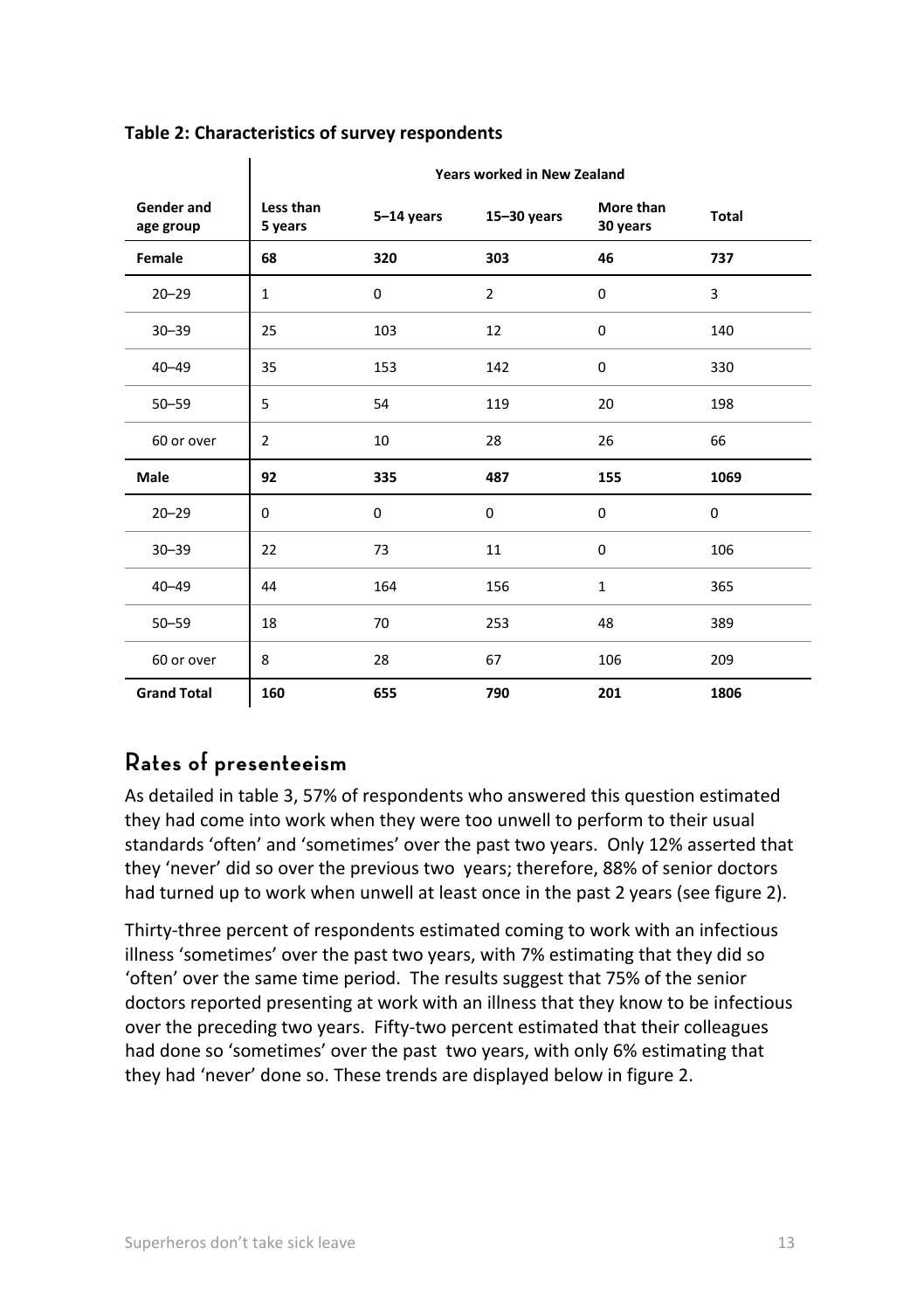**Table 2: Characteristics of survey respondents**

| | Years worked in New Zealand | | | | |
|---|---|---|---|---|---|
| **Gender and age group** | **Less than 5 years** | **5–14 years** | **15–30 years** | **More than 30 years** | **Total** |
| **Female** | **68** | **320** | **303** | **46** | **737** |
| 20–29 | 1 | 0 | 2 | 0 | 3 |
| 30–39 | 25 | 103 | 12 | 0 | 140 |
| 40–49 | 35 | 153 | 142 | 0 | 330 |
| 50–59 | 5 | 54 | 119 | 20 | 198 |
| 60 or over | 2 | 10 | 28 | 26 | 66 |
| **Male** | **92** | **335** | **487** | **155** | **1069** |
| 20–29 | 0 | 0 | 0 | 0 | 0 |
| 30–39 | 22 | 73 | 11 | 0 | 106 |
| 40–49 | 44 | 164 | 156 | 1 | 365 |
| 50–59 | 18 | 70 | 253 | 48 | 389 |
| 60 or over | 8 | 28 | 67 | 106 | 209 |
| **Grand Total** | **160** | **655** | **790** | **201** | **1806** |

## Rates of presenteeism

As detailed in table 3, 57% of respondents who answered this question estimated they had come into work when they were too unwell to perform to their usual standards 'often' and 'sometimes' over the past two years. Only 12% asserted that they 'never' did so over the previous two years; therefore, 88% of senior doctors had turned up to work when unwell at least once in the past 2 years (see figure 2).

Thirty-three percent of respondents estimated coming to work with an infectious illness 'sometimes' over the past two years, with 7% estimating that they did so 'often' over the same time period. The results suggest that 75% of the senior doctors reported presenting at work with an illness that they know to be infectious over the preceding two years. Fifty-two percent estimated that their colleagues had done so 'sometimes' over the past two years, with only 6% estimating that they had 'never' done so. These trends are displayed below in figure 2.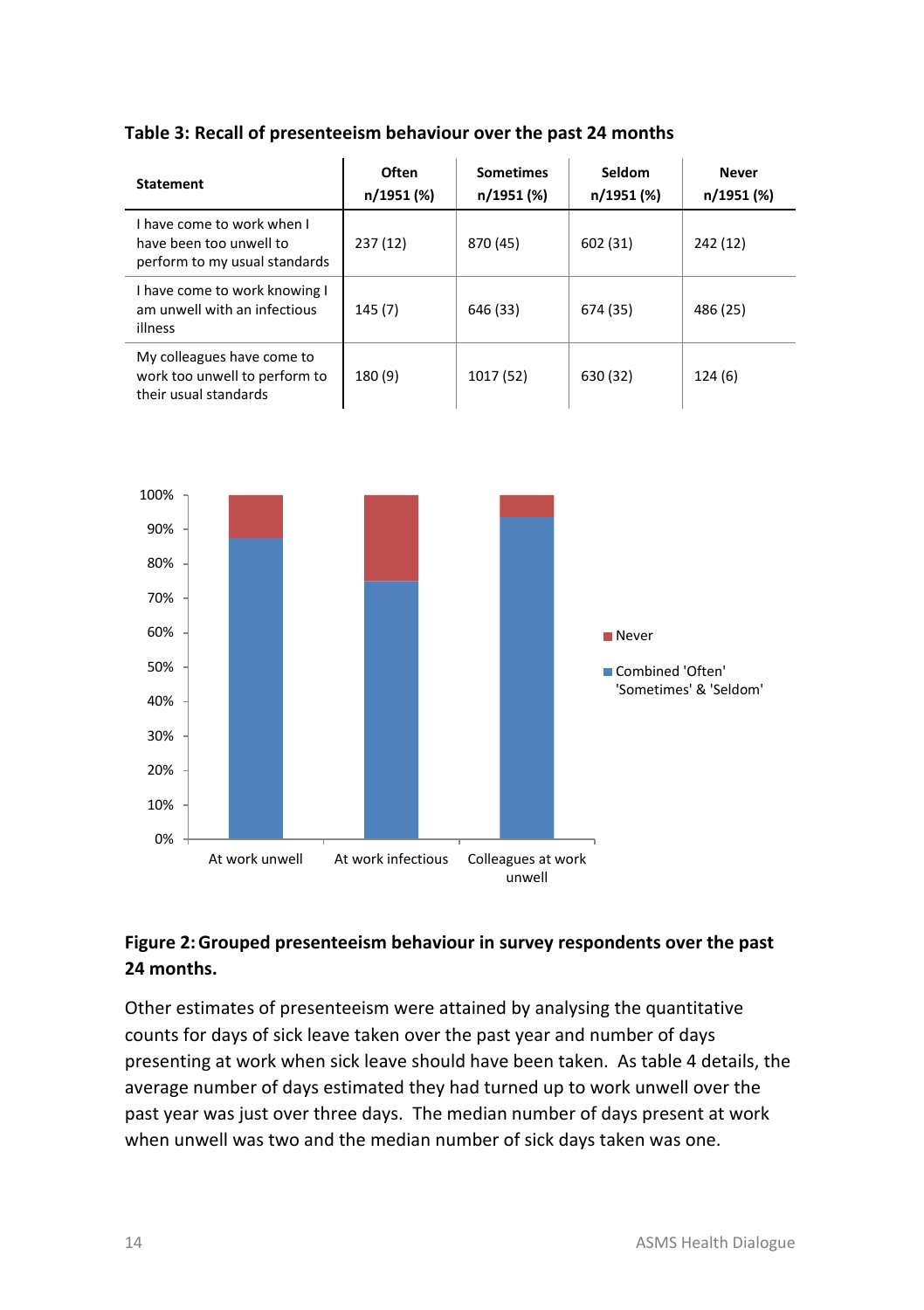**Table 3: Recall of presenteeism behaviour over the past 24 months**

| Statement | Often n/1951 (%) | Sometimes n/1951 (%) | Seldom n/1951 (%) | Never n/1951 (%) |
|---|---|---|---|---|
| I have come to work when I have been too unwell to perform to my usual standards | 237 (12) | 870 (45) | 602 (31) | 242 (12) |
| I have come to work knowing I am unwell with an infectious illness | 145 (7) | 646 (33) | 674 (35) | 486 (25) |
| My colleagues have come to work too unwell to perform to their usual standards | 180 (9) | 1017 (52) | 630 (32) | 124 (6) |

**Figure 2: Grouped presenteeism behaviour in survey respondents over the past 24 months.**

Other estimates of presenteeism were attained by analysing the quantitative counts for days of sick leave taken over the past year and number of days presenting at work when sick leave should have been taken. As table 4 details, the average number of days estimated they had turned up to work unwell over the past year was just over three days. The median number of days present at work when unwell was two and the median number of sick days taken was one.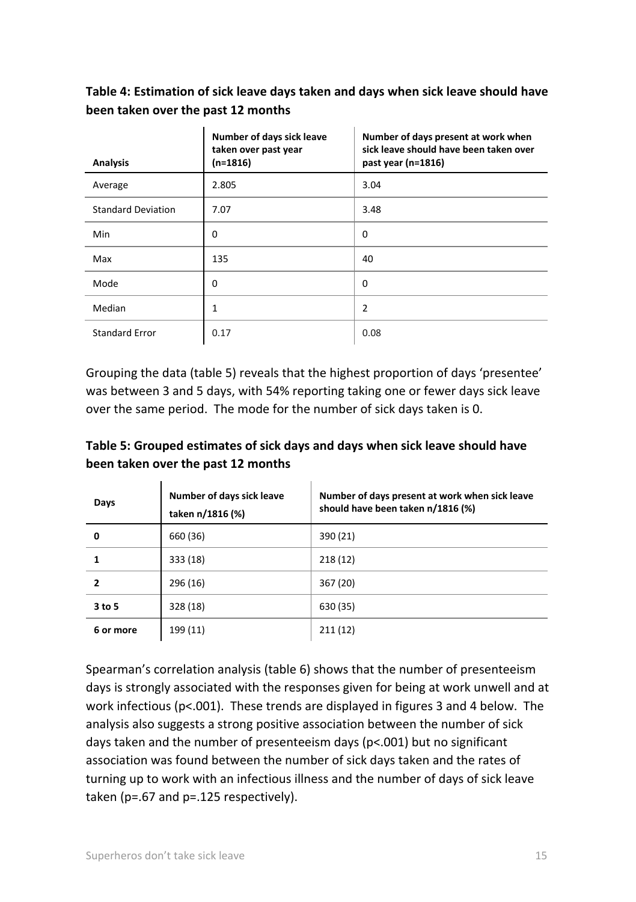**Table 4: Estimation of sick leave days taken and days when sick leave should have been taken over the past 12 months**

| Analysis | Number of days sick leave taken over past year (n=1816) | Number of days present at work when sick leave should have been taken over past year (n=1816) |
|---|---|---|
| Average | 2.805 | 3.04 |
| Standard Deviation | 7.07 | 3.48 |
| Min | 0 | 0 |
| Max | 135 | 40 |
| Mode | 0 | 0 |
| Median | 1 | 2 |
| Standard Error | 0.17 | 0.08 |

Grouping the data (table 5) reveals that the highest proportion of days 'presentee' was between 3 and 5 days, with 54% reporting taking one or fewer days sick leave over the same period. The mode for the number of sick days taken is 0.

**Table 5: Grouped estimates of sick days and days when sick leave should have been taken over the past 12 months**

| Days | Number of days sick leave taken n/1816 (%) | Number of days present at work when sick leave should have been taken n/1816 (%) |
|---|---|---|
| **0** | 660 (36) | 390 (21) |
| **1** | 333 (18) | 218 (12) |
| **2** | 296 (16) | 367 (20) |
| **3 to 5** | 328 (18) | 630 (35) |
| **6 or more** | 199 (11) | 211 (12) |

Spearman's correlation analysis (table 6) shows that the number of presenteeism days is strongly associated with the responses given for being at work unwell and at work infectious ($p<.001$). These trends are displayed in figures 3 and 4 below. The analysis also suggests a strong positive association between the number of sick days taken and the number of presenteeism days ($p<.001$) but no significant association was found between the number of sick days taken and the rates of turning up to work with an infectious illness and the number of days of sick leave taken ($p=.67$ and $p=.125$ respectively).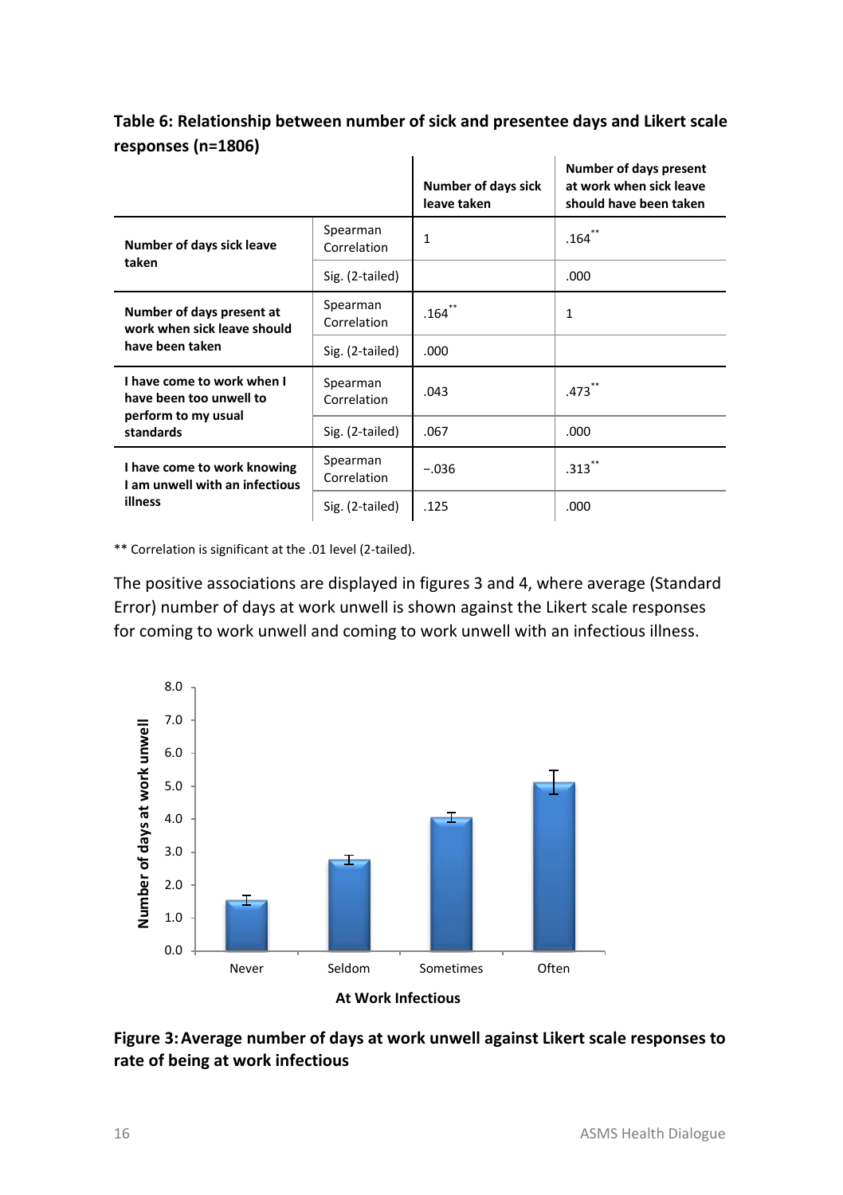**Table 6: Relationship between number of sick and presentee days and Likert scale responses (n=1806)**

| | | Number of days sick leave taken | Number of days present at work when sick leave should have been taken |
|---|---|---|---|
| **Number of days sick leave taken** | Spearman Correlation | 1 | .164** |
| | Sig. (2-tailed) | | .000 |
| **Number of days present at work when sick leave should have been taken** | Spearman Correlation | .164** | 1 |
| | Sig. (2-tailed) | .000 | |
| **I have come to work when I have been too unwell to perform to my usual standards** | Spearman Correlation | .043 | .473** |
| | Sig. (2-tailed) | .067 | .000 |
| **I have come to work knowing I am unwell with an infectious illness** | Spearman Correlation | −.036 | .313** |
| | Sig. (2-tailed) | .125 | .000 |

** Correlation is significant at the .01 level (2-tailed).

The positive associations are displayed in figures 3 and 4, where average (Standard Error) number of days at work unwell is shown against the Likert scale responses for coming to work unwell and coming to work unwell with an infectious illness.

**Figure 3: Average number of days at work unwell against Likert scale responses to rate of being at work infectious**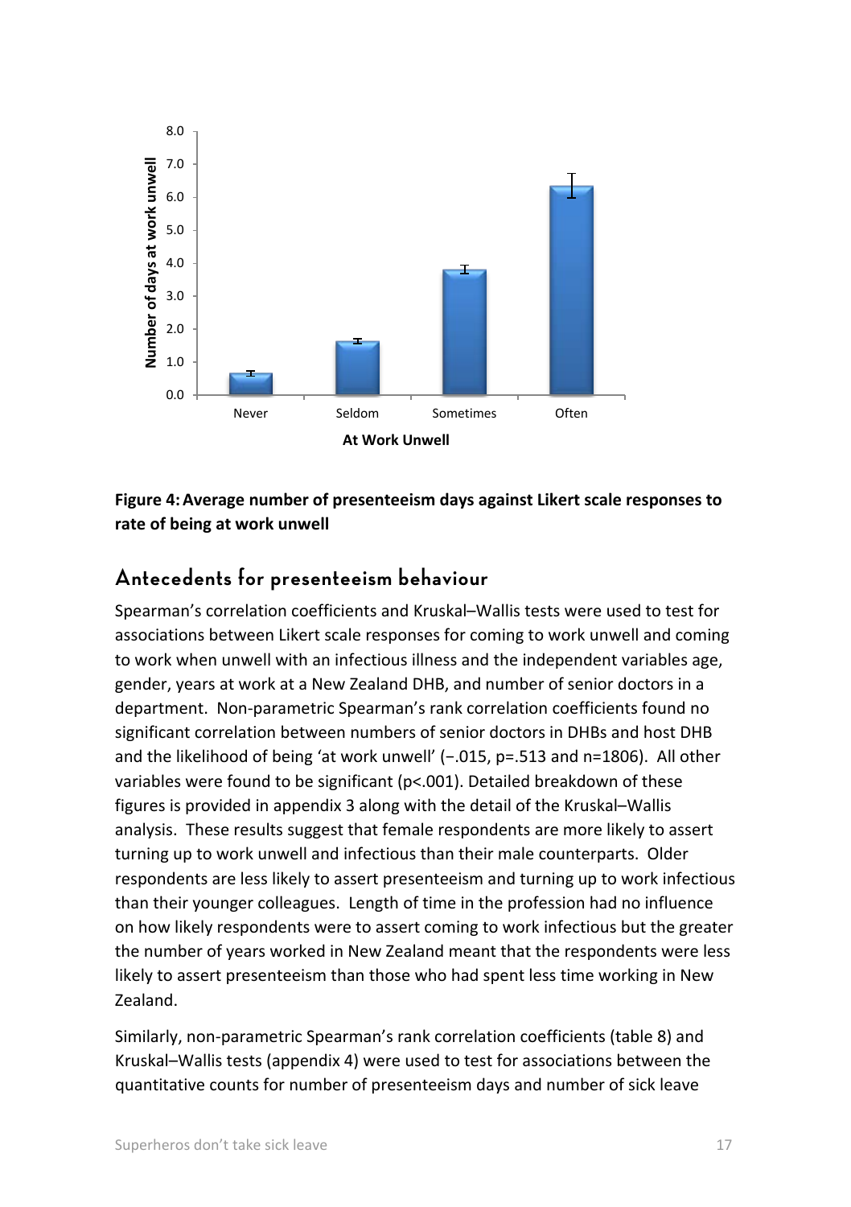**Figure 4: Average number of presenteeism days against Likert scale responses to rate of being at work unwell**

## Antecedents for presenteeism behaviour

Spearman's correlation coefficients and Kruskal–Wallis tests were used to test for associations between Likert scale responses for coming to work unwell and coming to work when unwell with an infectious illness and the independent variables age, gender, years at work at a New Zealand DHB, and number of senior doctors in a department. Non-parametric Spearman's rank correlation coefficients found no significant correlation between numbers of senior doctors in DHBs and host DHB and the likelihood of being 'at work unwell' (−.015, p=.513 and n=1806). All other variables were found to be significant (p<.001). Detailed breakdown of these figures is provided in appendix 3 along with the detail of the Kruskal–Wallis analysis. These results suggest that female respondents are more likely to assert turning up to work unwell and infectious than their male counterparts. Older respondents are less likely to assert presenteeism and turning up to work infectious than their younger colleagues. Length of time in the profession had no influence on how likely respondents were to assert coming to work infectious but the greater the number of years worked in New Zealand meant that the respondents were less likely to assert presenteeism than those who had spent less time working in New Zealand.

Similarly, non-parametric Spearman's rank correlation coefficients (table 8) and Kruskal–Wallis tests (appendix 4) were used to test for associations between the quantitative counts for number of presenteeism days and number of sick leave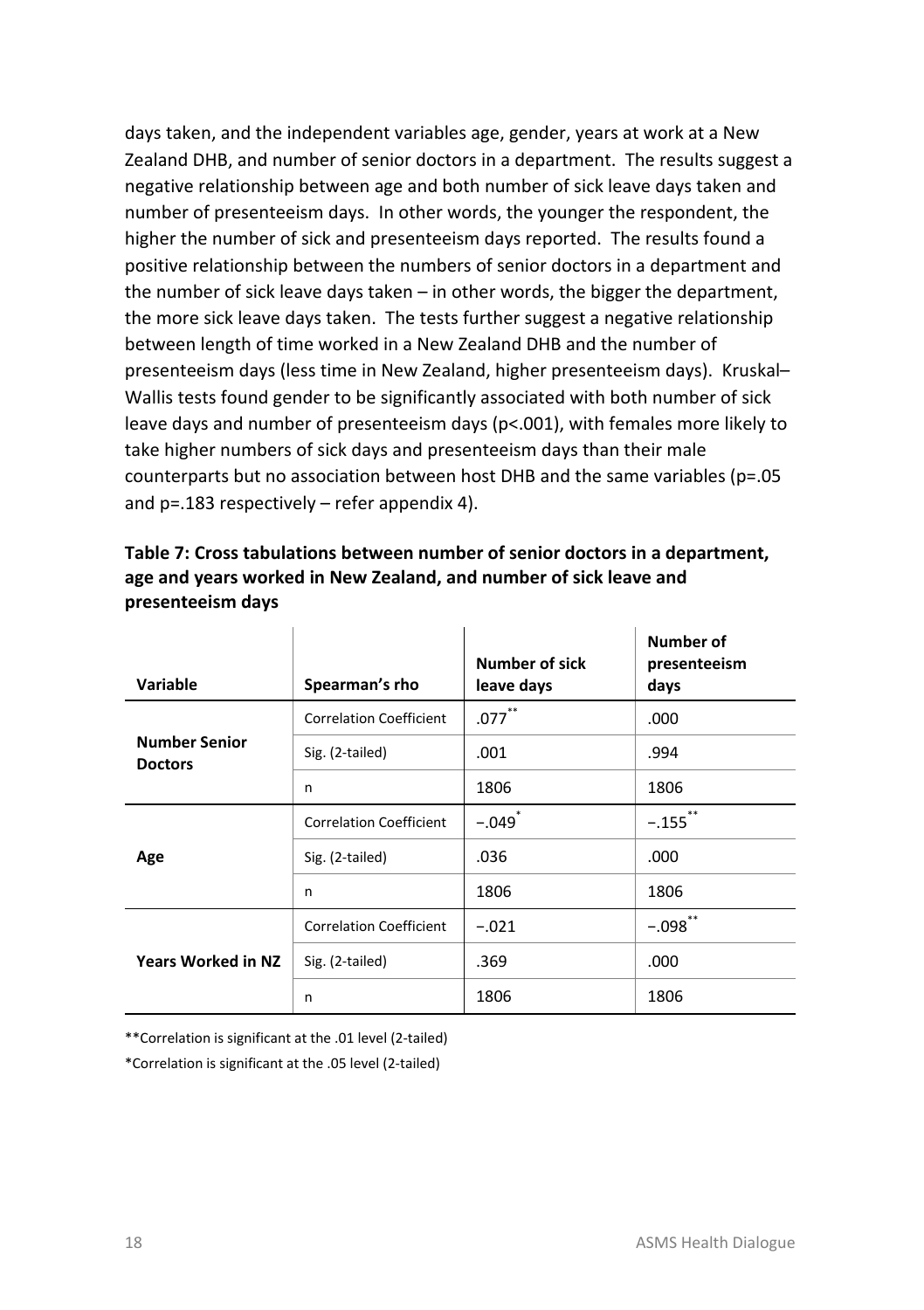days taken, and the independent variables age, gender, years at work at a New Zealand DHB, and number of senior doctors in a department. The results suggest a negative relationship between age and both number of sick leave days taken and number of presenteeism days. In other words, the younger the respondent, the higher the number of sick and presenteeism days reported. The results found a positive relationship between the numbers of senior doctors in a department and the number of sick leave days taken – in other words, the bigger the department, the more sick leave days taken. The tests further suggest a negative relationship between length of time worked in a New Zealand DHB and the number of presenteeism days (less time in New Zealand, higher presenteeism days). Kruskal–Wallis tests found gender to be significantly associated with both number of sick leave days and number of presenteeism days ($p<.001$), with females more likely to take higher numbers of sick days and presenteeism days than their male counterparts but no association between host DHB and the same variables ($p=.05$ and $p=.183$ respectively – refer appendix 4).

**Table 7: Cross tabulations between number of senior doctors in a department, age and years worked in New Zealand, and number of sick leave and presenteeism days**

| Variable | Spearman's rho | Number of sick leave days | Number of presenteeism days |
|---|---|---|---|
| **Number Senior Doctors** | Correlation Coefficient | .077** | .000 |
| | Sig. (2-tailed) | .001 | .994 |
| | n | 1806 | 1806 |
| **Age** | Correlation Coefficient | −.049* | −.155** |
| | Sig. (2-tailed) | .036 | .000 |
| | n | 1806 | 1806 |
| **Years Worked in NZ** | Correlation Coefficient | −.021 | −.098** |
| | Sig. (2-tailed) | .369 | .000 |
| | n | 1806 | 1806 |

**Correlation is significant at the .01 level (2-tailed)

*Correlation is significant at the .05 level (2-tailed)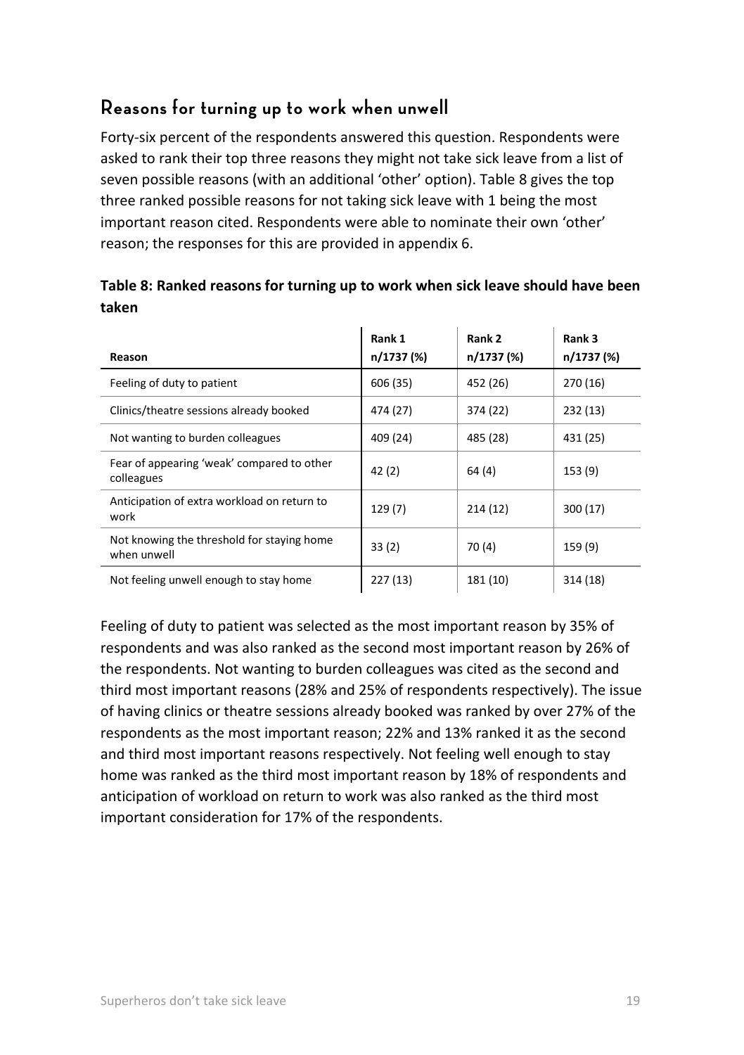## Reasons for turning up to work when unwell

Forty-six percent of the respondents answered this question. Respondents were asked to rank their top three reasons they might not take sick leave from a list of seven possible reasons (with an additional 'other' option). Table 8 gives the top three ranked possible reasons for not taking sick leave with 1 being the most important reason cited. Respondents were able to nominate their own 'other' reason; the responses for this are provided in appendix 6.

**Table 8: Ranked reasons for turning up to work when sick leave should have been taken**

| Reason | Rank 1 n/1737 (%) | Rank 2 n/1737 (%) | Rank 3 n/1737 (%) |
|---|---|---|---|
| Feeling of duty to patient | 606 (35) | 452 (26) | 270 (16) |
| Clinics/theatre sessions already booked | 474 (27) | 374 (22) | 232 (13) |
| Not wanting to burden colleagues | 409 (24) | 485 (28) | 431 (25) |
| Fear of appearing 'weak' compared to other colleagues | 42 (2) | 64 (4) | 153 (9) |
| Anticipation of extra workload on return to work | 129 (7) | 214 (12) | 300 (17) |
| Not knowing the threshold for staying home when unwell | 33 (2) | 70 (4) | 159 (9) |
| Not feeling unwell enough to stay home | 227 (13) | 181 (10) | 314 (18) |

Feeling of duty to patient was selected as the most important reason by 35% of respondents and was also ranked as the second most important reason by 26% of the respondents. Not wanting to burden colleagues was cited as the second and third most important reasons (28% and 25% of respondents respectively). The issue of having clinics or theatre sessions already booked was ranked by over 27% of the respondents as the most important reason; 22% and 13% ranked it as the second and third most important reasons respectively. Not feeling well enough to stay home was ranked as the third most important reason by 18% of respondents and anticipation of workload on return to work was also ranked as the third most important consideration for 17% of the respondents.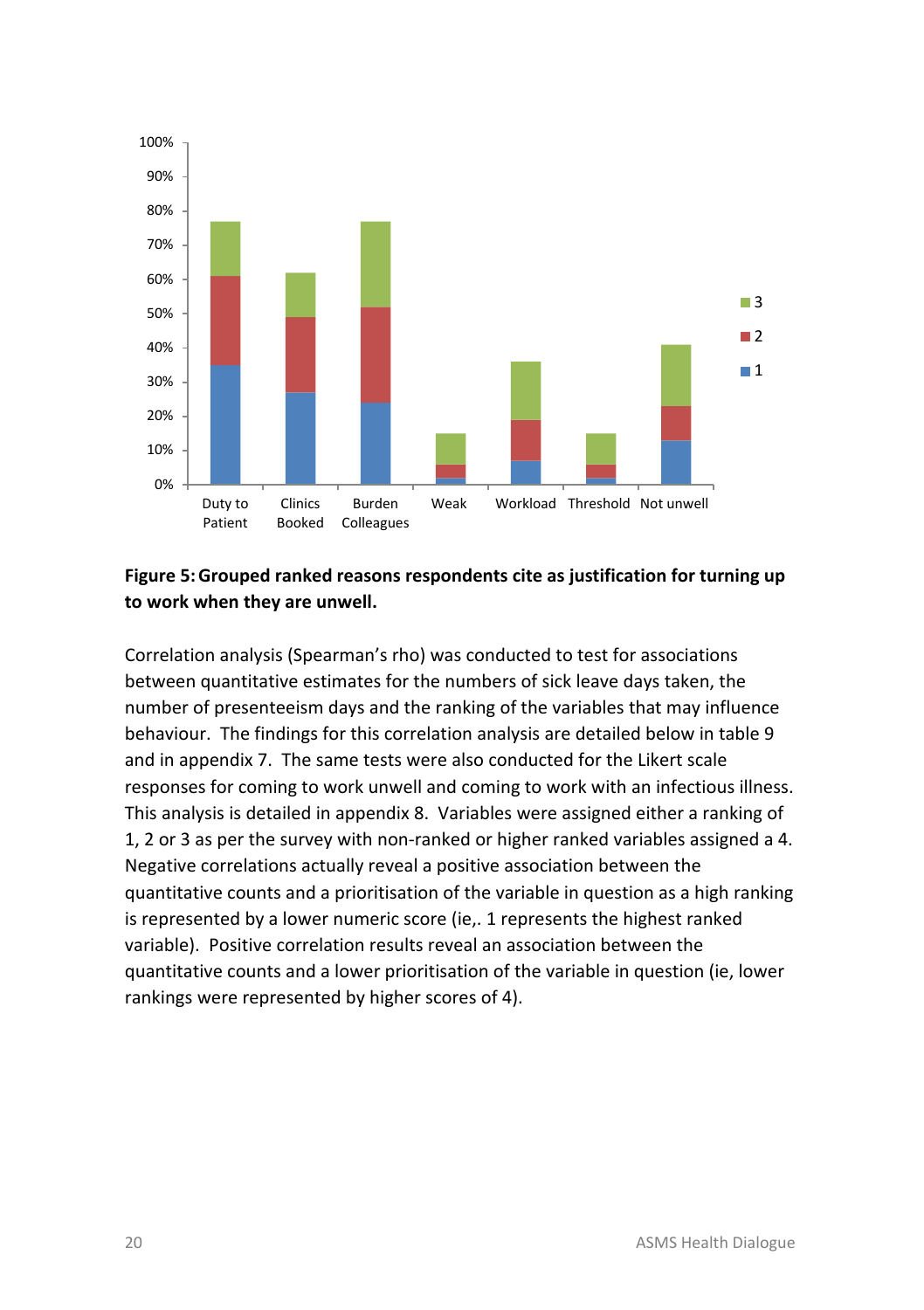**Figure 5: Grouped ranked reasons respondents cite as justification for turning up to work when they are unwell.**

Correlation analysis (Spearman's rho) was conducted to test for associations between quantitative estimates for the numbers of sick leave days taken, the number of presenteeism days and the ranking of the variables that may influence behaviour. The findings for this correlation analysis are detailed below in table 9 and in appendix 7. The same tests were also conducted for the Likert scale responses for coming to work unwell and coming to work with an infectious illness. This analysis is detailed in appendix 8. Variables were assigned either a ranking of 1, 2 or 3 as per the survey with non-ranked or higher ranked variables assigned a 4. Negative correlations actually reveal a positive association between the quantitative counts and a prioritisation of the variable in question as a high ranking is represented by a lower numeric score (ie,. 1 represents the highest ranked variable). Positive correlation results reveal an association between the quantitative counts and a lower prioritisation of the variable in question (ie, lower rankings were represented by higher scores of 4).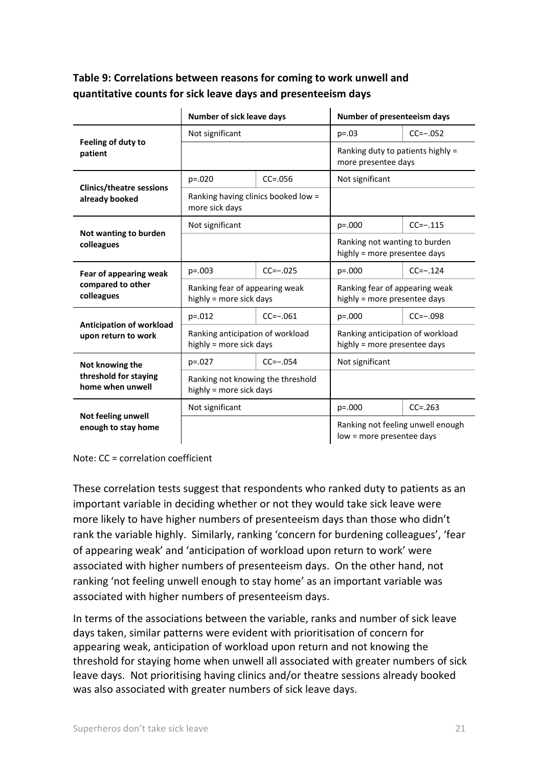**Table 9: Correlations between reasons for coming to work unwell and quantitative counts for sick leave days and presenteeism days**

| | Number of sick leave days | | Number of presenteeism days | |
|---|---|---|---|---|
| **Feeling of duty to patient** | Not significant | | p=.03 | CC=−.052 |
| | | | Ranking duty to patients highly = more presentee days | |
| **Clinics/theatre sessions already booked** | p=.020 | CC=.056 | Not significant | |
| | Ranking having clinics booked low = more sick days | | | |
| **Not wanting to burden colleagues** | Not significant | | p=.000 | CC=−.115 |
| | | | Ranking not wanting to burden highly = more presentee days | |
| **Fear of appearing weak compared to other colleagues** | p=.003 | CC=−.025 | p=.000 | CC=−.124 |
| | Ranking fear of appearing weak highly = more sick days | | Ranking fear of appearing weak highly = more presentee days | |
| **Anticipation of workload upon return to work** | p=.012 | CC=−.061 | p=.000 | CC=−.098 |
| | Ranking anticipation of workload highly = more sick days | | Ranking anticipation of workload highly = more presentee days | |
| **Not knowing the threshold for staying home when unwell** | p=.027 | CC=−.054 | Not significant | |
| | Ranking not knowing the threshold highly = more sick days | | | |
| **Not feeling unwell enough to stay home** | Not significant | | p=.000 | CC=.263 |
| | | | Ranking not feeling unwell enough low = more presentee days | |

Note: CC = correlation coefficient

These correlation tests suggest that respondents who ranked duty to patients as an important variable in deciding whether or not they would take sick leave were more likely to have higher numbers of presenteeism days than those who didn't rank the variable highly. Similarly, ranking 'concern for burdening colleagues', 'fear of appearing weak' and 'anticipation of workload upon return to work' were associated with higher numbers of presenteeism days. On the other hand, not ranking 'not feeling unwell enough to stay home' as an important variable was associated with higher numbers of presenteeism days.

In terms of the associations between the variable, ranks and number of sick leave days taken, similar patterns were evident with prioritisation of concern for appearing weak, anticipation of workload upon return and not knowing the threshold for staying home when unwell all associated with greater numbers of sick leave days. Not prioritising having clinics and/or theatre sessions already booked was also associated with greater numbers of sick leave days.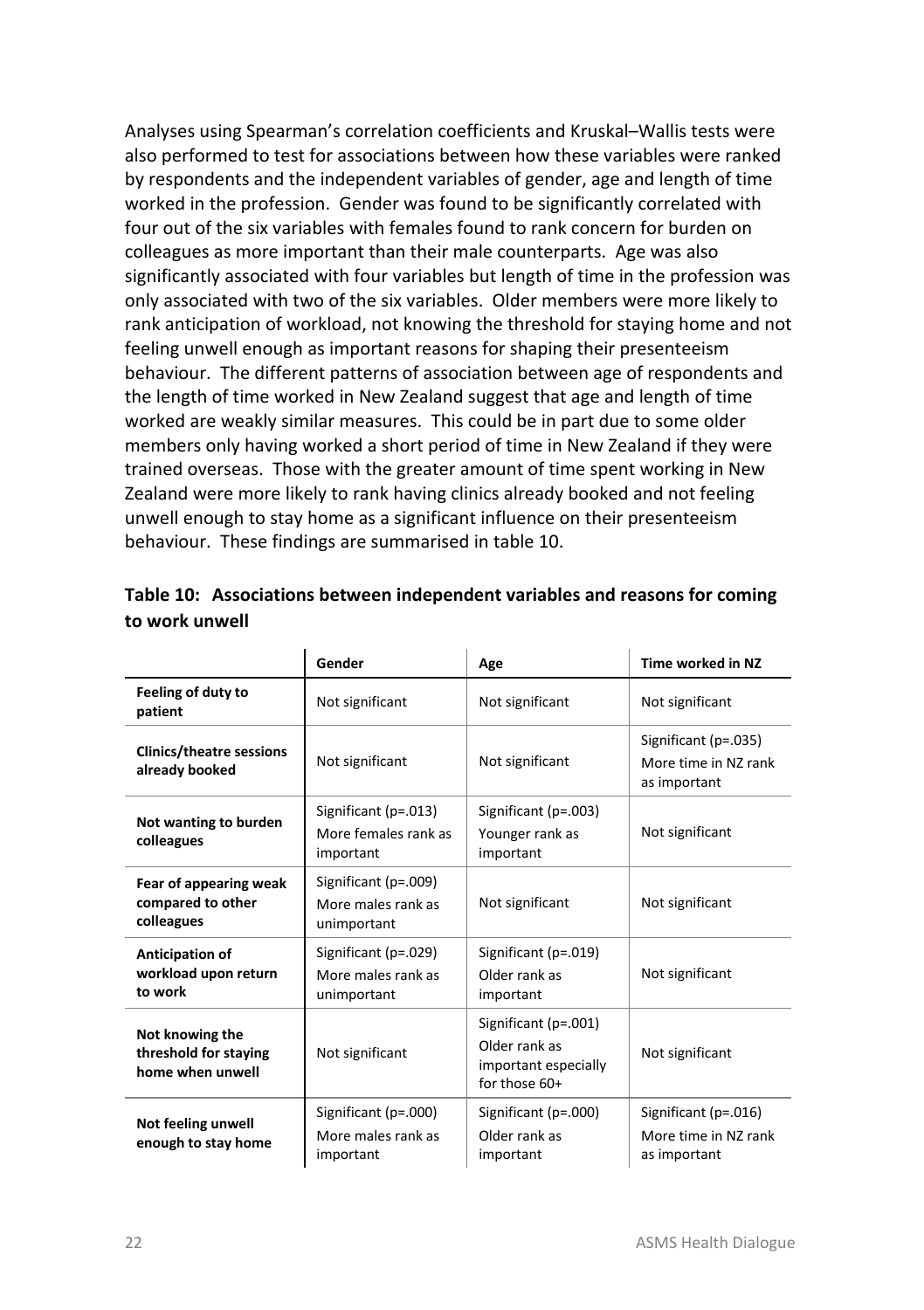Analyses using Spearman's correlation coefficients and Kruskal–Wallis tests were also performed to test for associations between how these variables were ranked by respondents and the independent variables of gender, age and length of time worked in the profession. Gender was found to be significantly correlated with four out of the six variables with females found to rank concern for burden on colleagues as more important than their male counterparts. Age was also significantly associated with four variables but length of time in the profession was only associated with two of the six variables. Older members were more likely to rank anticipation of workload, not knowing the threshold for staying home and not feeling unwell enough as important reasons for shaping their presenteeism behaviour. The different patterns of association between age of respondents and the length of time worked in New Zealand suggest that age and length of time worked are weakly similar measures. This could be in part due to some older members only having worked a short period of time in New Zealand if they were trained overseas. Those with the greater amount of time spent working in New Zealand were more likely to rank having clinics already booked and not feeling unwell enough to stay home as a significant influence on their presenteeism behaviour. These findings are summarised in table 10.

**Table 10: Associations between independent variables and reasons for coming to work unwell**

| | Gender | Age | Time worked in NZ |
|---|---|---|---|
| **Feeling of duty to patient** | Not significant | Not significant | Not significant |
| **Clinics/theatre sessions already booked** | Not significant | Not significant | Significant (p=.035) More time in NZ rank as important |
| **Not wanting to burden colleagues** | Significant (p=.013) More females rank as important | Significant (p=.003) Younger rank as important | Not significant |
| **Fear of appearing weak compared to other colleagues** | Significant (p=.009) More males rank as unimportant | Not significant | Not significant |
| **Anticipation of workload upon return to work** | Significant (p=.029) More males rank as unimportant | Significant (p=.019) Older rank as important | Not significant |
| **Not knowing the threshold for staying home when unwell** | Not significant | Significant (p=.001) Older rank as important especially for those 60+ | Not significant |
| **Not feeling unwell enough to stay home** | Significant (p=.000) More males rank as important | Significant (p=.000) Older rank as important | Significant (p=.016) More time in NZ rank as important |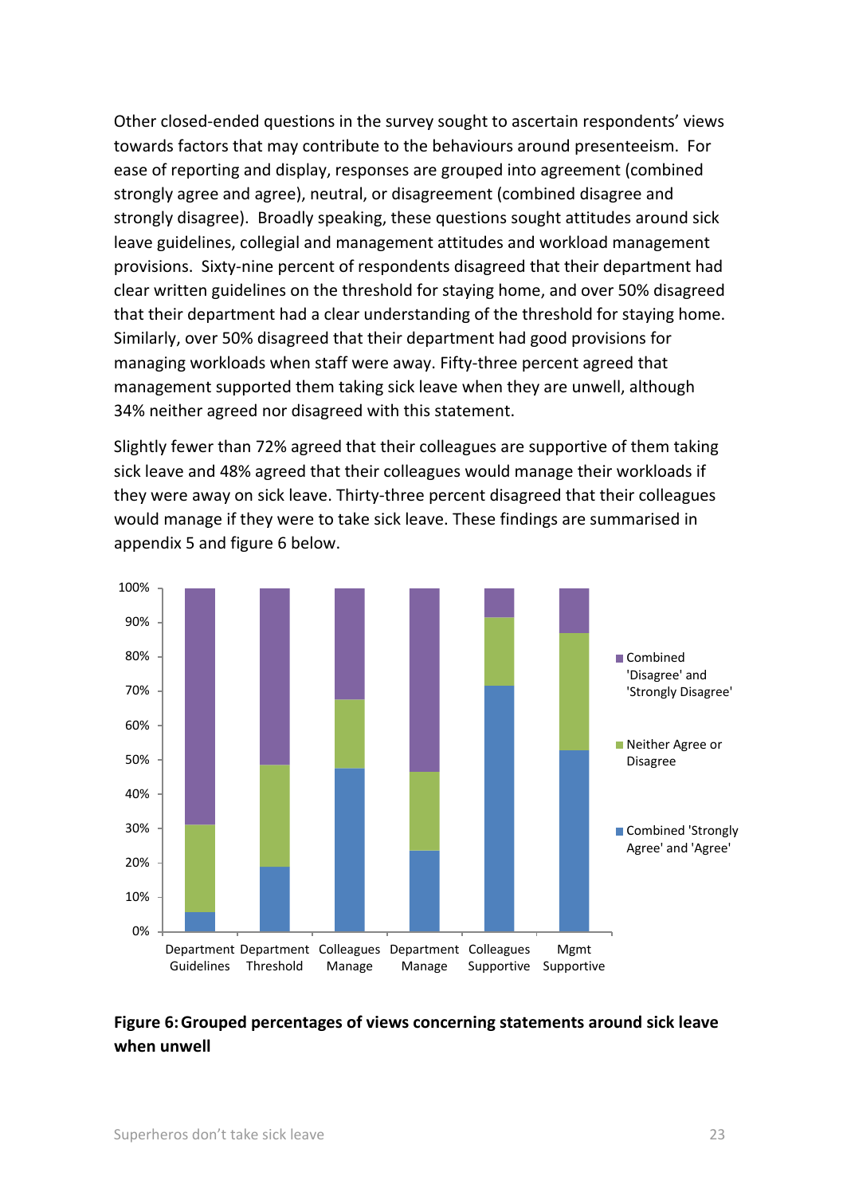Other closed-ended questions in the survey sought to ascertain respondents' views towards factors that may contribute to the behaviours around presenteeism. For ease of reporting and display, responses are grouped into agreement (combined strongly agree and agree), neutral, or disagreement (combined disagree and strongly disagree). Broadly speaking, these questions sought attitudes around sick leave guidelines, collegial and management attitudes and workload management provisions. Sixty-nine percent of respondents disagreed that their department had clear written guidelines on the threshold for staying home, and over 50% disagreed that their department had a clear understanding of the threshold for staying home. Similarly, over 50% disagreed that their department had good provisions for managing workloads when staff were away. Fifty-three percent agreed that management supported them taking sick leave when they are unwell, although 34% neither agreed nor disagreed with this statement.

Slightly fewer than 72% agreed that their colleagues are supportive of them taking sick leave and 48% agreed that their colleagues would manage their workloads if they were away on sick leave. Thirty-three percent disagreed that their colleagues would manage if they were to take sick leave. These findings are summarised in appendix 5 and figure 6 below.

**Figure 6: Grouped percentages of views concerning statements around sick leave when unwell**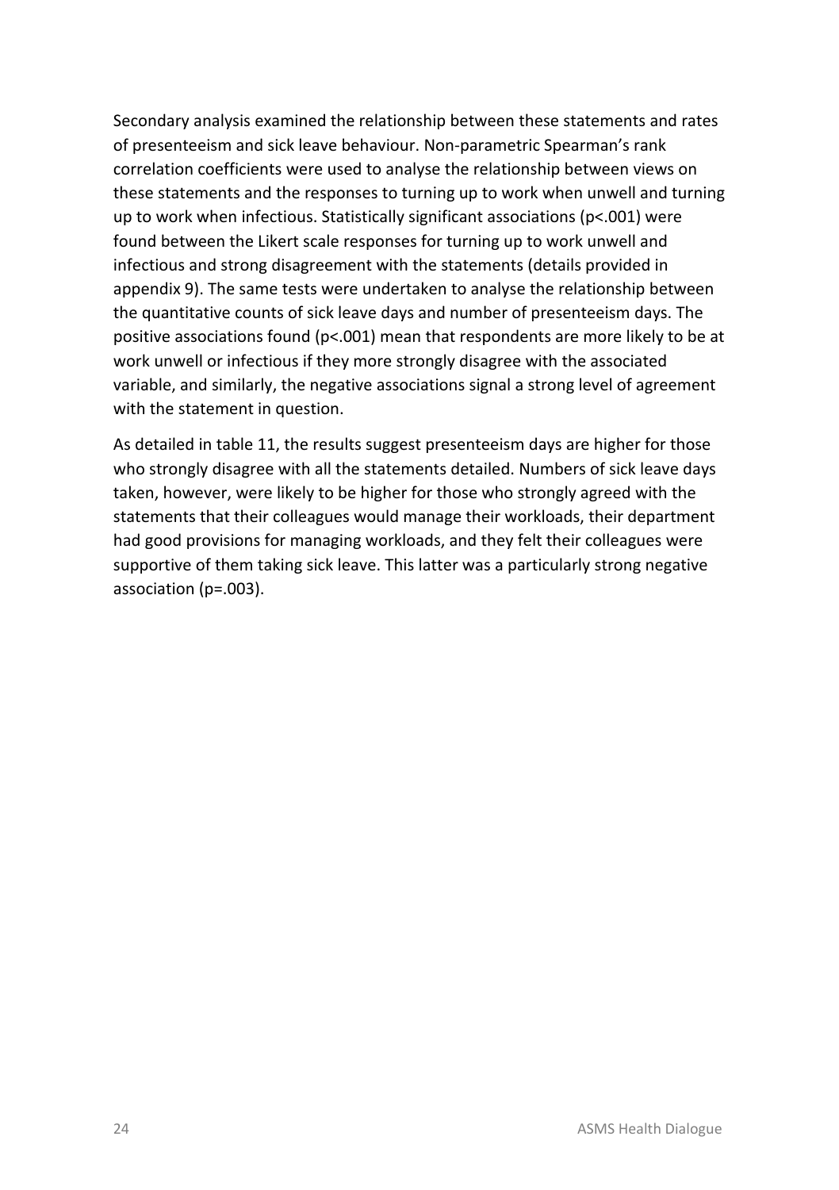Secondary analysis examined the relationship between these statements and rates of presenteeism and sick leave behaviour. Non-parametric Spearman's rank correlation coefficients were used to analyse the relationship between views on these statements and the responses to turning up to work when unwell and turning up to work when infectious. Statistically significant associations ($p<.001$) were found between the Likert scale responses for turning up to work unwell and infectious and strong disagreement with the statements (details provided in appendix 9). The same tests were undertaken to analyse the relationship between the quantitative counts of sick leave days and number of presenteeism days. The positive associations found ($p<.001$) mean that respondents are more likely to be at work unwell or infectious if they more strongly disagree with the associated variable, and similarly, the negative associations signal a strong level of agreement with the statement in question.

As detailed in table 11, the results suggest presenteeism days are higher for those who strongly disagree with all the statements detailed. Numbers of sick leave days taken, however, were likely to be higher for those who strongly agreed with the statements that their colleagues would manage their workloads, their department had good provisions for managing workloads, and they felt their colleagues were supportive of them taking sick leave. This latter was a particularly strong negative association ($p=.003$).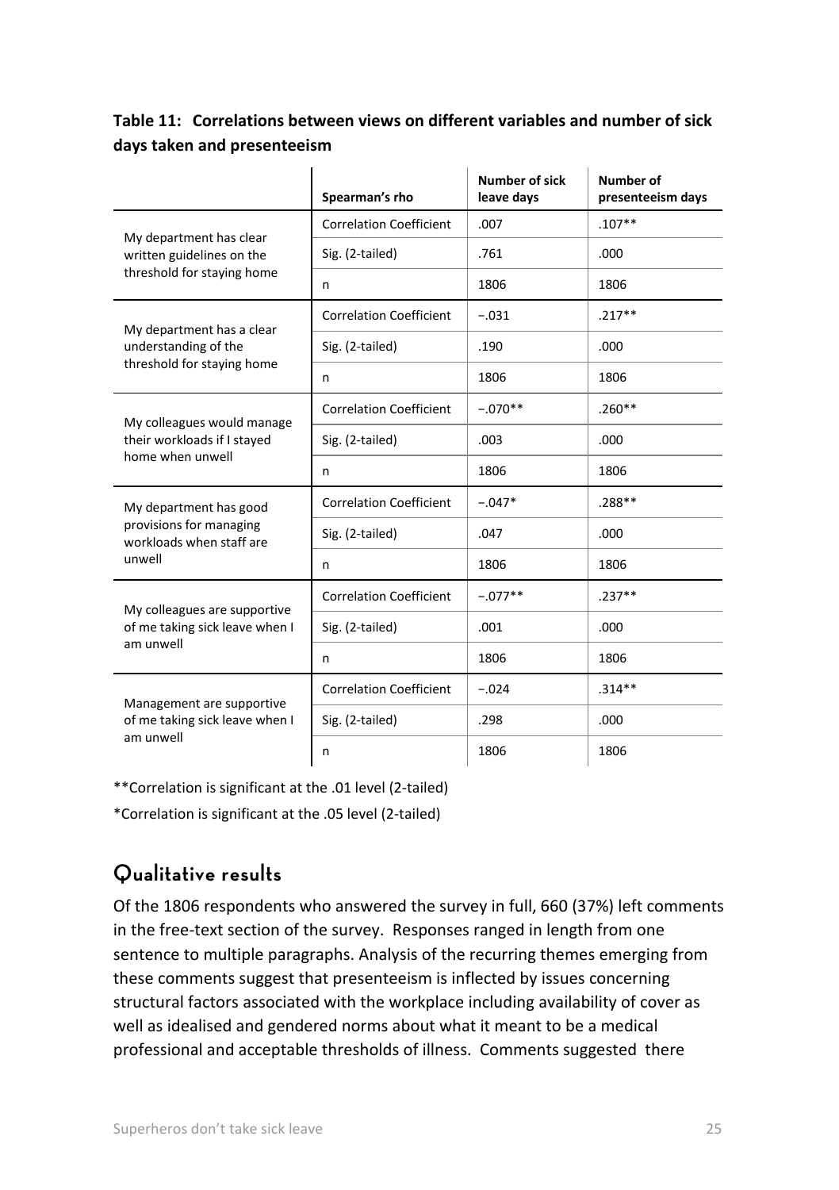**Table 11: Correlations between views on different variables and number of sick days taken and presenteeism**

| | Spearman's rho | Number of sick leave days | Number of presenteeism days |
|---|---|---|---|
| My department has clear written guidelines on the threshold for staying home | Correlation Coefficient | .007 | .107** |
| | Sig. (2-tailed) | .761 | .000 |
| | n | 1806 | 1806 |
| My department has a clear understanding of the threshold for staying home | Correlation Coefficient | −.031 | .217** |
| | Sig. (2-tailed) | .190 | .000 |
| | n | 1806 | 1806 |
| My colleagues would manage their workloads if I stayed home when unwell | Correlation Coefficient | −.070** | .260** |
| | Sig. (2-tailed) | .003 | .000 |
| | n | 1806 | 1806 |
| My department has good provisions for managing workloads when staff are unwell | Correlation Coefficient | −.047* | .288** |
| | Sig. (2-tailed) | .047 | .000 |
| | n | 1806 | 1806 |
| My colleagues are supportive of me taking sick leave when I am unwell | Correlation Coefficient | −.077** | .237** |
| | Sig. (2-tailed) | .001 | .000 |
| | n | 1806 | 1806 |
| Management are supportive of me taking sick leave when I am unwell | Correlation Coefficient | −.024 | .314** |
| | Sig. (2-tailed) | .298 | .000 |
| | n | 1806 | 1806 |

**Correlation is significant at the .01 level (2-tailed)

*Correlation is significant at the .05 level (2-tailed)

## Qualitative results

Of the 1806 respondents who answered the survey in full, 660 (37%) left comments in the free-text section of the survey. Responses ranged in length from one sentence to multiple paragraphs. Analysis of the recurring themes emerging from these comments suggest that presenteeism is inflected by issues concerning structural factors associated with the workplace including availability of cover as well as idealised and gendered norms about what it meant to be a medical professional and acceptable thresholds of illness. Comments suggested there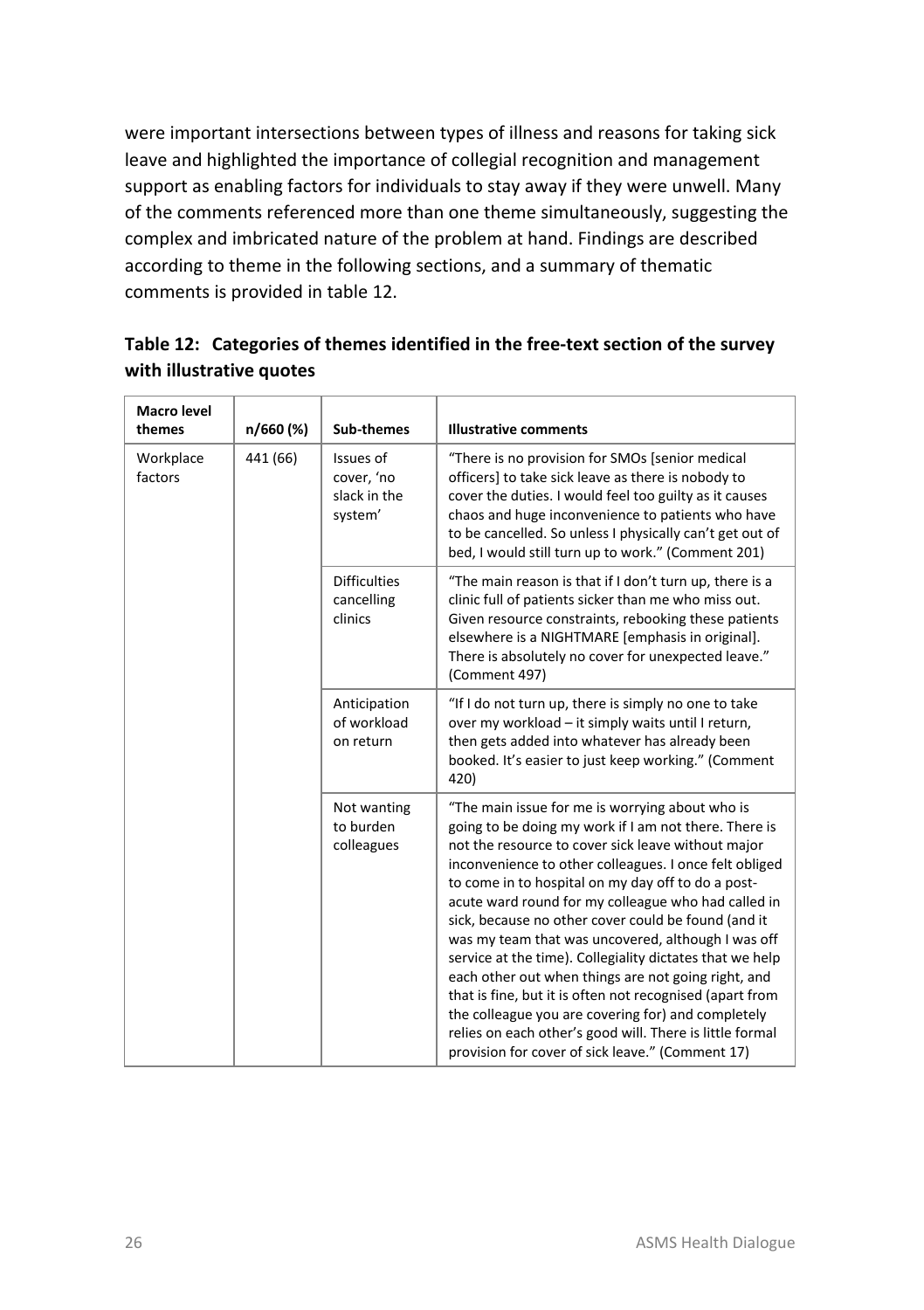were important intersections between types of illness and reasons for taking sick leave and highlighted the importance of collegial recognition and management support as enabling factors for individuals to stay away if they were unwell. Many of the comments referenced more than one theme simultaneously, suggesting the complex and imbricated nature of the problem at hand. Findings are described according to theme in the following sections, and a summary of thematic comments is provided in table 12.

**Table 12: Categories of themes identified in the free-text section of the survey with illustrative quotes**

| Macro level themes | n/660 (%) | Sub-themes | Illustrative comments |
|---|---|---|---|
| Workplace factors | 441 (66) | Issues of cover, 'no slack in the system' | "There is no provision for SMOs [senior medical officers] to take sick leave as there is nobody to cover the duties. I would feel too guilty as it causes chaos and huge inconvenience to patients who have to be cancelled. So unless I physically can't get out of bed, I would still turn up to work." (Comment 201) |
| | | Difficulties cancelling clinics | "The main reason is that if I don't turn up, there is a clinic full of patients sicker than me who miss out. Given resource constraints, rebooking these patients elsewhere is a NIGHTMARE [emphasis in original]. There is absolutely no cover for unexpected leave." (Comment 497) |
| | | Anticipation of workload on return | "If I do not turn up, there is simply no one to take over my workload – it simply waits until I return, then gets added into whatever has already been booked. It's easier to just keep working." (Comment 420) |
| | | Not wanting to burden colleagues | "The main issue for me is worrying about who is going to be doing my work if I am not there. There is not the resource to cover sick leave without major inconvenience to other colleagues. I once felt obliged to come in to hospital on my day off to do a post-acute ward round for my colleague who had called in sick, because no other cover could be found (and it was my team that was uncovered, although I was off service at the time). Collegiality dictates that we help each other out when things are not going right, and that is fine, but it is often not recognised (apart from the colleague you are covering for) and completely relies on each other's good will. There is little formal provision for cover of sick leave." (Comment 17) |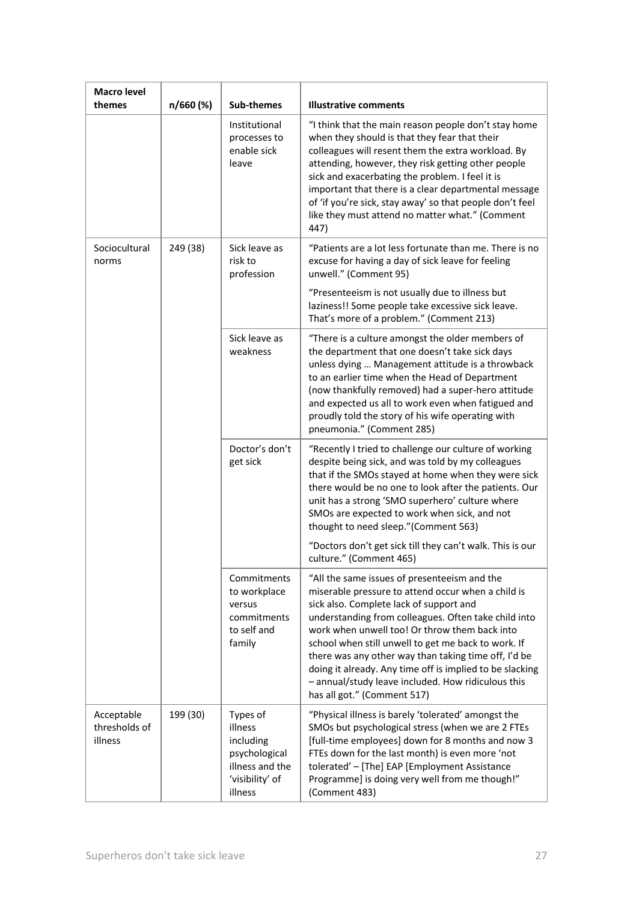| Macro level themes | n/660 (%) | Sub-themes | Illustrative comments |
|---|---|---|---|
| | | Institutional processes to enable sick leave | "I think that the main reason people don't stay home when they should is that they fear that their colleagues will resent them the extra workload. By attending, however, they risk getting other people sick and exacerbating the problem. I feel it is important that there is a clear departmental message of 'if you're sick, stay away' so that people don't feel like they must attend no matter what." (Comment 447) |
| Sociocultural norms | 249 (38) | Sick leave as risk to profession | "Patients are a lot less fortunate than me. There is no excuse for having a day of sick leave for feeling unwell." (Comment 95) |
| | | | "Presenteeism is not usually due to illness but laziness!! Some people take excessive sick leave. That's more of a problem." (Comment 213) |
| | | Sick leave as weakness | "There is a culture amongst the older members of the department that one doesn't take sick days unless dying … Management attitude is a throwback to an earlier time when the Head of Department (now thankfully removed) had a super-hero attitude and expected us all to work even when fatigued and proudly told the story of his wife operating with pneumonia." (Comment 285) |
| | | Doctor's don't get sick | "Recently I tried to challenge our culture of working despite being sick, and was told by my colleagues that if the SMOs stayed at home when they were sick there would be no one to look after the patients. Our unit has a strong 'SMO superhero' culture where SMOs are expected to work when sick, and not thought to need sleep."(Comment 563) |
| | | | "Doctors don't get sick till they can't walk. This is our culture." (Comment 465) |
| | | Commitments to workplace versus commitments to self and family | "All the same issues of presenteeism and the miserable pressure to attend occur when a child is sick also. Complete lack of support and understanding from colleagues. Often take child into work when unwell too! Or throw them back into school when still unwell to get me back to work. If there was any other way than taking time off, I'd be doing it already. Any time off is implied to be slacking – annual/study leave included. How ridiculous this has all got." (Comment 517) |
| Acceptable thresholds of illness | 199 (30) | Types of illness including psychological illness and the 'visibility' of illness | "Physical illness is barely 'tolerated' amongst the SMOs but psychological stress (when we are 2 FTEs [full-time employees] down for 8 months and now 3 FTEs down for the last month) is even more 'not tolerated' – [The] EAP [Employment Assistance Programme] is doing very well from me though!" (Comment 483) |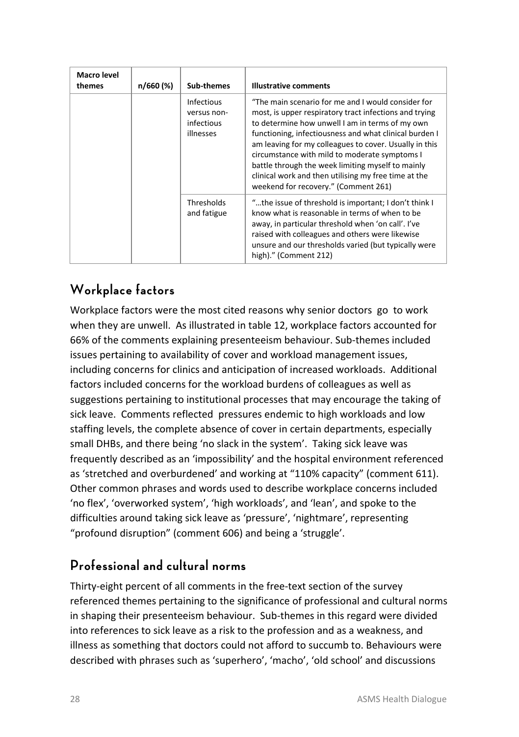| Macro level themes | n/660 (%) | Sub-themes | Illustrative comments |
|---|---|---|---|
| | | Infectious versus non-infectious illnesses | "The main scenario for me and I would consider for most, is upper respiratory tract infections and trying to determine how unwell I am in terms of my own functioning, infectiousness and what clinical burden I am leaving for my colleagues to cover. Usually in this circumstance with mild to moderate symptoms I battle through the week limiting myself to mainly clinical work and then utilising my free time at the weekend for recovery." (Comment 261) |
| | | Thresholds and fatigue | "…the issue of threshold is important; I don't think I know what is reasonable in terms of when to be away, in particular threshold when 'on call'. I've raised with colleagues and others were likewise unsure and our thresholds varied (but typically were high)." (Comment 212) |

## Workplace factors

Workplace factors were the most cited reasons why senior doctors go to work when they are unwell. As illustrated in table 12, workplace factors accounted for 66% of the comments explaining presenteeism behaviour. Sub-themes included issues pertaining to availability of cover and workload management issues, including concerns for clinics and anticipation of increased workloads. Additional factors included concerns for the workload burdens of colleagues as well as suggestions pertaining to institutional processes that may encourage the taking of sick leave. Comments reflected pressures endemic to high workloads and low staffing levels, the complete absence of cover in certain departments, especially small DHBs, and there being 'no slack in the system'. Taking sick leave was frequently described as an 'impossibility' and the hospital environment referenced as 'stretched and overburdened' and working at "110% capacity" (comment 611). Other common phrases and words used to describe workplace concerns included 'no flex', 'overworked system', 'high workloads', and 'lean', and spoke to the difficulties around taking sick leave as 'pressure', 'nightmare', representing "profound disruption" (comment 606) and being a 'struggle'.

## Professional and cultural norms

Thirty-eight percent of all comments in the free-text section of the survey referenced themes pertaining to the significance of professional and cultural norms in shaping their presenteeism behaviour. Sub-themes in this regard were divided into references to sick leave as a risk to the profession and as a weakness, and illness as something that doctors could not afford to succumb to. Behaviours were described with phrases such as 'superhero', 'macho', 'old school' and discussions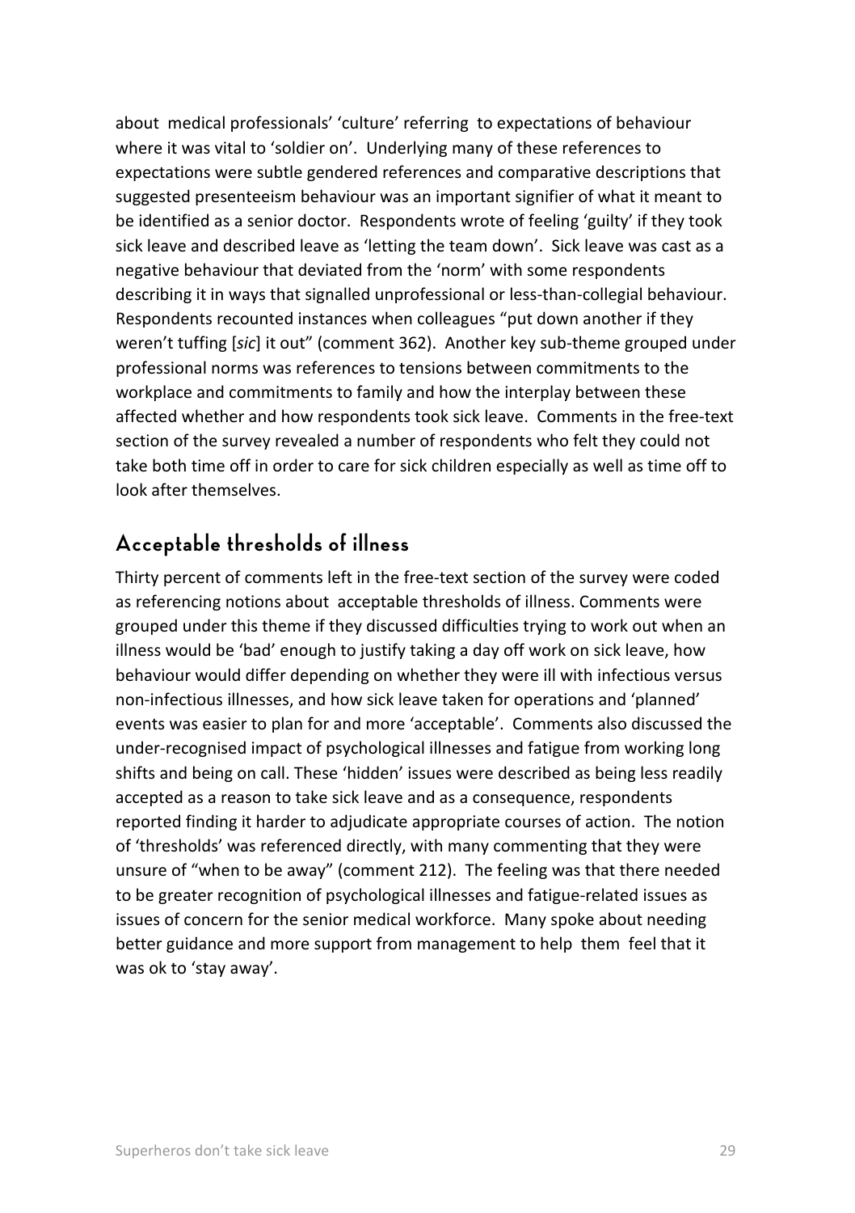about medical professionals' 'culture' referring to expectations of behaviour where it was vital to 'soldier on'. Underlying many of these references to expectations were subtle gendered references and comparative descriptions that suggested presenteeism behaviour was an important signifier of what it meant to be identified as a senior doctor. Respondents wrote of feeling 'guilty' if they took sick leave and described leave as 'letting the team down'. Sick leave was cast as a negative behaviour that deviated from the 'norm' with some respondents describing it in ways that signalled unprofessional or less-than-collegial behaviour. Respondents recounted instances when colleagues "put down another if they weren't tuffing [*sic*] it out" (comment 362). Another key sub-theme grouped under professional norms was references to tensions between commitments to the workplace and commitments to family and how the interplay between these affected whether and how respondents took sick leave. Comments in the free-text section of the survey revealed a number of respondents who felt they could not take both time off in order to care for sick children especially as well as time off to look after themselves.

## Acceptable thresholds of illness

Thirty percent of comments left in the free-text section of the survey were coded as referencing notions about acceptable thresholds of illness. Comments were grouped under this theme if they discussed difficulties trying to work out when an illness would be 'bad' enough to justify taking a day off work on sick leave, how behaviour would differ depending on whether they were ill with infectious versus non-infectious illnesses, and how sick leave taken for operations and 'planned' events was easier to plan for and more 'acceptable'. Comments also discussed the under-recognised impact of psychological illnesses and fatigue from working long shifts and being on call. These 'hidden' issues were described as being less readily accepted as a reason to take sick leave and as a consequence, respondents reported finding it harder to adjudicate appropriate courses of action. The notion of 'thresholds' was referenced directly, with many commenting that they were unsure of "when to be away" (comment 212). The feeling was that there needed to be greater recognition of psychological illnesses and fatigue-related issues as issues of concern for the senior medical workforce. Many spoke about needing better guidance and more support from management to help them feel that it was ok to 'stay away'.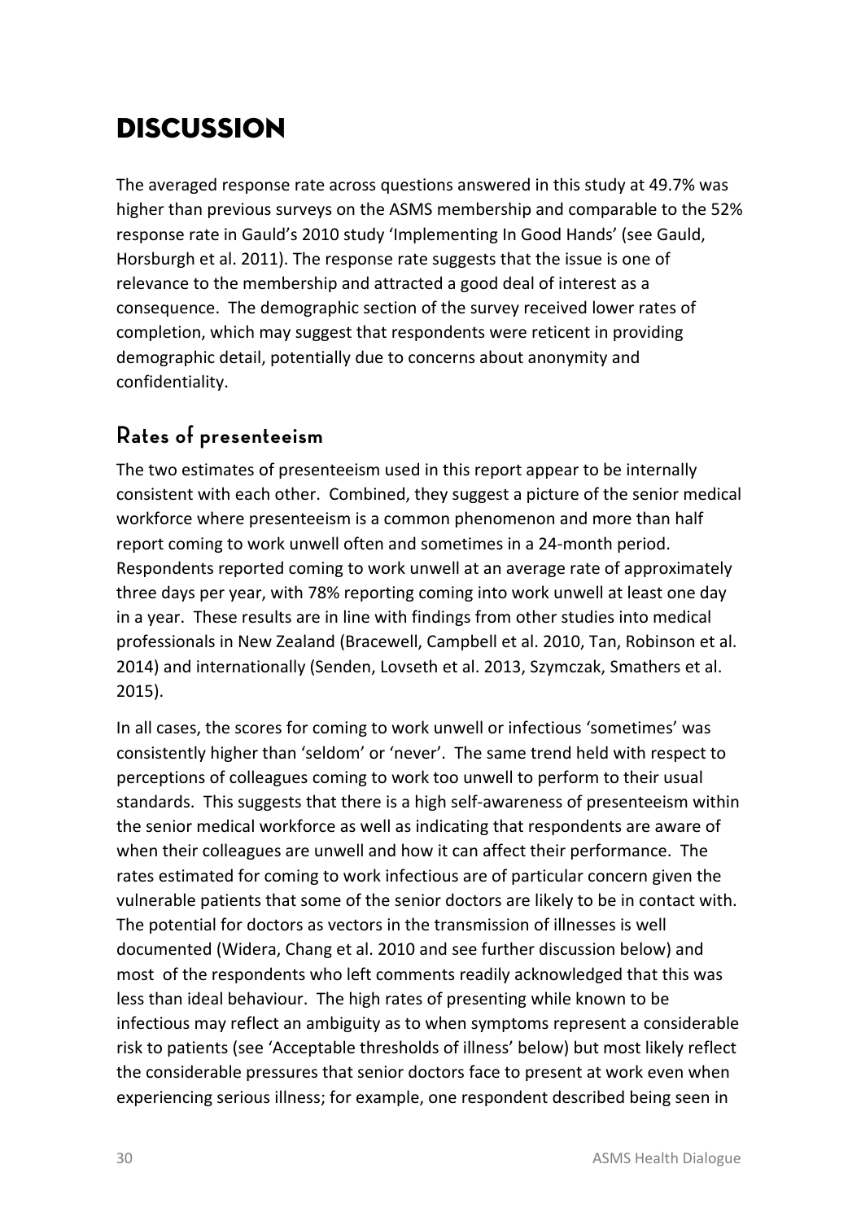# DISCUSSION

The averaged response rate across questions answered in this study at 49.7% was higher than previous surveys on the ASMS membership and comparable to the 52% response rate in Gauld's 2010 study 'Implementing In Good Hands' (see Gauld, Horsburgh et al. 2011). The response rate suggests that the issue is one of relevance to the membership and attracted a good deal of interest as a consequence. The demographic section of the survey received lower rates of completion, which may suggest that respondents were reticent in providing demographic detail, potentially due to concerns about anonymity and confidentiality.

## Rates of presenteeism

The two estimates of presenteeism used in this report appear to be internally consistent with each other. Combined, they suggest a picture of the senior medical workforce where presenteeism is a common phenomenon and more than half report coming to work unwell often and sometimes in a 24-month period. Respondents reported coming to work unwell at an average rate of approximately three days per year, with 78% reporting coming into work unwell at least one day in a year. These results are in line with findings from other studies into medical professionals in New Zealand (Bracewell, Campbell et al. 2010, Tan, Robinson et al. 2014) and internationally (Senden, Lovseth et al. 2013, Szymczak, Smathers et al. 2015).

In all cases, the scores for coming to work unwell or infectious 'sometimes' was consistently higher than 'seldom' or 'never'. The same trend held with respect to perceptions of colleagues coming to work too unwell to perform to their usual standards. This suggests that there is a high self-awareness of presenteeism within the senior medical workforce as well as indicating that respondents are aware of when their colleagues are unwell and how it can affect their performance. The rates estimated for coming to work infectious are of particular concern given the vulnerable patients that some of the senior doctors are likely to be in contact with. The potential for doctors as vectors in the transmission of illnesses is well documented (Widera, Chang et al. 2010 and see further discussion below) and most of the respondents who left comments readily acknowledged that this was less than ideal behaviour. The high rates of presenting while known to be infectious may reflect an ambiguity as to when symptoms represent a considerable risk to patients (see 'Acceptable thresholds of illness' below) but most likely reflect the considerable pressures that senior doctors face to present at work even when experiencing serious illness; for example, one respondent described being seen in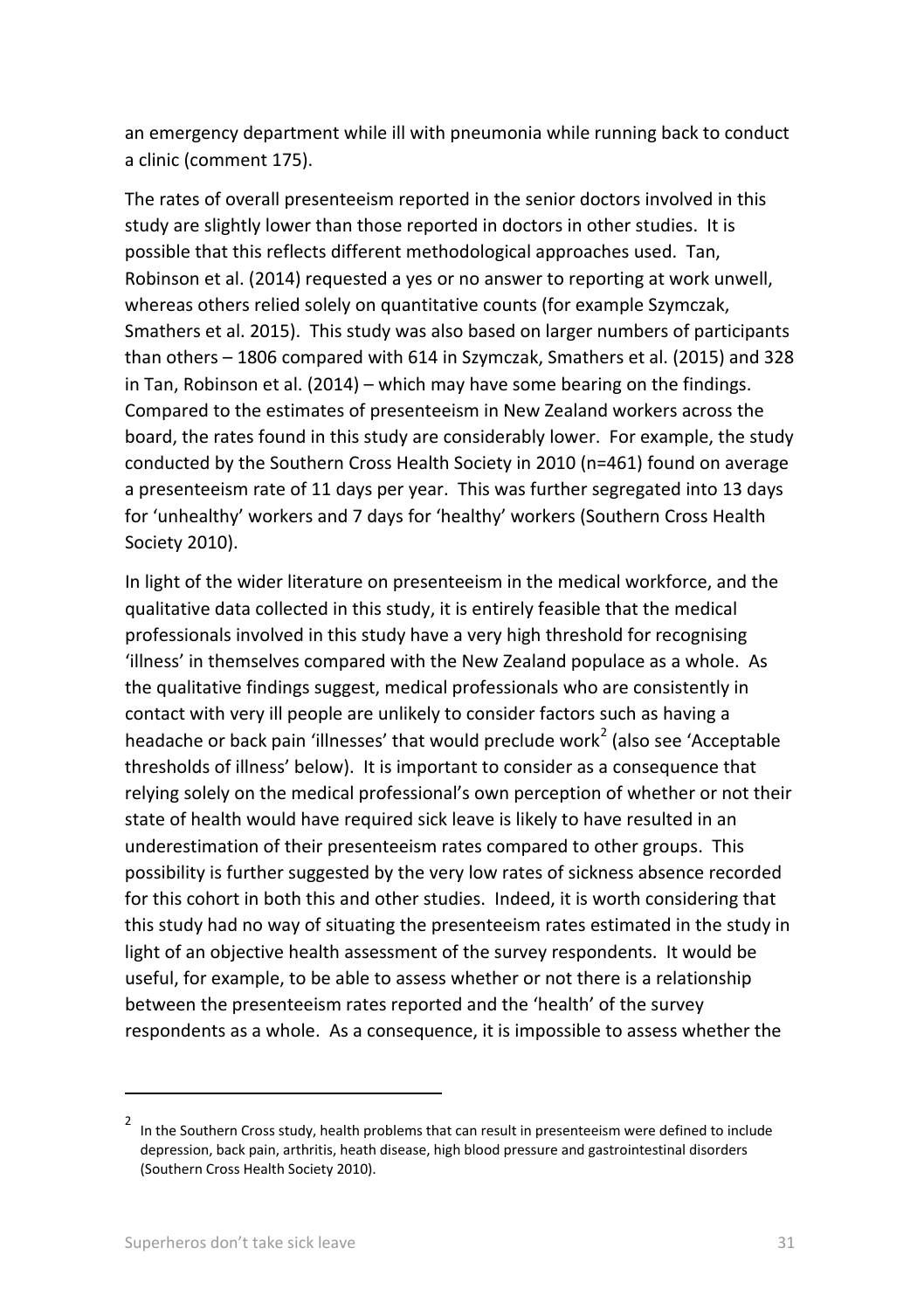an emergency department while ill with pneumonia while running back to conduct a clinic (comment 175).

The rates of overall presenteeism reported in the senior doctors involved in this study are slightly lower than those reported in doctors in other studies. It is possible that this reflects different methodological approaches used. Tan, Robinson et al. (2014) requested a yes or no answer to reporting at work unwell, whereas others relied solely on quantitative counts (for example Szymczak, Smathers et al. 2015). This study was also based on larger numbers of participants than others – 1806 compared with 614 in Szymczak, Smathers et al. (2015) and 328 in Tan, Robinson et al. (2014) – which may have some bearing on the findings. Compared to the estimates of presenteeism in New Zealand workers across the board, the rates found in this study are considerably lower. For example, the study conducted by the Southern Cross Health Society in 2010 (n=461) found on average a presenteeism rate of 11 days per year. This was further segregated into 13 days for 'unhealthy' workers and 7 days for 'healthy' workers (Southern Cross Health Society 2010).

In light of the wider literature on presenteeism in the medical workforce, and the qualitative data collected in this study, it is entirely feasible that the medical professionals involved in this study have a very high threshold for recognising 'illness' in themselves compared with the New Zealand populace as a whole. As the qualitative findings suggest, medical professionals who are consistently in contact with very ill people are unlikely to consider factors such as having a headache or back pain 'illnesses' that would preclude work[2] (also see 'Acceptable thresholds of illness' below). It is important to consider as a consequence that relying solely on the medical professional's own perception of whether or not their state of health would have required sick leave is likely to have resulted in an underestimation of their presenteeism rates compared to other groups. This possibility is further suggested by the very low rates of sickness absence recorded for this cohort in both this and other studies. Indeed, it is worth considering that this study had no way of situating the presenteeism rates estimated in the study in light of an objective health assessment of the survey respondents. It would be useful, for example, to be able to assess whether or not there is a relationship between the presenteeism rates reported and the 'health' of the survey respondents as a whole. As a consequence, it is impossible to assess whether the

---

[2] In the Southern Cross study, health problems that can result in presenteeism were defined to include depression, back pain, arthritis, heath disease, high blood pressure and gastrointestinal disorders (Southern Cross Health Society 2010).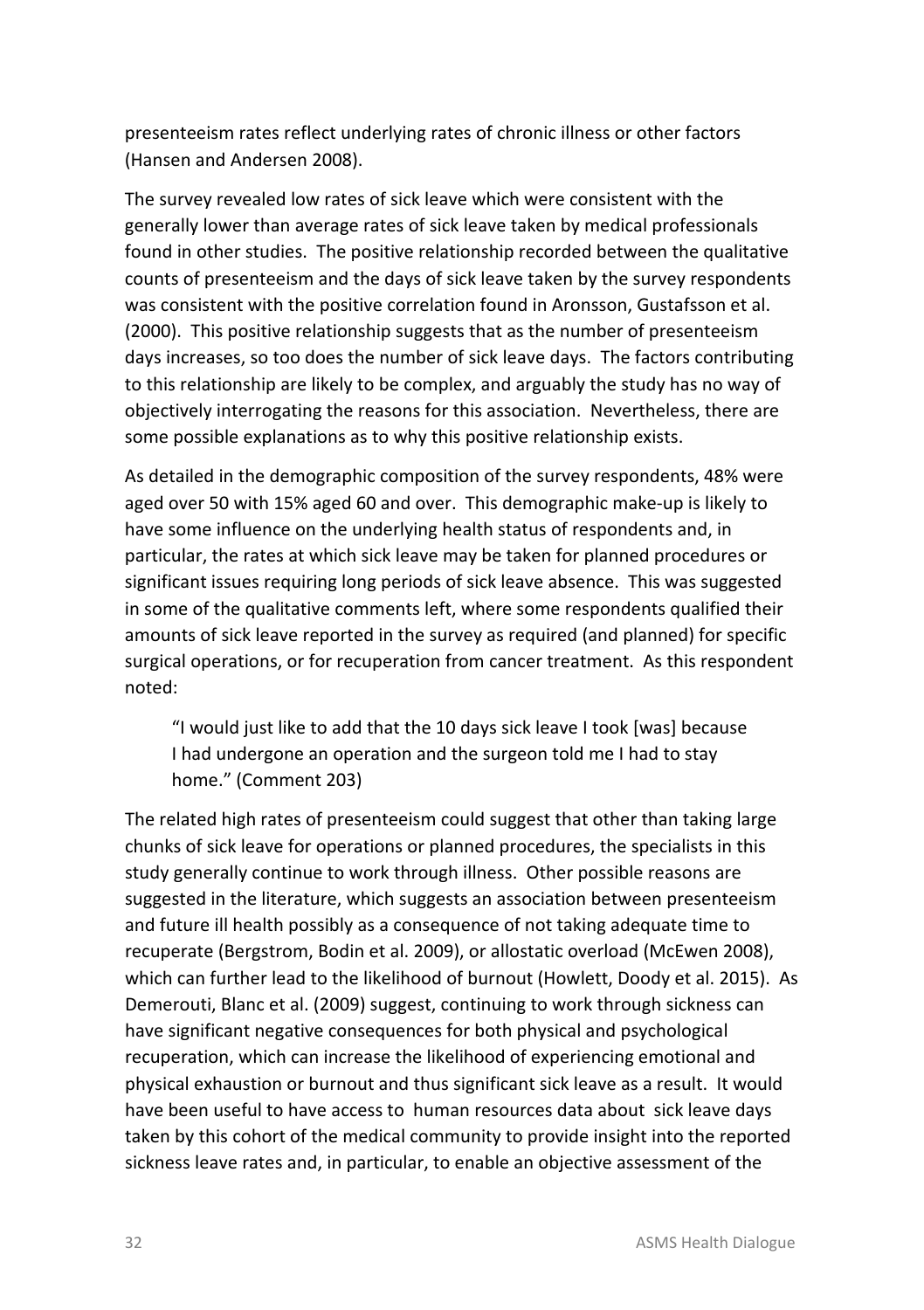presenteeism rates reflect underlying rates of chronic illness or other factors (Hansen and Andersen 2008).

The survey revealed low rates of sick leave which were consistent with the generally lower than average rates of sick leave taken by medical professionals found in other studies. The positive relationship recorded between the qualitative counts of presenteeism and the days of sick leave taken by the survey respondents was consistent with the positive correlation found in Aronsson, Gustafsson et al. (2000). This positive relationship suggests that as the number of presenteeism days increases, so too does the number of sick leave days. The factors contributing to this relationship are likely to be complex, and arguably the study has no way of objectively interrogating the reasons for this association. Nevertheless, there are some possible explanations as to why this positive relationship exists.

As detailed in the demographic composition of the survey respondents, 48% were aged over 50 with 15% aged 60 and over. This demographic make-up is likely to have some influence on the underlying health status of respondents and, in particular, the rates at which sick leave may be taken for planned procedures or significant issues requiring long periods of sick leave absence. This was suggested in some of the qualitative comments left, where some respondents qualified their amounts of sick leave reported in the survey as required (and planned) for specific surgical operations, or for recuperation from cancer treatment. As this respondent noted:

> "I would just like to add that the 10 days sick leave I took [was] because I had undergone an operation and the surgeon told me I had to stay home." (Comment 203)

The related high rates of presenteeism could suggest that other than taking large chunks of sick leave for operations or planned procedures, the specialists in this study generally continue to work through illness. Other possible reasons are suggested in the literature, which suggests an association between presenteeism and future ill health possibly as a consequence of not taking adequate time to recuperate (Bergstrom, Bodin et al. 2009), or allostatic overload (McEwen 2008), which can further lead to the likelihood of burnout (Howlett, Doody et al. 2015). As Demerouti, Blanc et al. (2009) suggest, continuing to work through sickness can have significant negative consequences for both physical and psychological recuperation, which can increase the likelihood of experiencing emotional and physical exhaustion or burnout and thus significant sick leave as a result. It would have been useful to have access to human resources data about sick leave days taken by this cohort of the medical community to provide insight into the reported sickness leave rates and, in particular, to enable an objective assessment of the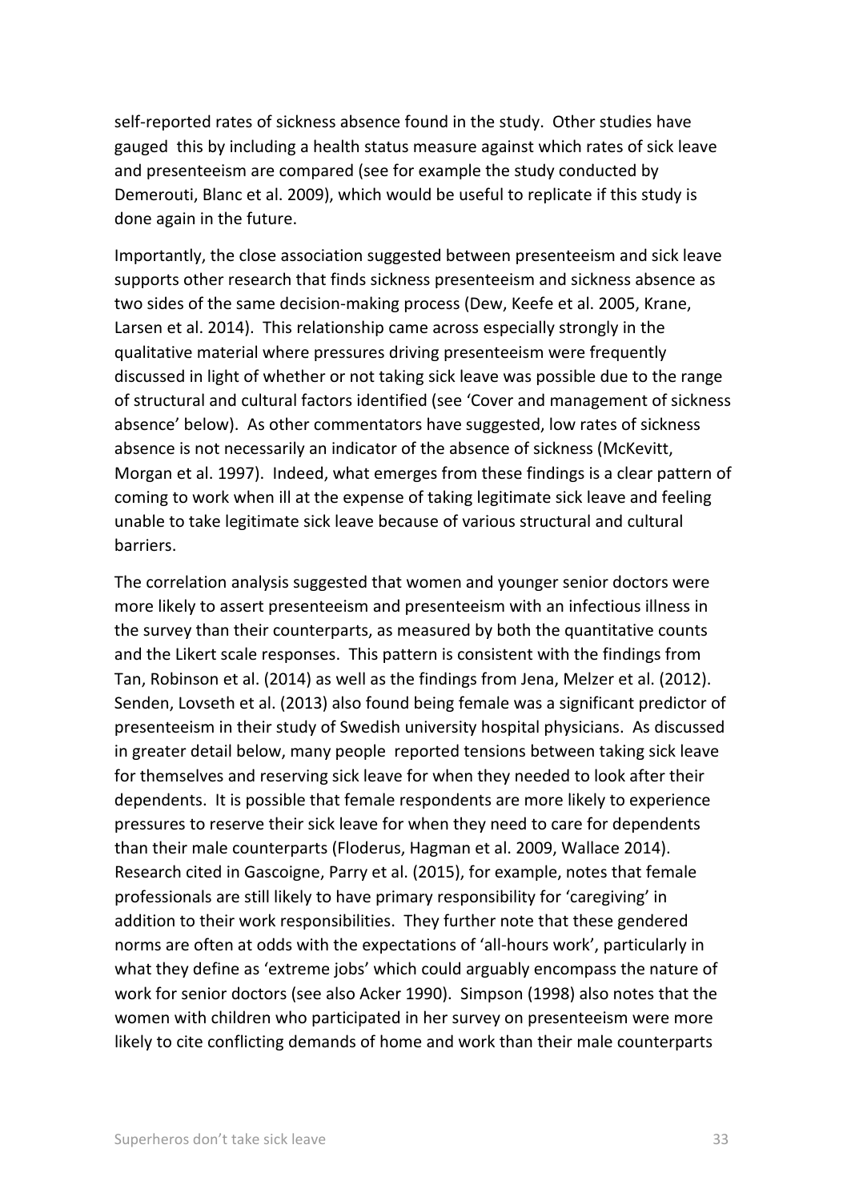self-reported rates of sickness absence found in the study. Other studies have gauged this by including a health status measure against which rates of sick leave and presenteeism are compared (see for example the study conducted by Demerouti, Blanc et al. 2009), which would be useful to replicate if this study is done again in the future.

Importantly, the close association suggested between presenteeism and sick leave supports other research that finds sickness presenteeism and sickness absence as two sides of the same decision-making process (Dew, Keefe et al. 2005, Krane, Larsen et al. 2014). This relationship came across especially strongly in the qualitative material where pressures driving presenteeism were frequently discussed in light of whether or not taking sick leave was possible due to the range of structural and cultural factors identified (see 'Cover and management of sickness absence' below). As other commentators have suggested, low rates of sickness absence is not necessarily an indicator of the absence of sickness (McKevitt, Morgan et al. 1997). Indeed, what emerges from these findings is a clear pattern of coming to work when ill at the expense of taking legitimate sick leave and feeling unable to take legitimate sick leave because of various structural and cultural barriers.

The correlation analysis suggested that women and younger senior doctors were more likely to assert presenteeism and presenteeism with an infectious illness in the survey than their counterparts, as measured by both the quantitative counts and the Likert scale responses. This pattern is consistent with the findings from Tan, Robinson et al. (2014) as well as the findings from Jena, Melzer et al. (2012). Senden, Lovseth et al. (2013) also found being female was a significant predictor of presenteeism in their study of Swedish university hospital physicians. As discussed in greater detail below, many people reported tensions between taking sick leave for themselves and reserving sick leave for when they needed to look after their dependents. It is possible that female respondents are more likely to experience pressures to reserve their sick leave for when they need to care for dependents than their male counterparts (Floderus, Hagman et al. 2009, Wallace 2014). Research cited in Gascoigne, Parry et al. (2015), for example, notes that female professionals are still likely to have primary responsibility for 'caregiving' in addition to their work responsibilities. They further note that these gendered norms are often at odds with the expectations of 'all-hours work', particularly in what they define as 'extreme jobs' which could arguably encompass the nature of work for senior doctors (see also Acker 1990). Simpson (1998) also notes that the women with children who participated in her survey on presenteeism were more likely to cite conflicting demands of home and work than their male counterparts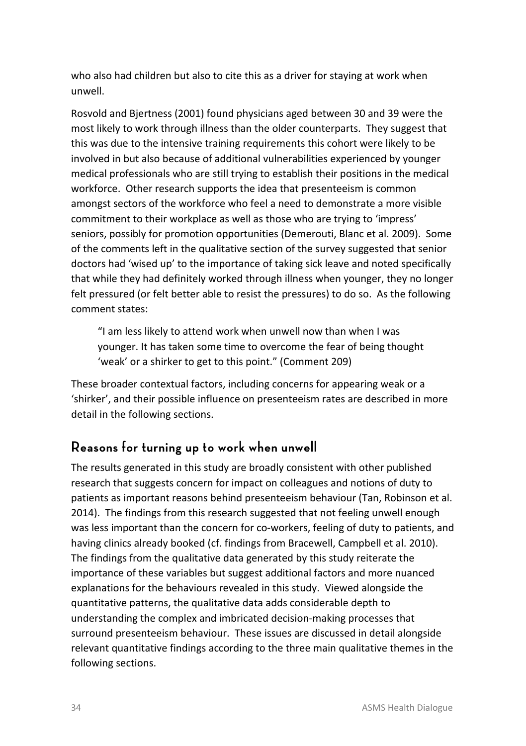who also had children but also to cite this as a driver for staying at work when unwell.

Rosvold and Bjertness (2001) found physicians aged between 30 and 39 were the most likely to work through illness than the older counterparts. They suggest that this was due to the intensive training requirements this cohort were likely to be involved in but also because of additional vulnerabilities experienced by younger medical professionals who are still trying to establish their positions in the medical workforce. Other research supports the idea that presenteeism is common amongst sectors of the workforce who feel a need to demonstrate a more visible commitment to their workplace as well as those who are trying to 'impress' seniors, possibly for promotion opportunities (Demerouti, Blanc et al. 2009). Some of the comments left in the qualitative section of the survey suggested that senior doctors had 'wised up' to the importance of taking sick leave and noted specifically that while they had definitely worked through illness when younger, they no longer felt pressured (or felt better able to resist the pressures) to do so. As the following comment states:

> "I am less likely to attend work when unwell now than when I was younger. It has taken some time to overcome the fear of being thought 'weak' or a shirker to get to this point." (Comment 209)

These broader contextual factors, including concerns for appearing weak or a 'shirker', and their possible influence on presenteeism rates are described in more detail in the following sections.

## Reasons for turning up to work when unwell

The results generated in this study are broadly consistent with other published research that suggests concern for impact on colleagues and notions of duty to patients as important reasons behind presenteeism behaviour (Tan, Robinson et al. 2014). The findings from this research suggested that not feeling unwell enough was less important than the concern for co-workers, feeling of duty to patients, and having clinics already booked (cf. findings from Bracewell, Campbell et al. 2010). The findings from the qualitative data generated by this study reiterate the importance of these variables but suggest additional factors and more nuanced explanations for the behaviours revealed in this study. Viewed alongside the quantitative patterns, the qualitative data adds considerable depth to understanding the complex and imbricated decision-making processes that surround presenteeism behaviour. These issues are discussed in detail alongside relevant quantitative findings according to the three main qualitative themes in the following sections.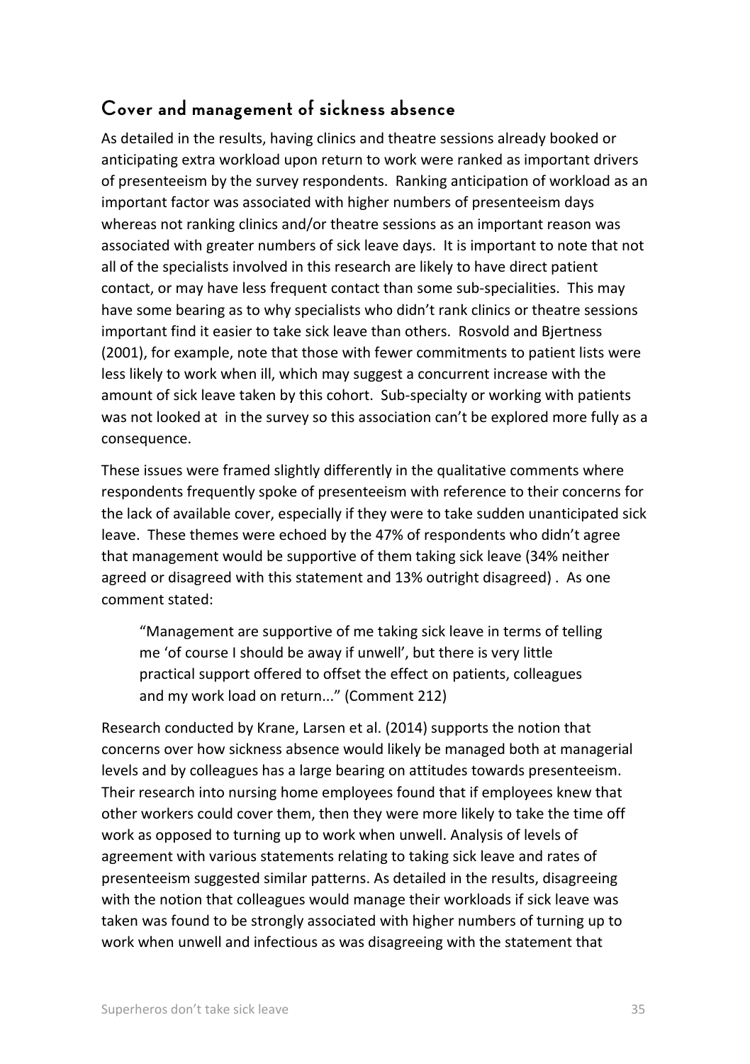## Cover and management of sickness absence

As detailed in the results, having clinics and theatre sessions already booked or anticipating extra workload upon return to work were ranked as important drivers of presenteeism by the survey respondents. Ranking anticipation of workload as an important factor was associated with higher numbers of presenteeism days whereas not ranking clinics and/or theatre sessions as an important reason was associated with greater numbers of sick leave days. It is important to note that not all of the specialists involved in this research are likely to have direct patient contact, or may have less frequent contact than some sub-specialities. This may have some bearing as to why specialists who didn't rank clinics or theatre sessions important find it easier to take sick leave than others. Rosvold and Bjertness (2001), for example, note that those with fewer commitments to patient lists were less likely to work when ill, which may suggest a concurrent increase with the amount of sick leave taken by this cohort. Sub-specialty or working with patients was not looked at in the survey so this association can't be explored more fully as a consequence.

These issues were framed slightly differently in the qualitative comments where respondents frequently spoke of presenteeism with reference to their concerns for the lack of available cover, especially if they were to take sudden unanticipated sick leave. These themes were echoed by the 47% of respondents who didn't agree that management would be supportive of them taking sick leave (34% neither agreed or disagreed with this statement and 13% outright disagreed) . As one comment stated:

> "Management are supportive of me taking sick leave in terms of telling me 'of course I should be away if unwell', but there is very little practical support offered to offset the effect on patients, colleagues and my work load on return..." (Comment 212)

Research conducted by Krane, Larsen et al. (2014) supports the notion that concerns over how sickness absence would likely be managed both at managerial levels and by colleagues has a large bearing on attitudes towards presenteeism. Their research into nursing home employees found that if employees knew that other workers could cover them, then they were more likely to take the time off work as opposed to turning up to work when unwell. Analysis of levels of agreement with various statements relating to taking sick leave and rates of presenteeism suggested similar patterns. As detailed in the results, disagreeing with the notion that colleagues would manage their workloads if sick leave was taken was found to be strongly associated with higher numbers of turning up to work when unwell and infectious as was disagreeing with the statement that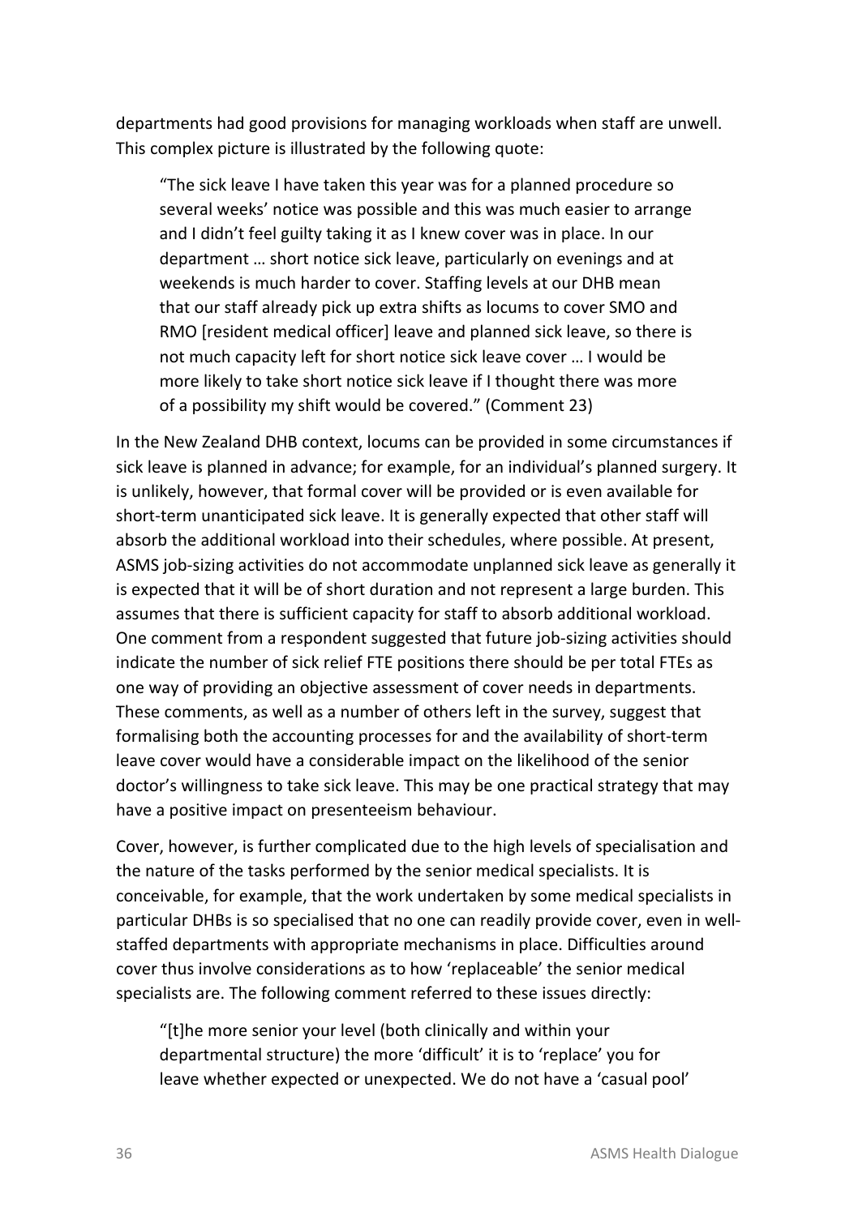departments had good provisions for managing workloads when staff are unwell. This complex picture is illustrated by the following quote:

> "The sick leave I have taken this year was for a planned procedure so several weeks' notice was possible and this was much easier to arrange and I didn't feel guilty taking it as I knew cover was in place. In our department … short notice sick leave, particularly on evenings and at weekends is much harder to cover. Staffing levels at our DHB mean that our staff already pick up extra shifts as locums to cover SMO and RMO [resident medical officer] leave and planned sick leave, so there is not much capacity left for short notice sick leave cover … I would be more likely to take short notice sick leave if I thought there was more of a possibility my shift would be covered." (Comment 23)

In the New Zealand DHB context, locums can be provided in some circumstances if sick leave is planned in advance; for example, for an individual's planned surgery. It is unlikely, however, that formal cover will be provided or is even available for short-term unanticipated sick leave. It is generally expected that other staff will absorb the additional workload into their schedules, where possible. At present, ASMS job-sizing activities do not accommodate unplanned sick leave as generally it is expected that it will be of short duration and not represent a large burden. This assumes that there is sufficient capacity for staff to absorb additional workload. One comment from a respondent suggested that future job-sizing activities should indicate the number of sick relief FTE positions there should be per total FTEs as one way of providing an objective assessment of cover needs in departments. These comments, as well as a number of others left in the survey, suggest that formalising both the accounting processes for and the availability of short-term leave cover would have a considerable impact on the likelihood of the senior doctor's willingness to take sick leave. This may be one practical strategy that may have a positive impact on presenteeism behaviour.

Cover, however, is further complicated due to the high levels of specialisation and the nature of the tasks performed by the senior medical specialists. It is conceivable, for example, that the work undertaken by some medical specialists in particular DHBs is so specialised that no one can readily provide cover, even in well-staffed departments with appropriate mechanisms in place. Difficulties around cover thus involve considerations as to how 'replaceable' the senior medical specialists are. The following comment referred to these issues directly:

> "[t]he more senior your level (both clinically and within your departmental structure) the more 'difficult' it is to 'replace' you for leave whether expected or unexpected. We do not have a 'casual pool'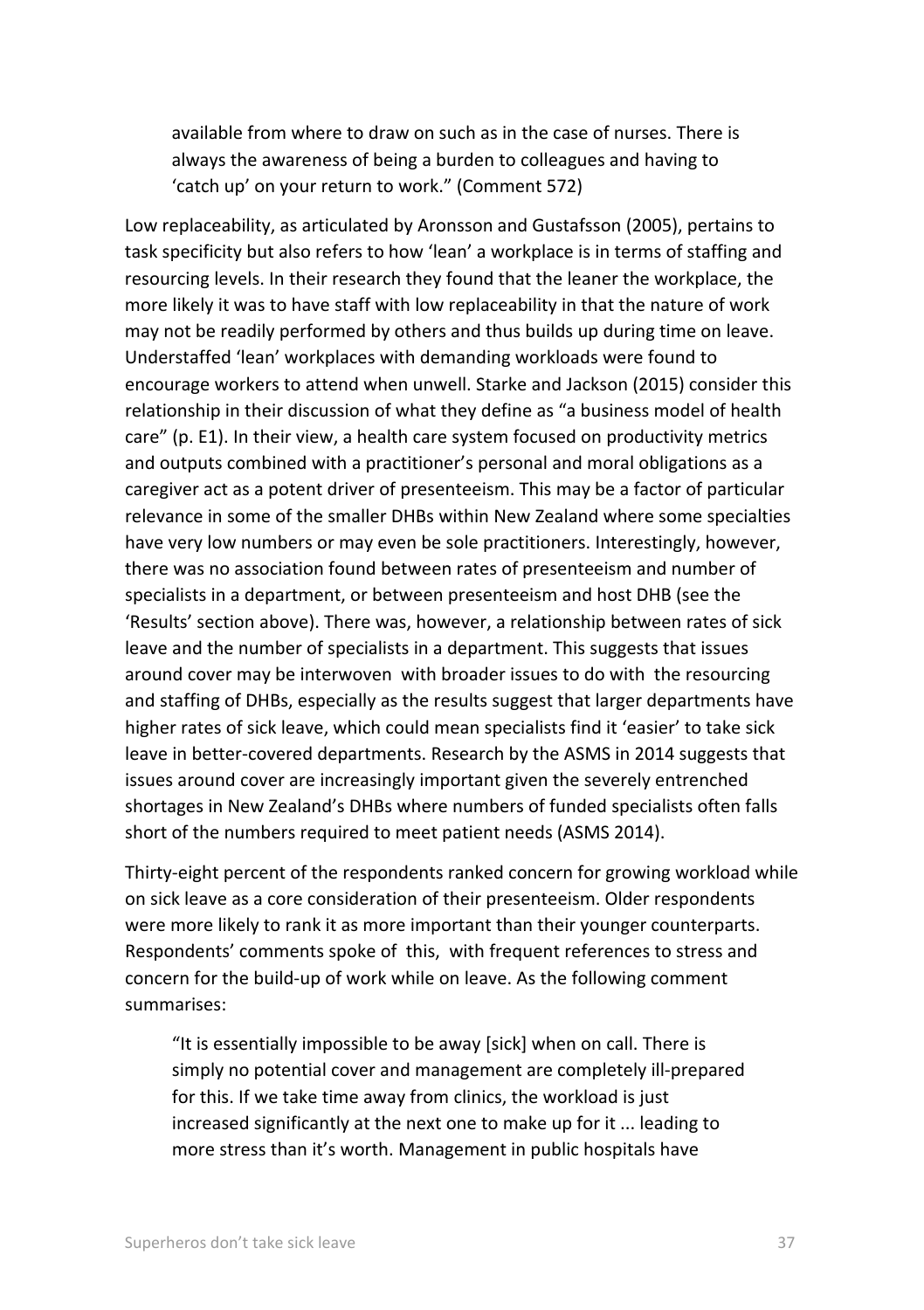available from where to draw on such as in the case of nurses. There is always the awareness of being a burden to colleagues and having to 'catch up' on your return to work." (Comment 572)

Low replaceability, as articulated by Aronsson and Gustafsson (2005), pertains to task specificity but also refers to how 'lean' a workplace is in terms of staffing and resourcing levels. In their research they found that the leaner the workplace, the more likely it was to have staff with low replaceability in that the nature of work may not be readily performed by others and thus builds up during time on leave. Understaffed 'lean' workplaces with demanding workloads were found to encourage workers to attend when unwell. Starke and Jackson (2015) consider this relationship in their discussion of what they define as "a business model of health care" (p. E1). In their view, a health care system focused on productivity metrics and outputs combined with a practitioner's personal and moral obligations as a caregiver act as a potent driver of presenteeism. This may be a factor of particular relevance in some of the smaller DHBs within New Zealand where some specialties have very low numbers or may even be sole practitioners. Interestingly, however, there was no association found between rates of presenteeism and number of specialists in a department, or between presenteeism and host DHB (see the 'Results' section above). There was, however, a relationship between rates of sick leave and the number of specialists in a department. This suggests that issues around cover may be interwoven with broader issues to do with the resourcing and staffing of DHBs, especially as the results suggest that larger departments have higher rates of sick leave, which could mean specialists find it 'easier' to take sick leave in better-covered departments. Research by the ASMS in 2014 suggests that issues around cover are increasingly important given the severely entrenched shortages in New Zealand's DHBs where numbers of funded specialists often falls short of the numbers required to meet patient needs (ASMS 2014).

Thirty-eight percent of the respondents ranked concern for growing workload while on sick leave as a core consideration of their presenteeism. Older respondents were more likely to rank it as more important than their younger counterparts. Respondents' comments spoke of this, with frequent references to stress and concern for the build-up of work while on leave. As the following comment summarises:

> "It is essentially impossible to be away [sick] when on call. There is simply no potential cover and management are completely ill-prepared for this. If we take time away from clinics, the workload is just increased significantly at the next one to make up for it ... leading to more stress than it's worth. Management in public hospitals have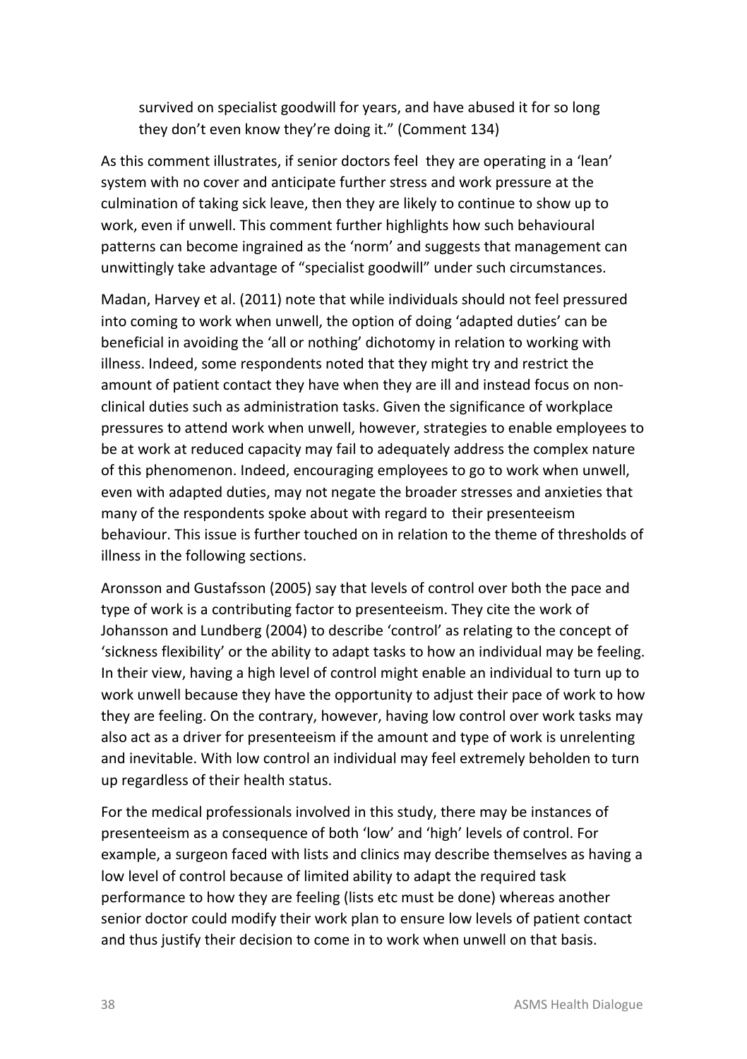survived on specialist goodwill for years, and have abused it for so long they don't even know they're doing it." (Comment 134)

As this comment illustrates, if senior doctors feel they are operating in a 'lean' system with no cover and anticipate further stress and work pressure at the culmination of taking sick leave, then they are likely to continue to show up to work, even if unwell. This comment further highlights how such behavioural patterns can become ingrained as the 'norm' and suggests that management can unwittingly take advantage of "specialist goodwill" under such circumstances.

Madan, Harvey et al. (2011) note that while individuals should not feel pressured into coming to work when unwell, the option of doing 'adapted duties' can be beneficial in avoiding the 'all or nothing' dichotomy in relation to working with illness. Indeed, some respondents noted that they might try and restrict the amount of patient contact they have when they are ill and instead focus on non-clinical duties such as administration tasks. Given the significance of workplace pressures to attend work when unwell, however, strategies to enable employees to be at work at reduced capacity may fail to adequately address the complex nature of this phenomenon. Indeed, encouraging employees to go to work when unwell, even with adapted duties, may not negate the broader stresses and anxieties that many of the respondents spoke about with regard to their presenteeism behaviour. This issue is further touched on in relation to the theme of thresholds of illness in the following sections.

Aronsson and Gustafsson (2005) say that levels of control over both the pace and type of work is a contributing factor to presenteeism. They cite the work of Johansson and Lundberg (2004) to describe 'control' as relating to the concept of 'sickness flexibility' or the ability to adapt tasks to how an individual may be feeling. In their view, having a high level of control might enable an individual to turn up to work unwell because they have the opportunity to adjust their pace of work to how they are feeling. On the contrary, however, having low control over work tasks may also act as a driver for presenteeism if the amount and type of work is unrelenting and inevitable. With low control an individual may feel extremely beholden to turn up regardless of their health status.

For the medical professionals involved in this study, there may be instances of presenteeism as a consequence of both 'low' and 'high' levels of control. For example, a surgeon faced with lists and clinics may describe themselves as having a low level of control because of limited ability to adapt the required task performance to how they are feeling (lists etc must be done) whereas another senior doctor could modify their work plan to ensure low levels of patient contact and thus justify their decision to come in to work when unwell on that basis.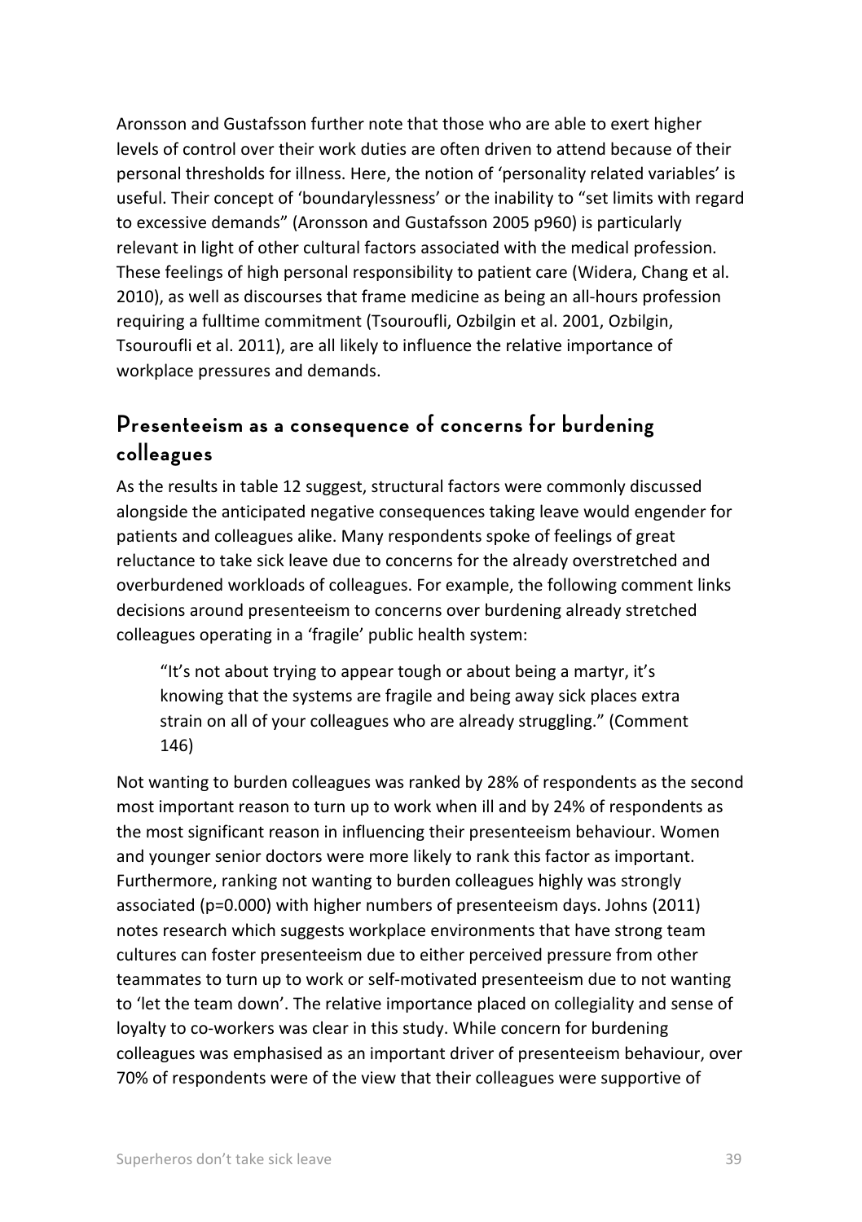Aronsson and Gustafsson further note that those who are able to exert higher levels of control over their work duties are often driven to attend because of their personal thresholds for illness. Here, the notion of 'personality related variables' is useful. Their concept of 'boundarylessness' or the inability to "set limits with regard to excessive demands" (Aronsson and Gustafsson 2005 p960) is particularly relevant in light of other cultural factors associated with the medical profession. These feelings of high personal responsibility to patient care (Widera, Chang et al. 2010), as well as discourses that frame medicine as being an all-hours profession requiring a fulltime commitment (Tsouroufli, Ozbilgin et al. 2001, Ozbilgin, Tsouroufli et al. 2011), are all likely to influence the relative importance of workplace pressures and demands.

## Presenteeism as a consequence of concerns for burdening colleagues

As the results in table 12 suggest, structural factors were commonly discussed alongside the anticipated negative consequences taking leave would engender for patients and colleagues alike. Many respondents spoke of feelings of great reluctance to take sick leave due to concerns for the already overstretched and overburdened workloads of colleagues. For example, the following comment links decisions around presenteeism to concerns over burdening already stretched colleagues operating in a 'fragile' public health system:

> "It's not about trying to appear tough or about being a martyr, it's knowing that the systems are fragile and being away sick places extra strain on all of your colleagues who are already struggling." (Comment 146)

Not wanting to burden colleagues was ranked by 28% of respondents as the second most important reason to turn up to work when ill and by 24% of respondents as the most significant reason in influencing their presenteeism behaviour. Women and younger senior doctors were more likely to rank this factor as important. Furthermore, ranking not wanting to burden colleagues highly was strongly associated ($p=0.000$) with higher numbers of presenteeism days. Johns (2011) notes research which suggests workplace environments that have strong team cultures can foster presenteeism due to either perceived pressure from other teammates to turn up to work or self-motivated presenteeism due to not wanting to 'let the team down'. The relative importance placed on collegiality and sense of loyalty to co-workers was clear in this study. While concern for burdening colleagues was emphasised as an important driver of presenteeism behaviour, over 70% of respondents were of the view that their colleagues were supportive of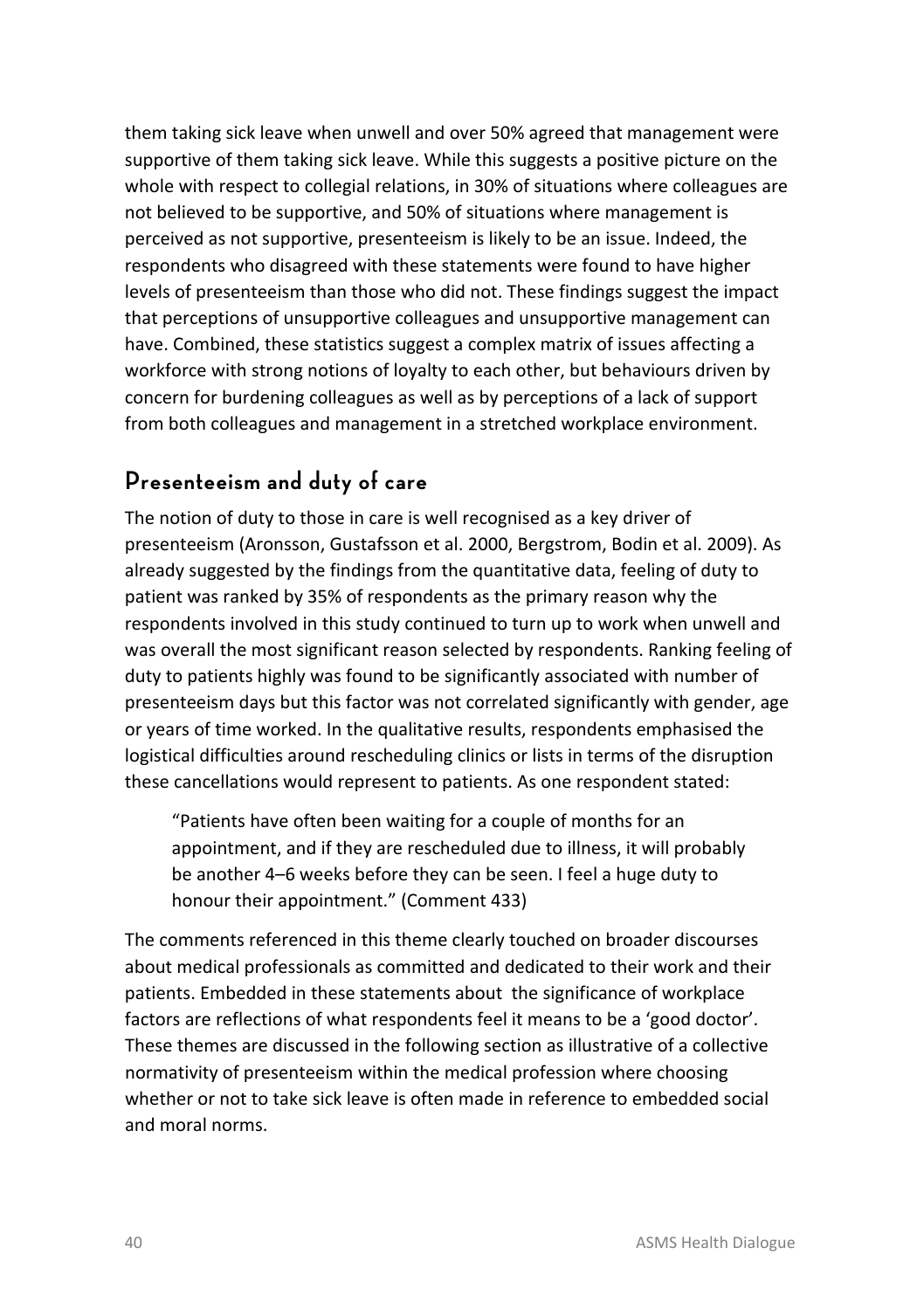them taking sick leave when unwell and over 50% agreed that management were supportive of them taking sick leave. While this suggests a positive picture on the whole with respect to collegial relations, in 30% of situations where colleagues are not believed to be supportive, and 50% of situations where management is perceived as not supportive, presenteeism is likely to be an issue. Indeed, the respondents who disagreed with these statements were found to have higher levels of presenteeism than those who did not. These findings suggest the impact that perceptions of unsupportive colleagues and unsupportive management can have. Combined, these statistics suggest a complex matrix of issues affecting a workforce with strong notions of loyalty to each other, but behaviours driven by concern for burdening colleagues as well as by perceptions of a lack of support from both colleagues and management in a stretched workplace environment.

## Presenteeism and duty of care

The notion of duty to those in care is well recognised as a key driver of presenteeism (Aronsson, Gustafsson et al. 2000, Bergstrom, Bodin et al. 2009). As already suggested by the findings from the quantitative data, feeling of duty to patient was ranked by 35% of respondents as the primary reason why the respondents involved in this study continued to turn up to work when unwell and was overall the most significant reason selected by respondents. Ranking feeling of duty to patients highly was found to be significantly associated with number of presenteeism days but this factor was not correlated significantly with gender, age or years of time worked. In the qualitative results, respondents emphasised the logistical difficulties around rescheduling clinics or lists in terms of the disruption these cancellations would represent to patients. As one respondent stated:

> "Patients have often been waiting for a couple of months for an appointment, and if they are rescheduled due to illness, it will probably be another 4–6 weeks before they can be seen. I feel a huge duty to honour their appointment." (Comment 433)

The comments referenced in this theme clearly touched on broader discourses about medical professionals as committed and dedicated to their work and their patients. Embedded in these statements about the significance of workplace factors are reflections of what respondents feel it means to be a 'good doctor'. These themes are discussed in the following section as illustrative of a collective normativity of presenteeism within the medical profession where choosing whether or not to take sick leave is often made in reference to embedded social and moral norms.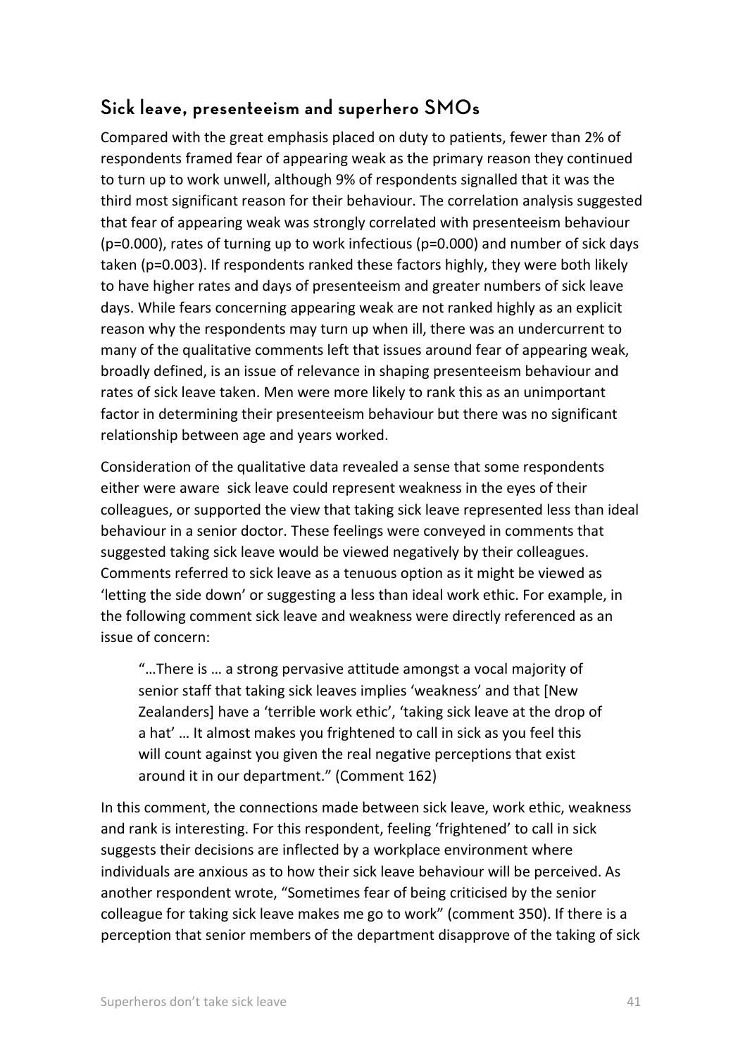## Sick leave, presenteeism and superhero SMOs

Compared with the great emphasis placed on duty to patients, fewer than 2% of respondents framed fear of appearing weak as the primary reason they continued to turn up to work unwell, although 9% of respondents signalled that it was the third most significant reason for their behaviour. The correlation analysis suggested that fear of appearing weak was strongly correlated with presenteeism behaviour ($p=0.000$), rates of turning up to work infectious ($p=0.000$) and number of sick days taken ($p=0.003$). If respondents ranked these factors highly, they were both likely to have higher rates and days of presenteeism and greater numbers of sick leave days. While fears concerning appearing weak are not ranked highly as an explicit reason why the respondents may turn up when ill, there was an undercurrent to many of the qualitative comments left that issues around fear of appearing weak, broadly defined, is an issue of relevance in shaping presenteeism behaviour and rates of sick leave taken. Men were more likely to rank this as an unimportant factor in determining their presenteeism behaviour but there was no significant relationship between age and years worked.

Consideration of the qualitative data revealed a sense that some respondents either were aware sick leave could represent weakness in the eyes of their colleagues, or supported the view that taking sick leave represented less than ideal behaviour in a senior doctor. These feelings were conveyed in comments that suggested taking sick leave would be viewed negatively by their colleagues. Comments referred to sick leave as a tenuous option as it might be viewed as 'letting the side down' or suggesting a less than ideal work ethic. For example, in the following comment sick leave and weakness were directly referenced as an issue of concern:

> "…There is … a strong pervasive attitude amongst a vocal majority of senior staff that taking sick leaves implies 'weakness' and that [New Zealanders] have a 'terrible work ethic', 'taking sick leave at the drop of a hat' … It almost makes you frightened to call in sick as you feel this will count against you given the real negative perceptions that exist around it in our department." (Comment 162)

In this comment, the connections made between sick leave, work ethic, weakness and rank is interesting. For this respondent, feeling 'frightened' to call in sick suggests their decisions are inflected by a workplace environment where individuals are anxious as to how their sick leave behaviour will be perceived. As another respondent wrote, "Sometimes fear of being criticised by the senior colleague for taking sick leave makes me go to work" (comment 350). If there is a perception that senior members of the department disapprove of the taking of sick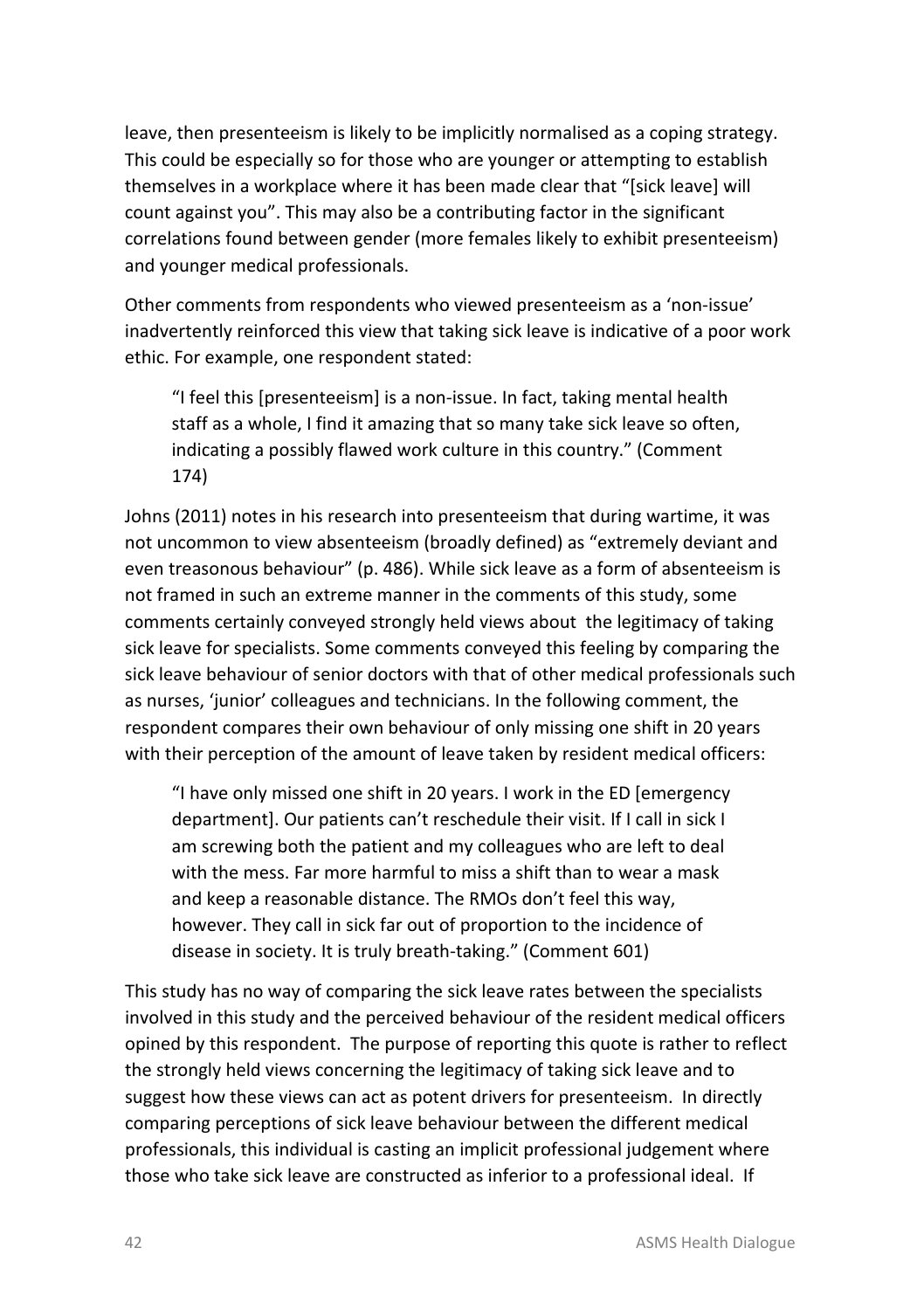leave, then presenteeism is likely to be implicitly normalised as a coping strategy. This could be especially so for those who are younger or attempting to establish themselves in a workplace where it has been made clear that "[sick leave] will count against you". This may also be a contributing factor in the significant correlations found between gender (more females likely to exhibit presenteeism) and younger medical professionals.

Other comments from respondents who viewed presenteeism as a 'non-issue' inadvertently reinforced this view that taking sick leave is indicative of a poor work ethic. For example, one respondent stated:

> "I feel this [presenteeism] is a non-issue. In fact, taking mental health staff as a whole, I find it amazing that so many take sick leave so often, indicating a possibly flawed work culture in this country." (Comment 174)

Johns (2011) notes in his research into presenteeism that during wartime, it was not uncommon to view absenteeism (broadly defined) as "extremely deviant and even treasonous behaviour" (p. 486). While sick leave as a form of absenteeism is not framed in such an extreme manner in the comments of this study, some comments certainly conveyed strongly held views about the legitimacy of taking sick leave for specialists. Some comments conveyed this feeling by comparing the sick leave behaviour of senior doctors with that of other medical professionals such as nurses, 'junior' colleagues and technicians. In the following comment, the respondent compares their own behaviour of only missing one shift in 20 years with their perception of the amount of leave taken by resident medical officers:

> "I have only missed one shift in 20 years. I work in the ED [emergency department]. Our patients can't reschedule their visit. If I call in sick I am screwing both the patient and my colleagues who are left to deal with the mess. Far more harmful to miss a shift than to wear a mask and keep a reasonable distance. The RMOs don't feel this way, however. They call in sick far out of proportion to the incidence of disease in society. It is truly breath-taking." (Comment 601)

This study has no way of comparing the sick leave rates between the specialists involved in this study and the perceived behaviour of the resident medical officers opined by this respondent. The purpose of reporting this quote is rather to reflect the strongly held views concerning the legitimacy of taking sick leave and to suggest how these views can act as potent drivers for presenteeism. In directly comparing perceptions of sick leave behaviour between the different medical professionals, this individual is casting an implicit professional judgement where those who take sick leave are constructed as inferior to a professional ideal. If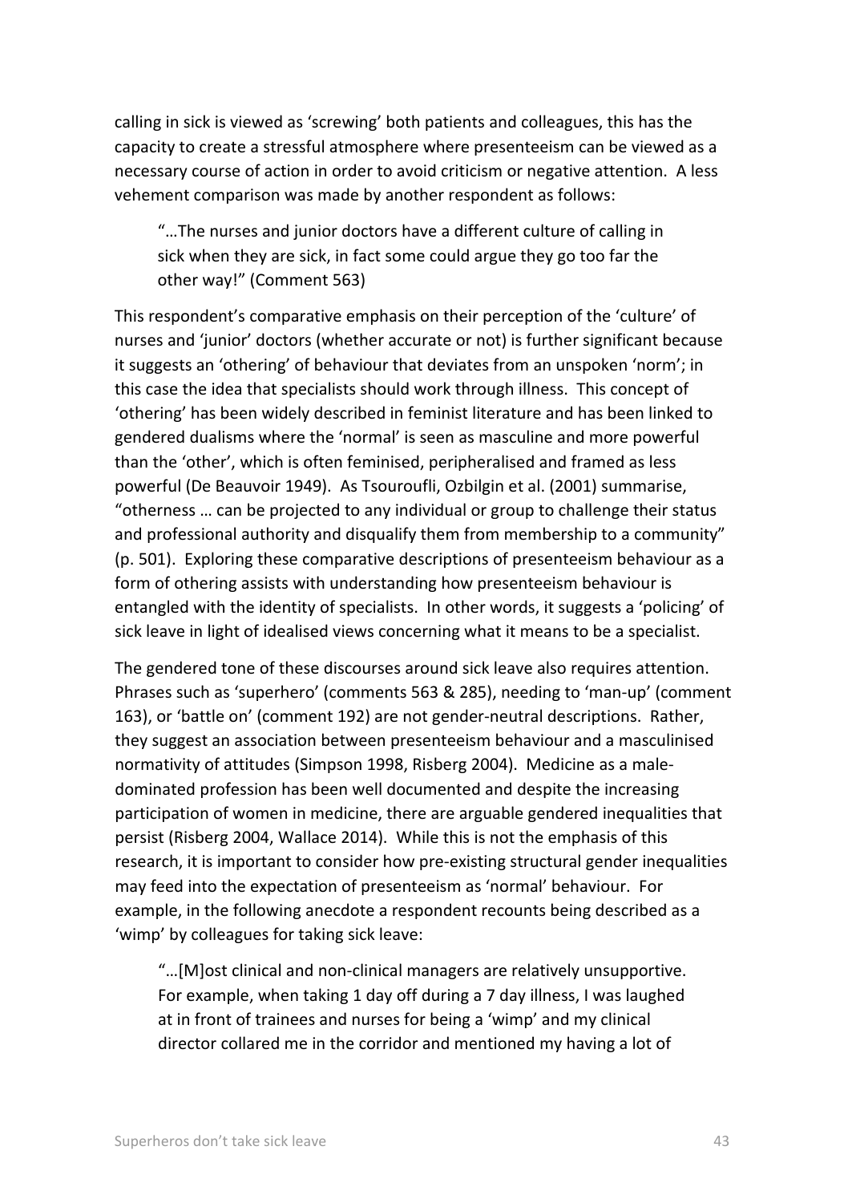calling in sick is viewed as 'screwing' both patients and colleagues, this has the capacity to create a stressful atmosphere where presenteeism can be viewed as a necessary course of action in order to avoid criticism or negative attention. A less vehement comparison was made by another respondent as follows:

> "…The nurses and junior doctors have a different culture of calling in sick when they are sick, in fact some could argue they go too far the other way!" (Comment 563)

This respondent's comparative emphasis on their perception of the 'culture' of nurses and 'junior' doctors (whether accurate or not) is further significant because it suggests an 'othering' of behaviour that deviates from an unspoken 'norm'; in this case the idea that specialists should work through illness. This concept of 'othering' has been widely described in feminist literature and has been linked to gendered dualisms where the 'normal' is seen as masculine and more powerful than the 'other', which is often feminised, peripheralised and framed as less powerful (De Beauvoir 1949). As Tsouroufli, Ozbilgin et al. (2001) summarise, "otherness … can be projected to any individual or group to challenge their status and professional authority and disqualify them from membership to a community" (p. 501). Exploring these comparative descriptions of presenteeism behaviour as a form of othering assists with understanding how presenteeism behaviour is entangled with the identity of specialists. In other words, it suggests a 'policing' of sick leave in light of idealised views concerning what it means to be a specialist.

The gendered tone of these discourses around sick leave also requires attention. Phrases such as 'superhero' (comments 563 & 285), needing to 'man-up' (comment 163), or 'battle on' (comment 192) are not gender-neutral descriptions. Rather, they suggest an association between presenteeism behaviour and a masculinised normativity of attitudes (Simpson 1998, Risberg 2004). Medicine as a male-dominated profession has been well documented and despite the increasing participation of women in medicine, there are arguable gendered inequalities that persist (Risberg 2004, Wallace 2014). While this is not the emphasis of this research, it is important to consider how pre-existing structural gender inequalities may feed into the expectation of presenteeism as 'normal' behaviour. For example, in the following anecdote a respondent recounts being described as a 'wimp' by colleagues for taking sick leave:

> "…[M]ost clinical and non-clinical managers are relatively unsupportive. For example, when taking 1 day off during a 7 day illness, I was laughed at in front of trainees and nurses for being a 'wimp' and my clinical director collared me in the corridor and mentioned my having a lot of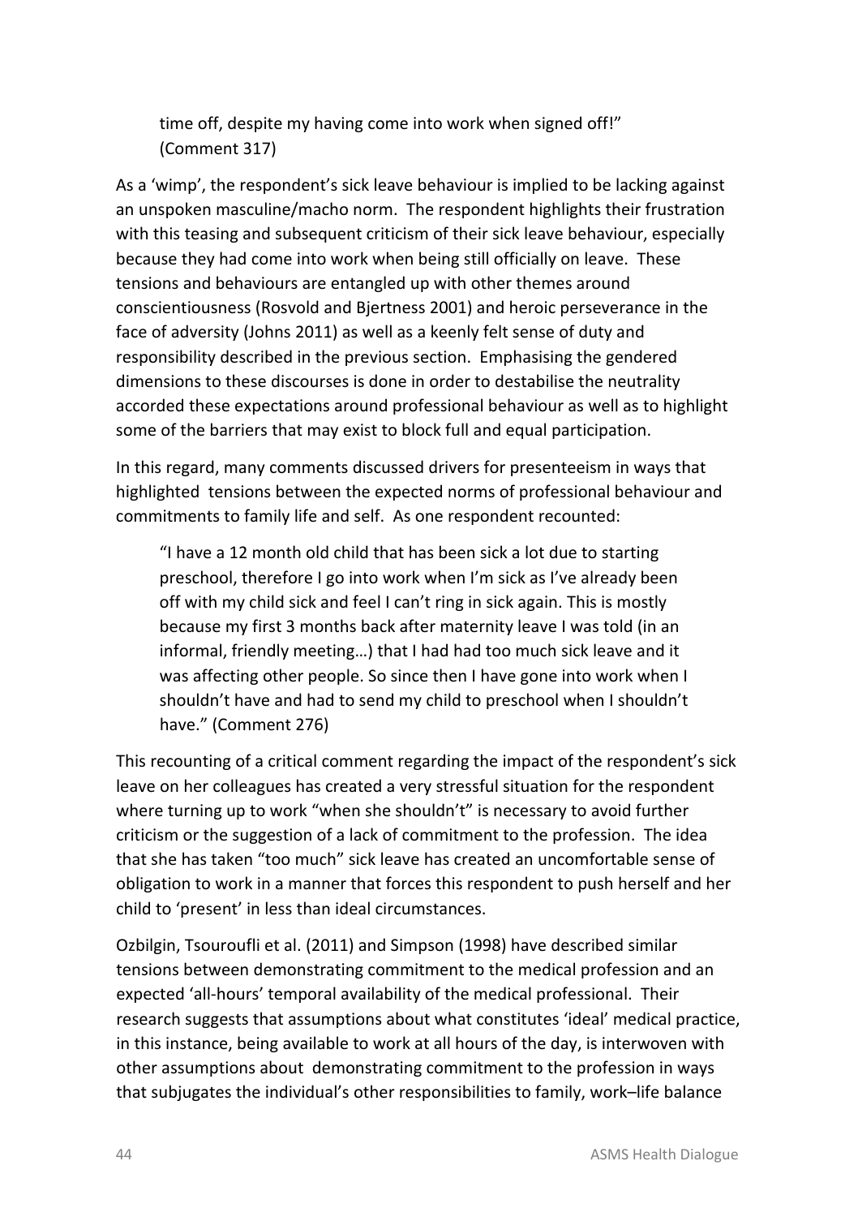> time off, despite my having come into work when signed off!" (Comment 317)

As a 'wimp', the respondent's sick leave behaviour is implied to be lacking against an unspoken masculine/macho norm. The respondent highlights their frustration with this teasing and subsequent criticism of their sick leave behaviour, especially because they had come into work when being still officially on leave. These tensions and behaviours are entangled up with other themes around conscientiousness (Rosvold and Bjertness 2001) and heroic perseverance in the face of adversity (Johns 2011) as well as a keenly felt sense of duty and responsibility described in the previous section. Emphasising the gendered dimensions to these discourses is done in order to destabilise the neutrality accorded these expectations around professional behaviour as well as to highlight some of the barriers that may exist to block full and equal participation.

In this regard, many comments discussed drivers for presenteeism in ways that highlighted tensions between the expected norms of professional behaviour and commitments to family life and self. As one respondent recounted:

> "I have a 12 month old child that has been sick a lot due to starting preschool, therefore I go into work when I'm sick as I've already been off with my child sick and feel I can't ring in sick again. This is mostly because my first 3 months back after maternity leave I was told (in an informal, friendly meeting…) that I had had too much sick leave and it was affecting other people. So since then I have gone into work when I shouldn't have and had to send my child to preschool when I shouldn't have." (Comment 276)

This recounting of a critical comment regarding the impact of the respondent's sick leave on her colleagues has created a very stressful situation for the respondent where turning up to work "when she shouldn't" is necessary to avoid further criticism or the suggestion of a lack of commitment to the profession. The idea that she has taken "too much" sick leave has created an uncomfortable sense of obligation to work in a manner that forces this respondent to push herself and her child to 'present' in less than ideal circumstances.

Ozbilgin, Tsouroufli et al. (2011) and Simpson (1998) have described similar tensions between demonstrating commitment to the medical profession and an expected 'all-hours' temporal availability of the medical professional. Their research suggests that assumptions about what constitutes 'ideal' medical practice, in this instance, being available to work at all hours of the day, is interwoven with other assumptions about demonstrating commitment to the profession in ways that subjugates the individual's other responsibilities to family, work–life balance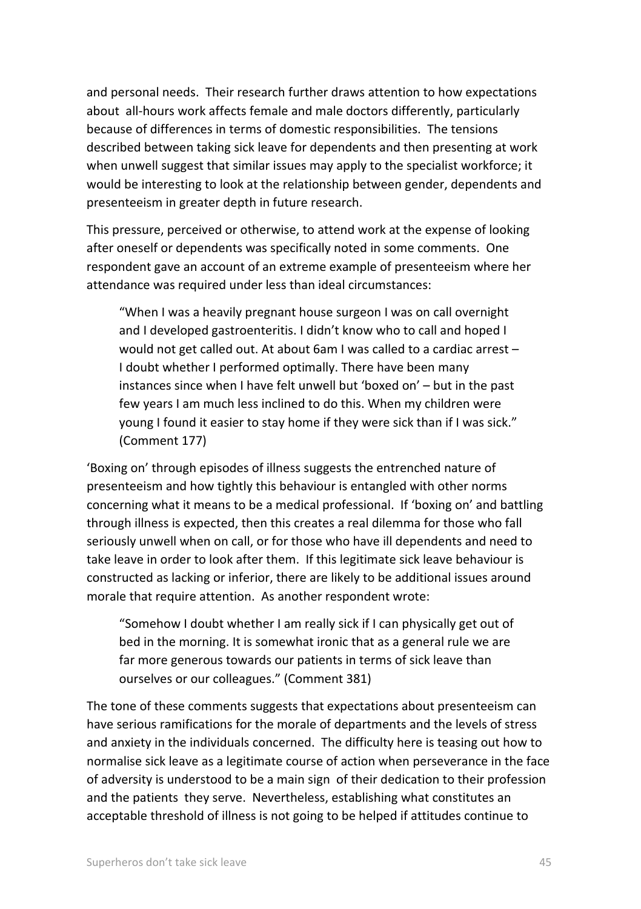and personal needs. Their research further draws attention to how expectations about all-hours work affects female and male doctors differently, particularly because of differences in terms of domestic responsibilities. The tensions described between taking sick leave for dependents and then presenting at work when unwell suggest that similar issues may apply to the specialist workforce; it would be interesting to look at the relationship between gender, dependents and presenteeism in greater depth in future research.

This pressure, perceived or otherwise, to attend work at the expense of looking after oneself or dependents was specifically noted in some comments. One respondent gave an account of an extreme example of presenteeism where her attendance was required under less than ideal circumstances:

> "When I was a heavily pregnant house surgeon I was on call overnight and I developed gastroenteritis. I didn't know who to call and hoped I would not get called out. At about 6am I was called to a cardiac arrest – I doubt whether I performed optimally. There have been many instances since when I have felt unwell but 'boxed on' – but in the past few years I am much less inclined to do this. When my children were young I found it easier to stay home if they were sick than if I was sick." (Comment 177)

'Boxing on' through episodes of illness suggests the entrenched nature of presenteeism and how tightly this behaviour is entangled with other norms concerning what it means to be a medical professional. If 'boxing on' and battling through illness is expected, then this creates a real dilemma for those who fall seriously unwell when on call, or for those who have ill dependents and need to take leave in order to look after them. If this legitimate sick leave behaviour is constructed as lacking or inferior, there are likely to be additional issues around morale that require attention. As another respondent wrote:

> "Somehow I doubt whether I am really sick if I can physically get out of bed in the morning. It is somewhat ironic that as a general rule we are far more generous towards our patients in terms of sick leave than ourselves or our colleagues." (Comment 381)

The tone of these comments suggests that expectations about presenteeism can have serious ramifications for the morale of departments and the levels of stress and anxiety in the individuals concerned. The difficulty here is teasing out how to normalise sick leave as a legitimate course of action when perseverance in the face of adversity is understood to be a main sign of their dedication to their profession and the patients they serve. Nevertheless, establishing what constitutes an acceptable threshold of illness is not going to be helped if attitudes continue to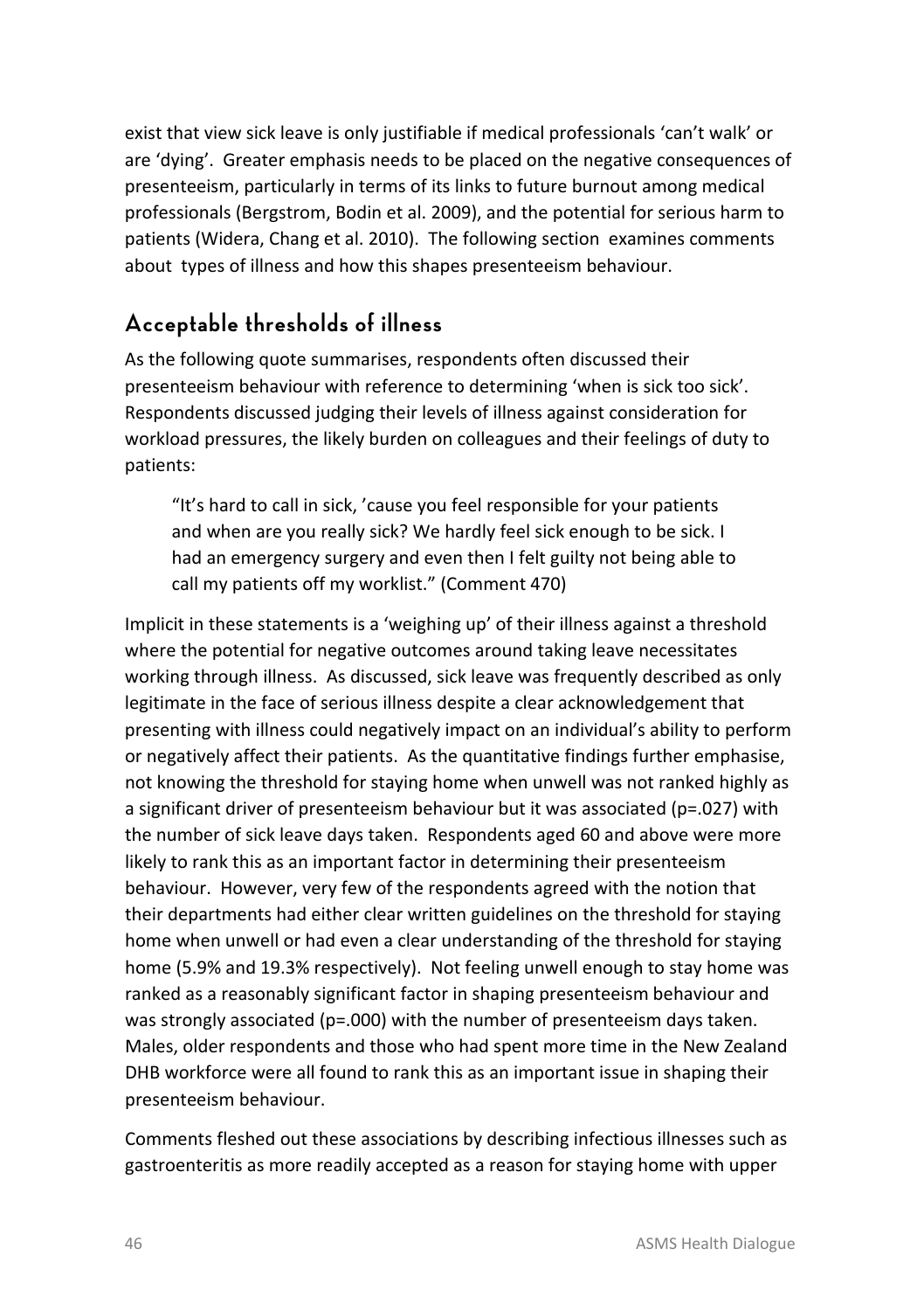exist that view sick leave is only justifiable if medical professionals 'can't walk' or are 'dying'. Greater emphasis needs to be placed on the negative consequences of presenteeism, particularly in terms of its links to future burnout among medical professionals (Bergstrom, Bodin et al. 2009), and the potential for serious harm to patients (Widera, Chang et al. 2010). The following section examines comments about types of illness and how this shapes presenteeism behaviour.

## Acceptable thresholds of illness

As the following quote summarises, respondents often discussed their presenteeism behaviour with reference to determining 'when is sick too sick'. Respondents discussed judging their levels of illness against consideration for workload pressures, the likely burden on colleagues and their feelings of duty to patients:

> "It's hard to call in sick, 'cause you feel responsible for your patients and when are you really sick? We hardly feel sick enough to be sick. I had an emergency surgery and even then I felt guilty not being able to call my patients off my worklist." (Comment 470)

Implicit in these statements is a 'weighing up' of their illness against a threshold where the potential for negative outcomes around taking leave necessitates working through illness. As discussed, sick leave was frequently described as only legitimate in the face of serious illness despite a clear acknowledgement that presenting with illness could negatively impact on an individual's ability to perform or negatively affect their patients. As the quantitative findings further emphasise, not knowing the threshold for staying home when unwell was not ranked highly as a significant driver of presenteeism behaviour but it was associated ($p=.027$) with the number of sick leave days taken. Respondents aged 60 and above were more likely to rank this as an important factor in determining their presenteeism behaviour. However, very few of the respondents agreed with the notion that their departments had either clear written guidelines on the threshold for staying home when unwell or had even a clear understanding of the threshold for staying home (5.9% and 19.3% respectively). Not feeling unwell enough to stay home was ranked as a reasonably significant factor in shaping presenteeism behaviour and was strongly associated ($p=.000$) with the number of presenteeism days taken. Males, older respondents and those who had spent more time in the New Zealand DHB workforce were all found to rank this as an important issue in shaping their presenteeism behaviour.

Comments fleshed out these associations by describing infectious illnesses such as gastroenteritis as more readily accepted as a reason for staying home with upper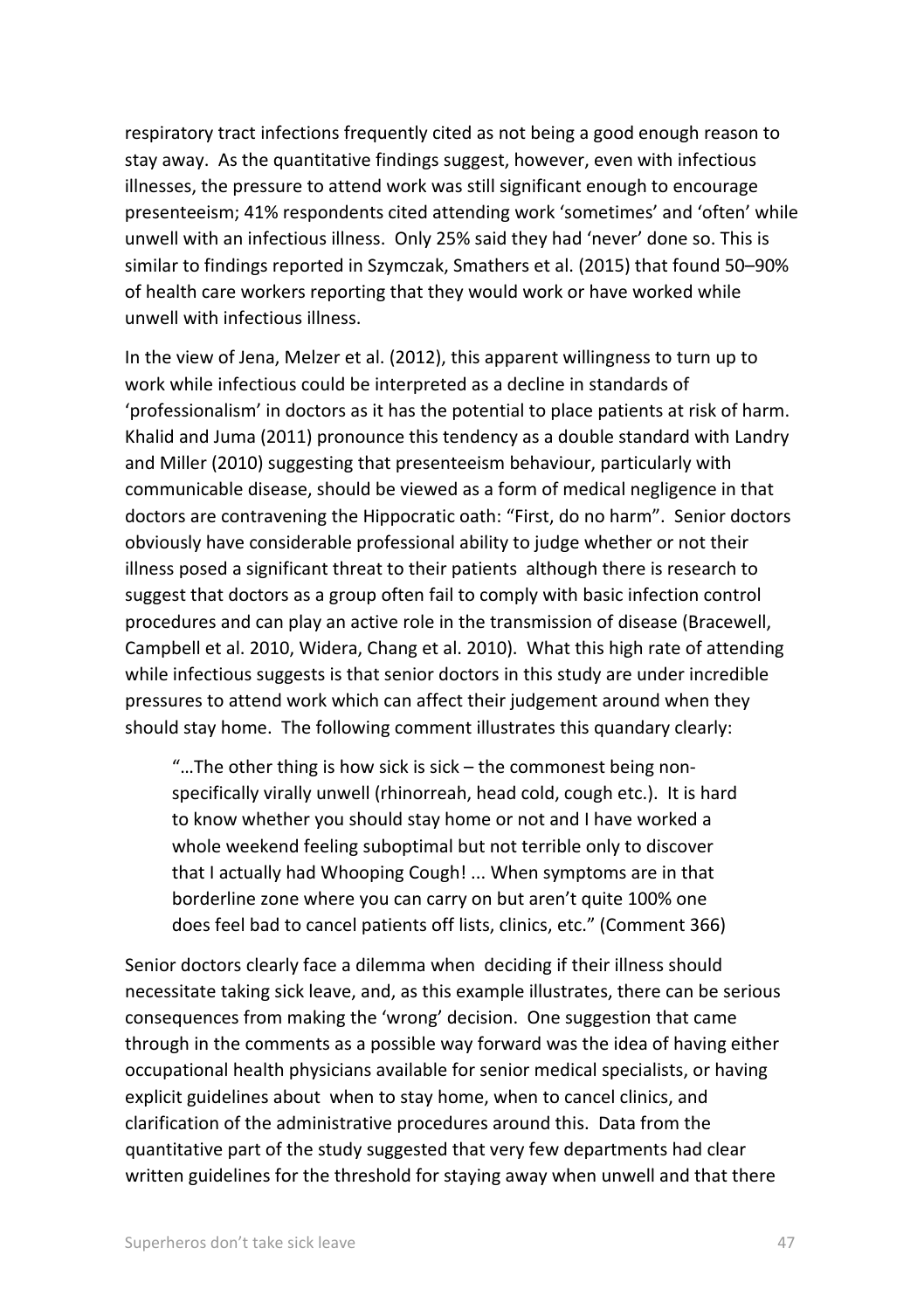respiratory tract infections frequently cited as not being a good enough reason to stay away. As the quantitative findings suggest, however, even with infectious illnesses, the pressure to attend work was still significant enough to encourage presenteeism; 41% respondents cited attending work 'sometimes' and 'often' while unwell with an infectious illness. Only 25% said they had 'never' done so. This is similar to findings reported in Szymczak, Smathers et al. (2015) that found 50–90% of health care workers reporting that they would work or have worked while unwell with infectious illness.

In the view of Jena, Melzer et al. (2012), this apparent willingness to turn up to work while infectious could be interpreted as a decline in standards of 'professionalism' in doctors as it has the potential to place patients at risk of harm. Khalid and Juma (2011) pronounce this tendency as a double standard with Landry and Miller (2010) suggesting that presenteeism behaviour, particularly with communicable disease, should be viewed as a form of medical negligence in that doctors are contravening the Hippocratic oath: "First, do no harm". Senior doctors obviously have considerable professional ability to judge whether or not their illness posed a significant threat to their patients although there is research to suggest that doctors as a group often fail to comply with basic infection control procedures and can play an active role in the transmission of disease (Bracewell, Campbell et al. 2010, Widera, Chang et al. 2010). What this high rate of attending while infectious suggests is that senior doctors in this study are under incredible pressures to attend work which can affect their judgement around when they should stay home. The following comment illustrates this quandary clearly:

> "…The other thing is how sick is sick – the commonest being non-specifically virally unwell (rhinorreah, head cold, cough etc.). It is hard to know whether you should stay home or not and I have worked a whole weekend feeling suboptimal but not terrible only to discover that I actually had Whooping Cough! ... When symptoms are in that borderline zone where you can carry on but aren't quite 100% one does feel bad to cancel patients off lists, clinics, etc." (Comment 366)

Senior doctors clearly face a dilemma when deciding if their illness should necessitate taking sick leave, and, as this example illustrates, there can be serious consequences from making the 'wrong' decision. One suggestion that came through in the comments as a possible way forward was the idea of having either occupational health physicians available for senior medical specialists, or having explicit guidelines about when to stay home, when to cancel clinics, and clarification of the administrative procedures around this. Data from the quantitative part of the study suggested that very few departments had clear written guidelines for the threshold for staying away when unwell and that there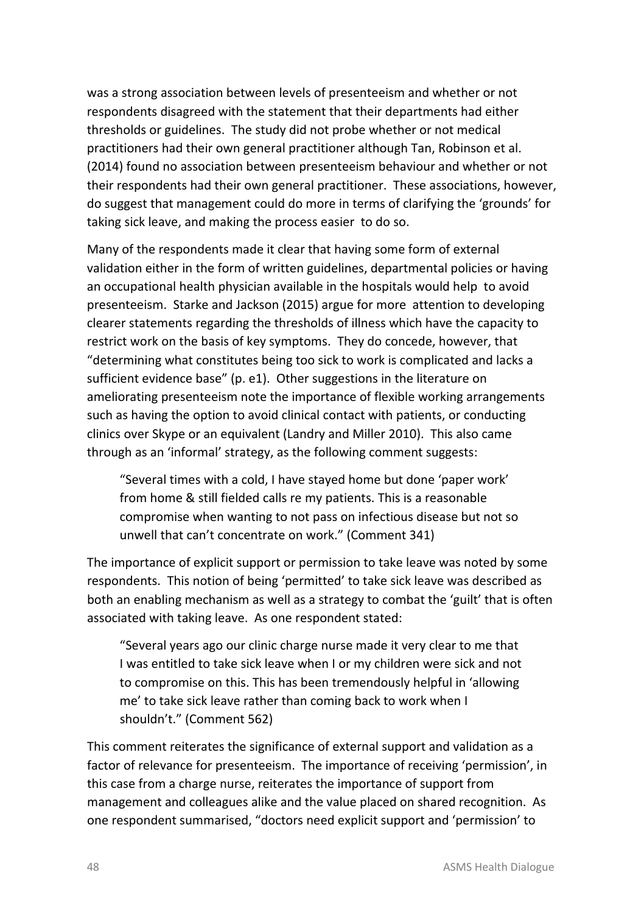was a strong association between levels of presenteeism and whether or not respondents disagreed with the statement that their departments had either thresholds or guidelines. The study did not probe whether or not medical practitioners had their own general practitioner although Tan, Robinson et al. (2014) found no association between presenteeism behaviour and whether or not their respondents had their own general practitioner. These associations, however, do suggest that management could do more in terms of clarifying the 'grounds' for taking sick leave, and making the process easier to do so.

Many of the respondents made it clear that having some form of external validation either in the form of written guidelines, departmental policies or having an occupational health physician available in the hospitals would help to avoid presenteeism. Starke and Jackson (2015) argue for more attention to developing clearer statements regarding the thresholds of illness which have the capacity to restrict work on the basis of key symptoms. They do concede, however, that "determining what constitutes being too sick to work is complicated and lacks a sufficient evidence base" (p. e1). Other suggestions in the literature on ameliorating presenteeism note the importance of flexible working arrangements such as having the option to avoid clinical contact with patients, or conducting clinics over Skype or an equivalent (Landry and Miller 2010). This also came through as an 'informal' strategy, as the following comment suggests:

> "Several times with a cold, I have stayed home but done 'paper work' from home & still fielded calls re my patients. This is a reasonable compromise when wanting to not pass on infectious disease but not so unwell that can't concentrate on work." (Comment 341)

The importance of explicit support or permission to take leave was noted by some respondents. This notion of being 'permitted' to take sick leave was described as both an enabling mechanism as well as a strategy to combat the 'guilt' that is often associated with taking leave. As one respondent stated:

> "Several years ago our clinic charge nurse made it very clear to me that I was entitled to take sick leave when I or my children were sick and not to compromise on this. This has been tremendously helpful in 'allowing me' to take sick leave rather than coming back to work when I shouldn't." (Comment 562)

This comment reiterates the significance of external support and validation as a factor of relevance for presenteeism. The importance of receiving 'permission', in this case from a charge nurse, reiterates the importance of support from management and colleagues alike and the value placed on shared recognition. As one respondent summarised, "doctors need explicit support and 'permission' to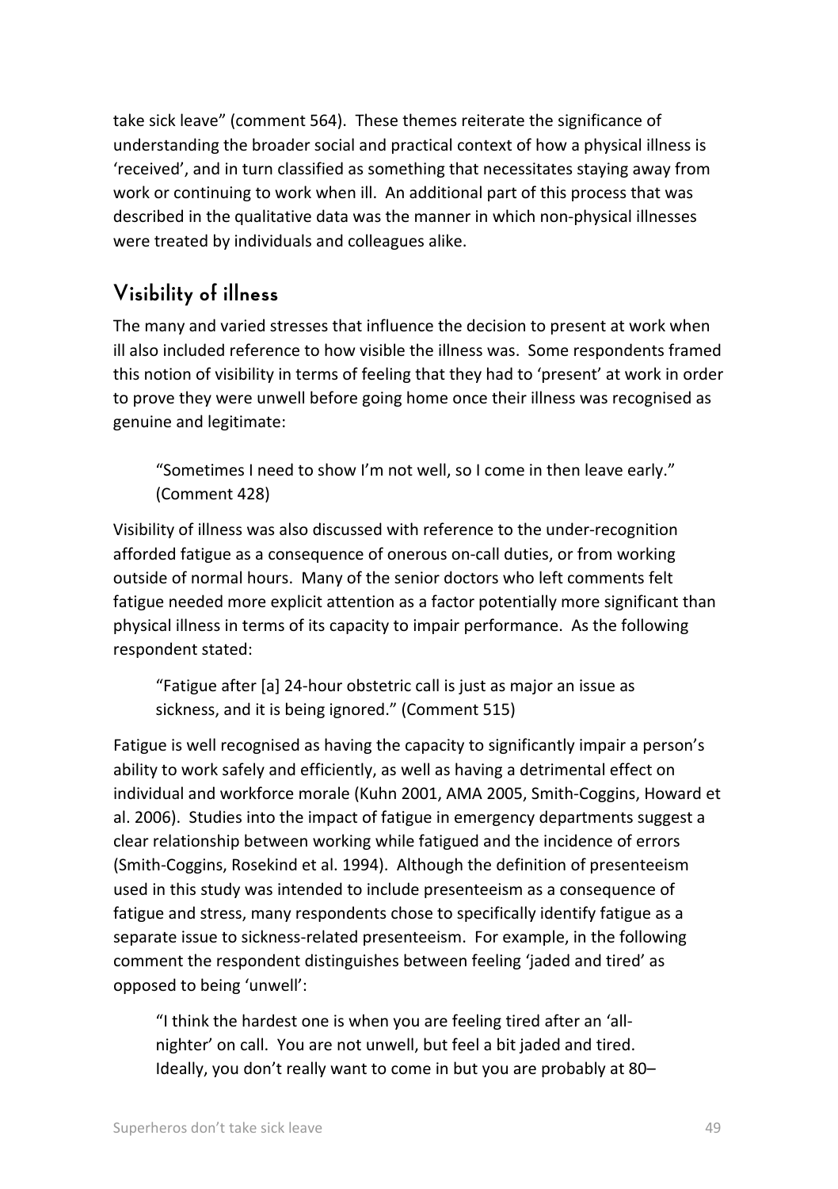take sick leave" (comment 564). These themes reiterate the significance of understanding the broader social and practical context of how a physical illness is 'received', and in turn classified as something that necessitates staying away from work or continuing to work when ill. An additional part of this process that was described in the qualitative data was the manner in which non-physical illnesses were treated by individuals and colleagues alike.

## Visibility of illness

The many and varied stresses that influence the decision to present at work when ill also included reference to how visible the illness was. Some respondents framed this notion of visibility in terms of feeling that they had to 'present' at work in order to prove they were unwell before going home once their illness was recognised as genuine and legitimate:

> "Sometimes I need to show I'm not well, so I come in then leave early." (Comment 428)

Visibility of illness was also discussed with reference to the under-recognition afforded fatigue as a consequence of onerous on-call duties, or from working outside of normal hours. Many of the senior doctors who left comments felt fatigue needed more explicit attention as a factor potentially more significant than physical illness in terms of its capacity to impair performance. As the following respondent stated:

> "Fatigue after [a] 24-hour obstetric call is just as major an issue as sickness, and it is being ignored." (Comment 515)

Fatigue is well recognised as having the capacity to significantly impair a person's ability to work safely and efficiently, as well as having a detrimental effect on individual and workforce morale (Kuhn 2001, AMA 2005, Smith-Coggins, Howard et al. 2006). Studies into the impact of fatigue in emergency departments suggest a clear relationship between working while fatigued and the incidence of errors (Smith-Coggins, Rosekind et al. 1994). Although the definition of presenteeism used in this study was intended to include presenteeism as a consequence of fatigue and stress, many respondents chose to specifically identify fatigue as a separate issue to sickness-related presenteeism. For example, in the following comment the respondent distinguishes between feeling 'jaded and tired' as opposed to being 'unwell':

> "I think the hardest one is when you are feeling tired after an 'all-nighter' on call. You are not unwell, but feel a bit jaded and tired. Ideally, you don't really want to come in but you are probably at 80–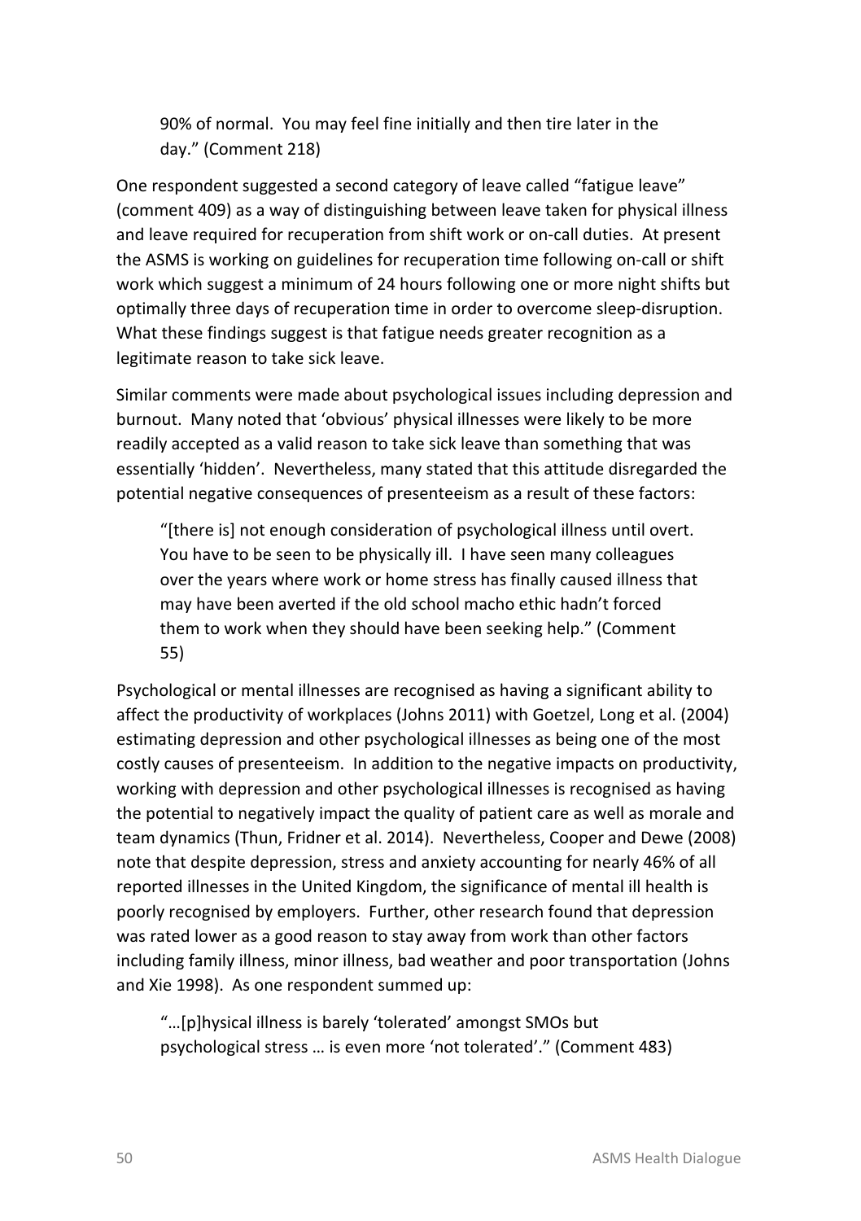> 90% of normal. You may feel fine initially and then tire later in the day." (Comment 218)

One respondent suggested a second category of leave called "fatigue leave" (comment 409) as a way of distinguishing between leave taken for physical illness and leave required for recuperation from shift work or on-call duties. At present the ASMS is working on guidelines for recuperation time following on-call or shift work which suggest a minimum of 24 hours following one or more night shifts but optimally three days of recuperation time in order to overcome sleep-disruption. What these findings suggest is that fatigue needs greater recognition as a legitimate reason to take sick leave.

Similar comments were made about psychological issues including depression and burnout. Many noted that 'obvious' physical illnesses were likely to be more readily accepted as a valid reason to take sick leave than something that was essentially 'hidden'. Nevertheless, many stated that this attitude disregarded the potential negative consequences of presenteeism as a result of these factors:

> "[there is] not enough consideration of psychological illness until overt. You have to be seen to be physically ill. I have seen many colleagues over the years where work or home stress has finally caused illness that may have been averted if the old school macho ethic hadn't forced them to work when they should have been seeking help." (Comment 55)

Psychological or mental illnesses are recognised as having a significant ability to affect the productivity of workplaces (Johns 2011) with Goetzel, Long et al. (2004) estimating depression and other psychological illnesses as being one of the most costly causes of presenteeism. In addition to the negative impacts on productivity, working with depression and other psychological illnesses is recognised as having the potential to negatively impact the quality of patient care as well as morale and team dynamics (Thun, Fridner et al. 2014). Nevertheless, Cooper and Dewe (2008) note that despite depression, stress and anxiety accounting for nearly 46% of all reported illnesses in the United Kingdom, the significance of mental ill health is poorly recognised by employers. Further, other research found that depression was rated lower as a good reason to stay away from work than other factors including family illness, minor illness, bad weather and poor transportation (Johns and Xie 1998). As one respondent summed up:

> "…[p]hysical illness is barely 'tolerated' amongst SMOs but psychological stress … is even more 'not tolerated'." (Comment 483)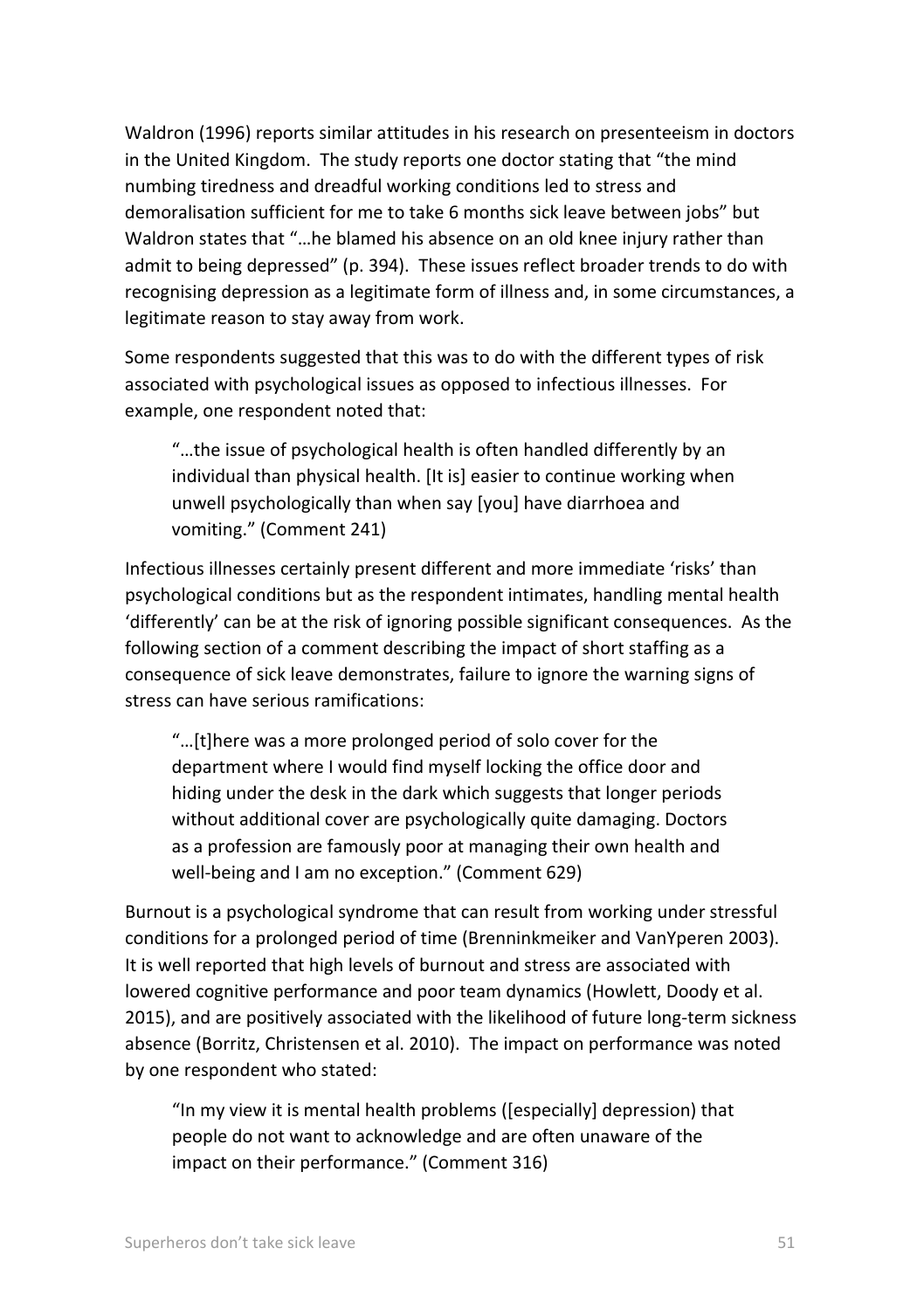Waldron (1996) reports similar attitudes in his research on presenteeism in doctors in the United Kingdom. The study reports one doctor stating that "the mind numbing tiredness and dreadful working conditions led to stress and demoralisation sufficient for me to take 6 months sick leave between jobs" but Waldron states that "…he blamed his absence on an old knee injury rather than admit to being depressed" (p. 394). These issues reflect broader trends to do with recognising depression as a legitimate form of illness and, in some circumstances, a legitimate reason to stay away from work.

Some respondents suggested that this was to do with the different types of risk associated with psychological issues as opposed to infectious illnesses. For example, one respondent noted that:

> "…the issue of psychological health is often handled differently by an individual than physical health. [It is] easier to continue working when unwell psychologically than when say [you] have diarrhoea and vomiting." (Comment 241)

Infectious illnesses certainly present different and more immediate 'risks' than psychological conditions but as the respondent intimates, handling mental health 'differently' can be at the risk of ignoring possible significant consequences. As the following section of a comment describing the impact of short staffing as a consequence of sick leave demonstrates, failure to ignore the warning signs of stress can have serious ramifications:

> "…[t]here was a more prolonged period of solo cover for the department where I would find myself locking the office door and hiding under the desk in the dark which suggests that longer periods without additional cover are psychologically quite damaging. Doctors as a profession are famously poor at managing their own health and well-being and I am no exception." (Comment 629)

Burnout is a psychological syndrome that can result from working under stressful conditions for a prolonged period of time (Brenninkmeiker and VanYperen 2003). It is well reported that high levels of burnout and stress are associated with lowered cognitive performance and poor team dynamics (Howlett, Doody et al. 2015), and are positively associated with the likelihood of future long-term sickness absence (Borritz, Christensen et al. 2010). The impact on performance was noted by one respondent who stated:

> "In my view it is mental health problems ([especially] depression) that people do not want to acknowledge and are often unaware of the impact on their performance." (Comment 316)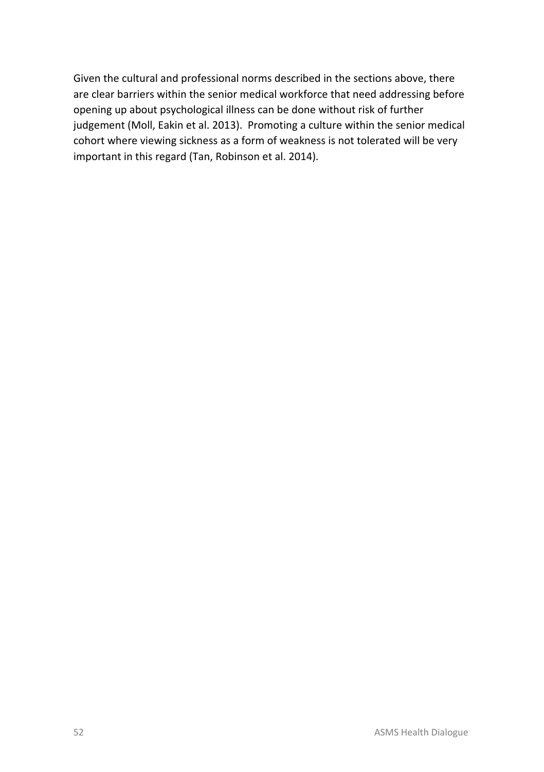Given the cultural and professional norms described in the sections above, there are clear barriers within the senior medical workforce that need addressing before opening up about psychological illness can be done without risk of further judgement (Moll, Eakin et al. 2013). Promoting a culture within the senior medical cohort where viewing sickness as a form of weakness is not tolerated will be very important in this regard (Tan, Robinson et al. 2014).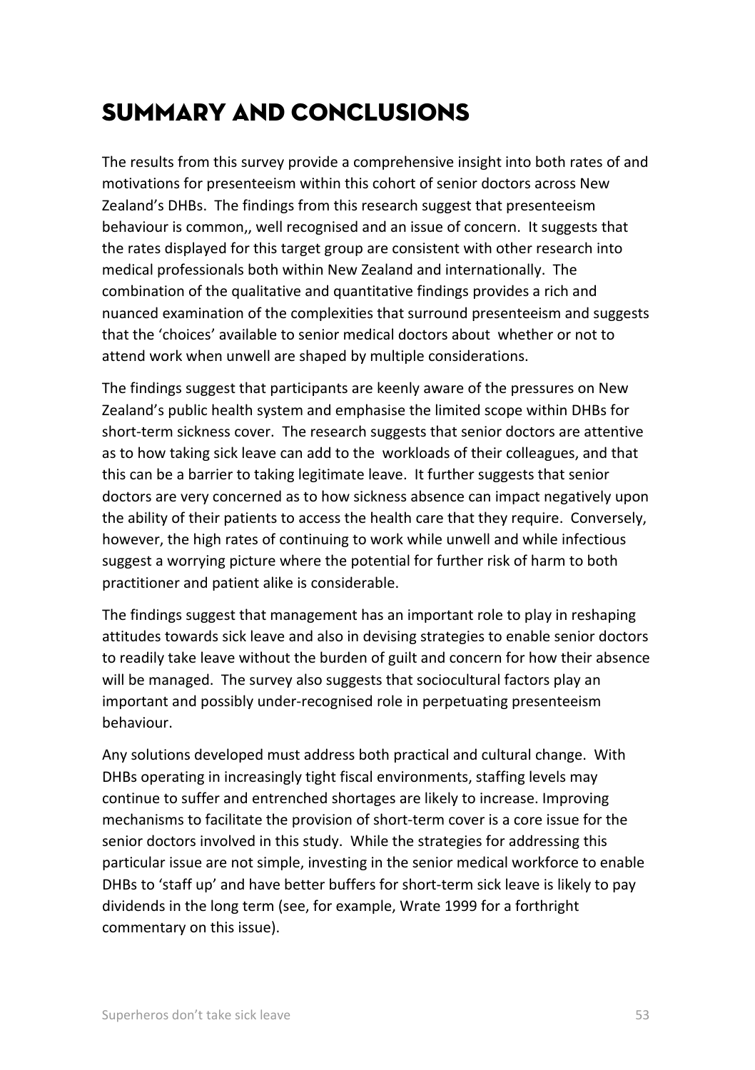# SUMMARY AND CONCLUSIONS

The results from this survey provide a comprehensive insight into both rates of and motivations for presenteeism within this cohort of senior doctors across New Zealand's DHBs. The findings from this research suggest that presenteeism behaviour is common,, well recognised and an issue of concern. It suggests that the rates displayed for this target group are consistent with other research into medical professionals both within New Zealand and internationally. The combination of the qualitative and quantitative findings provides a rich and nuanced examination of the complexities that surround presenteeism and suggests that the 'choices' available to senior medical doctors about whether or not to attend work when unwell are shaped by multiple considerations.

The findings suggest that participants are keenly aware of the pressures on New Zealand's public health system and emphasise the limited scope within DHBs for short-term sickness cover. The research suggests that senior doctors are attentive as to how taking sick leave can add to the workloads of their colleagues, and that this can be a barrier to taking legitimate leave. It further suggests that senior doctors are very concerned as to how sickness absence can impact negatively upon the ability of their patients to access the health care that they require. Conversely, however, the high rates of continuing to work while unwell and while infectious suggest a worrying picture where the potential for further risk of harm to both practitioner and patient alike is considerable.

The findings suggest that management has an important role to play in reshaping attitudes towards sick leave and also in devising strategies to enable senior doctors to readily take leave without the burden of guilt and concern for how their absence will be managed. The survey also suggests that sociocultural factors play an important and possibly under-recognised role in perpetuating presenteeism behaviour.

Any solutions developed must address both practical and cultural change. With DHBs operating in increasingly tight fiscal environments, staffing levels may continue to suffer and entrenched shortages are likely to increase. Improving mechanisms to facilitate the provision of short-term cover is a core issue for the senior doctors involved in this study. While the strategies for addressing this particular issue are not simple, investing in the senior medical workforce to enable DHBs to 'staff up' and have better buffers for short-term sick leave is likely to pay dividends in the long term (see, for example, Wrate 1999 for a forthright commentary on this issue).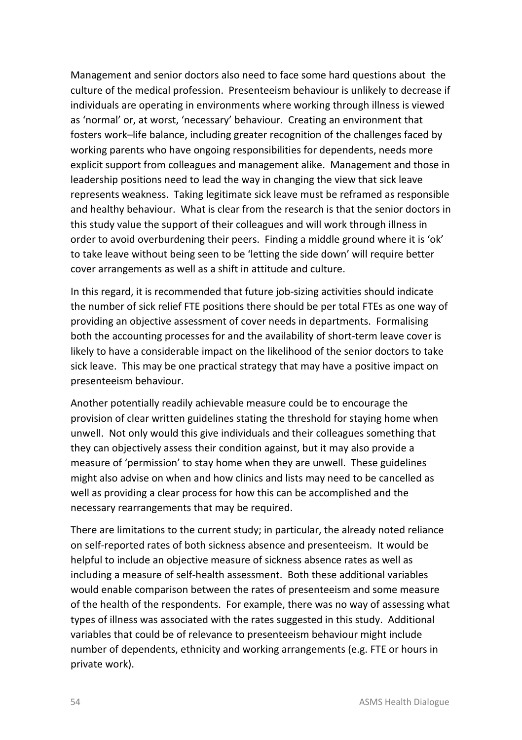Management and senior doctors also need to face some hard questions about the culture of the medical profession. Presenteeism behaviour is unlikely to decrease if individuals are operating in environments where working through illness is viewed as 'normal' or, at worst, 'necessary' behaviour. Creating an environment that fosters work–life balance, including greater recognition of the challenges faced by working parents who have ongoing responsibilities for dependents, needs more explicit support from colleagues and management alike. Management and those in leadership positions need to lead the way in changing the view that sick leave represents weakness. Taking legitimate sick leave must be reframed as responsible and healthy behaviour. What is clear from the research is that the senior doctors in this study value the support of their colleagues and will work through illness in order to avoid overburdening their peers. Finding a middle ground where it is 'ok' to take leave without being seen to be 'letting the side down' will require better cover arrangements as well as a shift in attitude and culture.

In this regard, it is recommended that future job-sizing activities should indicate the number of sick relief FTE positions there should be per total FTEs as one way of providing an objective assessment of cover needs in departments. Formalising both the accounting processes for and the availability of short-term leave cover is likely to have a considerable impact on the likelihood of the senior doctors to take sick leave. This may be one practical strategy that may have a positive impact on presenteeism behaviour.

Another potentially readily achievable measure could be to encourage the provision of clear written guidelines stating the threshold for staying home when unwell. Not only would this give individuals and their colleagues something that they can objectively assess their condition against, but it may also provide a measure of 'permission' to stay home when they are unwell. These guidelines might also advise on when and how clinics and lists may need to be cancelled as well as providing a clear process for how this can be accomplished and the necessary rearrangements that may be required.

There are limitations to the current study; in particular, the already noted reliance on self-reported rates of both sickness absence and presenteeism. It would be helpful to include an objective measure of sickness absence rates as well as including a measure of self-health assessment. Both these additional variables would enable comparison between the rates of presenteeism and some measure of the health of the respondents. For example, there was no way of assessing what types of illness was associated with the rates suggested in this study. Additional variables that could be of relevance to presenteeism behaviour might include number of dependents, ethnicity and working arrangements (e.g. FTE or hours in private work).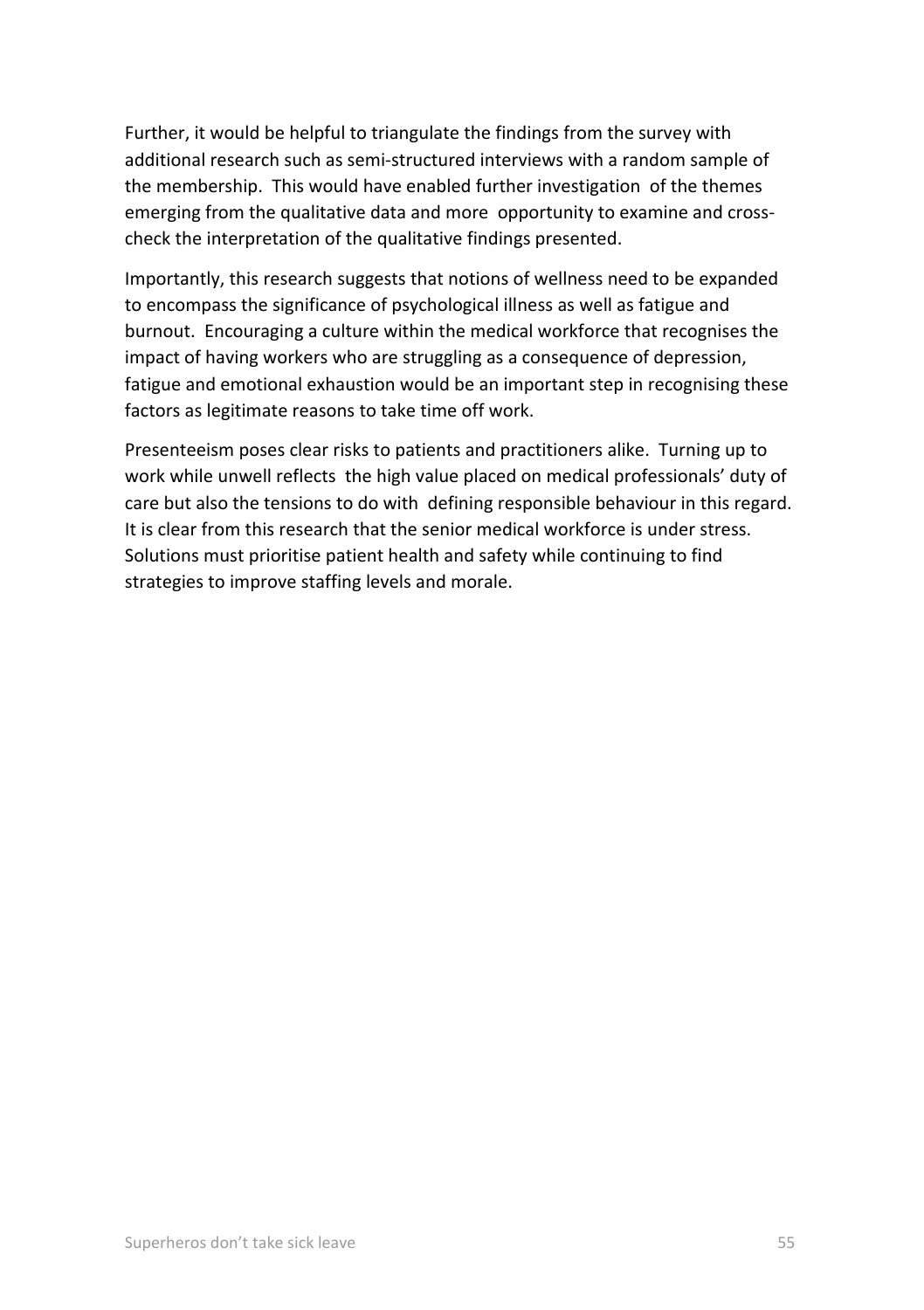Further, it would be helpful to triangulate the findings from the survey with additional research such as semi-structured interviews with a random sample of the membership. This would have enabled further investigation of the themes emerging from the qualitative data and more opportunity to examine and cross-check the interpretation of the qualitative findings presented.

Importantly, this research suggests that notions of wellness need to be expanded to encompass the significance of psychological illness as well as fatigue and burnout. Encouraging a culture within the medical workforce that recognises the impact of having workers who are struggling as a consequence of depression, fatigue and emotional exhaustion would be an important step in recognising these factors as legitimate reasons to take time off work.

Presenteeism poses clear risks to patients and practitioners alike. Turning up to work while unwell reflects the high value placed on medical professionals' duty of care but also the tensions to do with defining responsible behaviour in this regard. It is clear from this research that the senior medical workforce is under stress. Solutions must prioritise patient health and safety while continuing to find strategies to improve staffing levels and morale.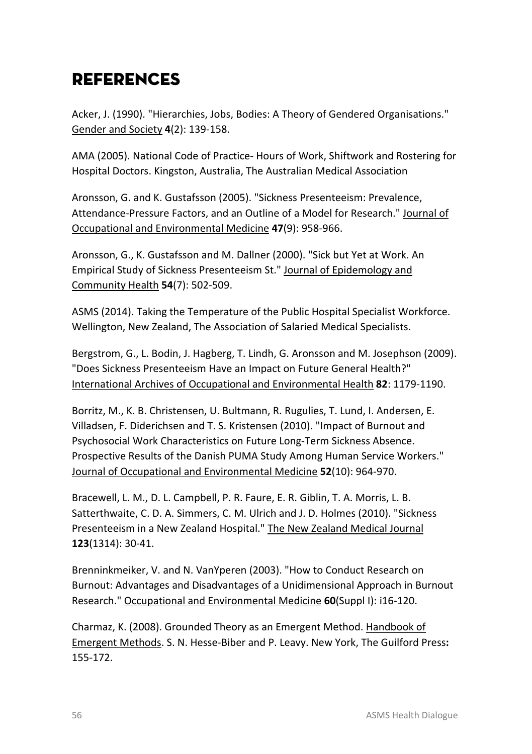# REFERENCES

Acker, J. (1990). "Hierarchies, Jobs, Bodies: A Theory of Gendered Organisations." <u>Gender and Society</u> **4**(2): 139-158.

AMA (2005). National Code of Practice- Hours of Work, Shiftwork and Rostering for Hospital Doctors. Kingston, Australia, The Australian Medical Association

Aronsson, G. and K. Gustafsson (2005). "Sickness Presenteeism: Prevalence, Attendance-Pressure Factors, and an Outline of a Model for Research." <u>Journal of Occupational and Environmental Medicine</u> **47**(9): 958-966.

Aronsson, G., K. Gustafsson and M. Dallner (2000). "Sick but Yet at Work. An Empirical Study of Sickness Presenteeism St." <u>Journal of Epidemology and Community Health</u> **54**(7): 502-509.

ASMS (2014). Taking the Temperature of the Public Hospital Specialist Workforce. Wellington, New Zealand, The Association of Salaried Medical Specialists.

Bergstrom, G., L. Bodin, J. Hagberg, T. Lindh, G. Aronsson and M. Josephson (2009). "Does Sickness Presenteeism Have an Impact on Future General Health?" <u>International Archives of Occupational and Environmental Health</u> **82**: 1179-1190.

Borritz, M., K. B. Christensen, U. Bultmann, R. Rugulies, T. Lund, I. Andersen, E. Villadsen, F. Diderichsen and T. S. Kristensen (2010). "Impact of Burnout and Psychosocial Work Characteristics on Future Long-Term Sickness Absence. Prospective Results of the Danish PUMA Study Among Human Service Workers." <u>Journal of Occupational and Environmental Medicine</u> **52**(10): 964-970.

Bracewell, L. M., D. L. Campbell, P. R. Faure, E. R. Giblin, T. A. Morris, L. B. Satterthwaite, C. D. A. Simmers, C. M. Ulrich and J. D. Holmes (2010). "Sickness Presenteeism in a New Zealand Hospital." <u>The New Zealand Medical Journal</u> **123**(1314): 30-41.

Brenninkmeiker, V. and N. VanYperen (2003). "How to Conduct Research on Burnout: Advantages and Disadvantages of a Unidimensional Approach in Burnout Research." <u>Occupational and Environmental Medicine</u> **60**(Suppl I): i16-120.

Charmaz, K. (2008). Grounded Theory as an Emergent Method. <u>Handbook of Emergent Methods</u>. S. N. Hesse-Biber and P. Leavy. New York, The Guilford Press**:** 155-172.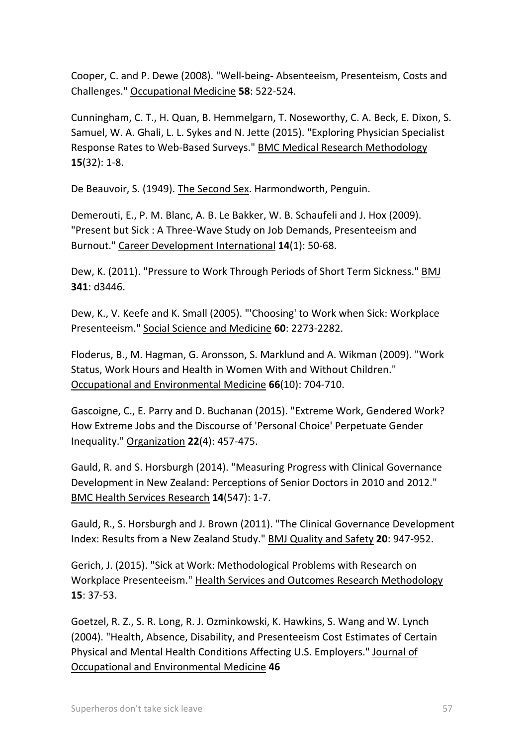Cooper, C. and P. Dewe (2008). "Well-being- Absenteeism, Presenteism, Costs and Challenges." Occupational Medicine **58**: 522-524.

Cunningham, C. T., H. Quan, B. Hemmelgarn, T. Noseworthy, C. A. Beck, E. Dixon, S. Samuel, W. A. Ghali, L. L. Sykes and N. Jette (2015). "Exploring Physician Specialist Response Rates to Web-Based Surveys." BMC Medical Research Methodology **15**(32): 1-8.

De Beauvoir, S. (1949). The Second Sex. Harmondworth, Penguin.

Demerouti, E., P. M. Blanc, A. B. Le Bakker, W. B. Schaufeli and J. Hox (2009). "Present but Sick : A Three-Wave Study on Job Demands, Presenteeism and Burnout." Career Development International **14**(1): 50-68.

Dew, K. (2011). "Pressure to Work Through Periods of Short Term Sickness." BMJ **341**: d3446.

Dew, K., V. Keefe and K. Small (2005). "'Choosing' to Work when Sick: Workplace Presenteeism." Social Science and Medicine **60**: 2273-2282.

Floderus, B., M. Hagman, G. Aronsson, S. Marklund and A. Wikman (2009). "Work Status, Work Hours and Health in Women With and Without Children." Occupational and Environmental Medicine **66**(10): 704-710.

Gascoigne, C., E. Parry and D. Buchanan (2015). "Extreme Work, Gendered Work? How Extreme Jobs and the Discourse of 'Personal Choice' Perpetuate Gender Inequality." Organization **22**(4): 457-475.

Gauld, R. and S. Horsburgh (2014). "Measuring Progress with Clinical Governance Development in New Zealand: Perceptions of Senior Doctors in 2010 and 2012." BMC Health Services Research **14**(547): 1-7.

Gauld, R., S. Horsburgh and J. Brown (2011). "The Clinical Governance Development Index: Results from a New Zealand Study." BMJ Quality and Safety **20**: 947-952.

Gerich, J. (2015). "Sick at Work: Methodological Problems with Research on Workplace Presenteeism." Health Services and Outcomes Research Methodology **15**: 37-53.

Goetzel, R. Z., S. R. Long, R. J. Ozminkowski, K. Hawkins, S. Wang and W. Lynch (2004). "Health, Absence, Disability, and Presenteeism Cost Estimates of Certain Physical and Mental Health Conditions Affecting U.S. Employers." Journal of Occupational and Environmental Medicine **46**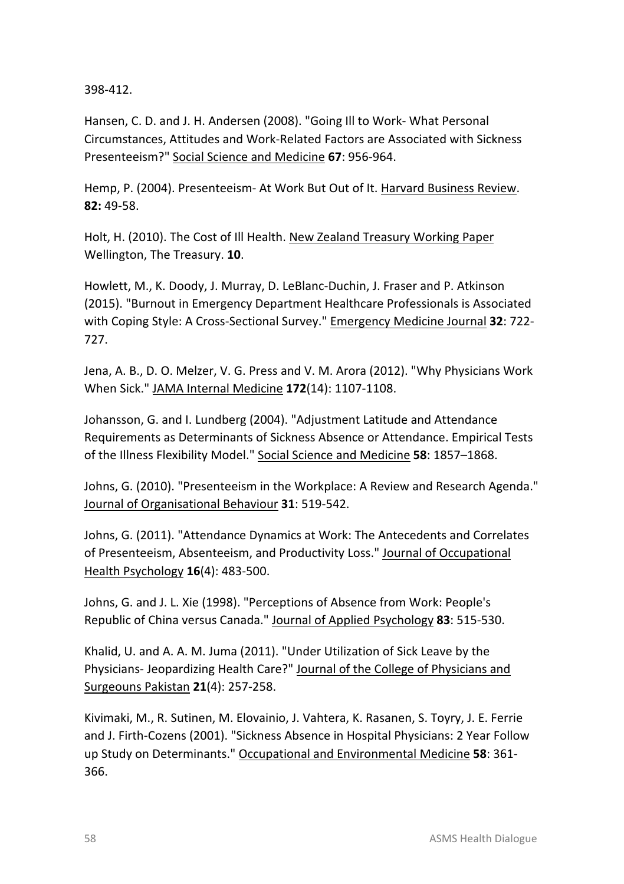398-412.

Hansen, C. D. and J. H. Andersen (2008). "Going Ill to Work- What Personal Circumstances, Attitudes and Work-Related Factors are Associated with Sickness Presenteeism?" Social Science and Medicine **67**: 956-964.

Hemp, P. (2004). Presenteeism- At Work But Out of It. Harvard Business Review. **82:** 49-58.

Holt, H. (2010). The Cost of Ill Health. New Zealand Treasury Working Paper Wellington, The Treasury. **10**.

Howlett, M., K. Doody, J. Murray, D. LeBlanc-Duchin, J. Fraser and P. Atkinson (2015). "Burnout in Emergency Department Healthcare Professionals is Associated with Coping Style: A Cross-Sectional Survey." Emergency Medicine Journal **32**: 722-727.

Jena, A. B., D. O. Melzer, V. G. Press and V. M. Arora (2012). "Why Physicians Work When Sick." JAMA Internal Medicine **172**(14): 1107-1108.

Johansson, G. and I. Lundberg (2004). "Adjustment Latitude and Attendance Requirements as Determinants of Sickness Absence or Attendance. Empirical Tests of the Illness Flexibility Model." Social Science and Medicine **58**: 1857–1868.

Johns, G. (2010). "Presenteeism in the Workplace: A Review and Research Agenda." Journal of Organisational Behaviour **31**: 519-542.

Johns, G. (2011). "Attendance Dynamics at Work: The Antecedents and Correlates of Presenteeism, Absenteeism, and Productivity Loss." Journal of Occupational Health Psychology **16**(4): 483-500.

Johns, G. and J. L. Xie (1998). "Perceptions of Absence from Work: People's Republic of China versus Canada." Journal of Applied Psychology **83**: 515-530.

Khalid, U. and A. A. M. Juma (2011). "Under Utilization of Sick Leave by the Physicians- Jeopardizing Health Care?" Journal of the College of Physicians and Surgeouns Pakistan **21**(4): 257-258.

Kivimaki, M., R. Sutinen, M. Elovainio, J. Vahtera, K. Rasanen, S. Toyry, J. E. Ferrie and J. Firth-Cozens (2001). "Sickness Absence in Hospital Physicians: 2 Year Follow up Study on Determinants." Occupational and Environmental Medicine **58**: 361-366.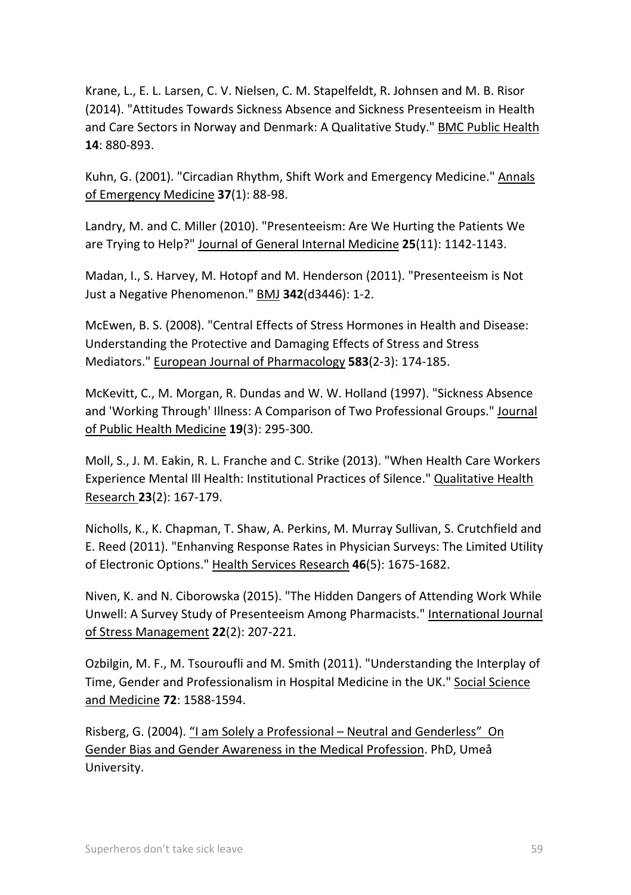Krane, L., E. L. Larsen, C. V. Nielsen, C. M. Stapelfeldt, R. Johnsen and M. B. Risor (2014). "Attitudes Towards Sickness Absence and Sickness Presenteeism in Health and Care Sectors in Norway and Denmark: A Qualitative Study." BMC Public Health **14**: 880-893.

Kuhn, G. (2001). "Circadian Rhythm, Shift Work and Emergency Medicine." Annals of Emergency Medicine **37**(1): 88-98.

Landry, M. and C. Miller (2010). "Presenteeism: Are We Hurting the Patients We are Trying to Help?" Journal of General Internal Medicine **25**(11): 1142-1143.

Madan, I., S. Harvey, M. Hotopf and M. Henderson (2011). "Presenteeism is Not Just a Negative Phenomenon." BMJ **342**(d3446): 1-2.

McEwen, B. S. (2008). "Central Effects of Stress Hormones in Health and Disease: Understanding the Protective and Damaging Effects of Stress and Stress Mediators." European Journal of Pharmacology **583**(2-3): 174-185.

McKevitt, C., M. Morgan, R. Dundas and W. W. Holland (1997). "Sickness Absence and 'Working Through' Illness: A Comparison of Two Professional Groups." Journal of Public Health Medicine **19**(3): 295-300.

Moll, S., J. M. Eakin, R. L. Franche and C. Strike (2013). "When Health Care Workers Experience Mental Ill Health: Institutional Practices of Silence." Qualitative Health Research **23**(2): 167-179.

Nicholls, K., K. Chapman, T. Shaw, A. Perkins, M. Murray Sullivan, S. Crutchfield and E. Reed (2011). "Enhanving Response Rates in Physician Surveys: The Limited Utility of Electronic Options." Health Services Research **46**(5): 1675-1682.

Niven, K. and N. Ciborowska (2015). "The Hidden Dangers of Attending Work While Unwell: A Survey Study of Presenteeism Among Pharmacists." International Journal of Stress Management **22**(2): 207-221.

Ozbilgin, M. F., M. Tsouroufli and M. Smith (2011). "Understanding the Interplay of Time, Gender and Professionalism in Hospital Medicine in the UK." Social Science and Medicine **72**: 1588-1594.

Risberg, G. (2004). "I am Solely a Professional – Neutral and Genderless" On Gender Bias and Gender Awareness in the Medical Profession. PhD, Umeå University.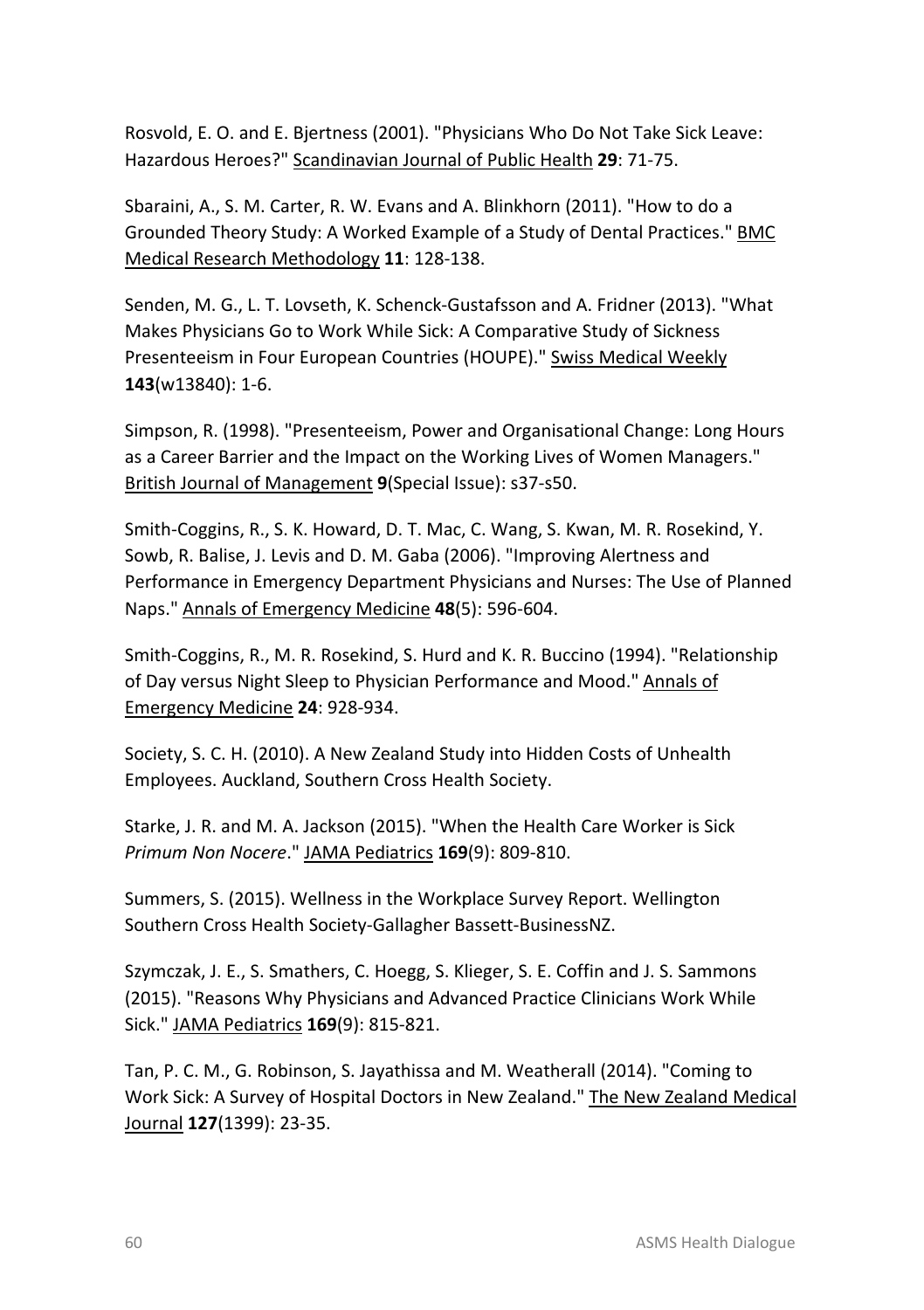Rosvold, E. O. and E. Bjertness (2001). "Physicians Who Do Not Take Sick Leave: Hazardous Heroes?" Scandinavian Journal of Public Health **29**: 71-75.

Sbaraini, A., S. M. Carter, R. W. Evans and A. Blinkhorn (2011). "How to do a Grounded Theory Study: A Worked Example of a Study of Dental Practices." BMC Medical Research Methodology **11**: 128-138.

Senden, M. G., L. T. Lovseth, K. Schenck-Gustafsson and A. Fridner (2013). "What Makes Physicians Go to Work While Sick: A Comparative Study of Sickness Presenteeism in Four European Countries (HOUPE)." Swiss Medical Weekly **143**(w13840): 1-6.

Simpson, R. (1998). "Presenteeism, Power and Organisational Change: Long Hours as a Career Barrier and the Impact on the Working Lives of Women Managers." British Journal of Management **9**(Special Issue): s37-s50.

Smith-Coggins, R., S. K. Howard, D. T. Mac, C. Wang, S. Kwan, M. R. Rosekind, Y. Sowb, R. Balise, J. Levis and D. M. Gaba (2006). "Improving Alertness and Performance in Emergency Department Physicians and Nurses: The Use of Planned Naps." Annals of Emergency Medicine **48**(5): 596-604.

Smith-Coggins, R., M. R. Rosekind, S. Hurd and K. R. Buccino (1994). "Relationship of Day versus Night Sleep to Physician Performance and Mood." Annals of Emergency Medicine **24**: 928-934.

Society, S. C. H. (2010). A New Zealand Study into Hidden Costs of Unhealth Employees. Auckland, Southern Cross Health Society.

Starke, J. R. and M. A. Jackson (2015). "When the Health Care Worker is Sick *Primum Non Nocere*." JAMA Pediatrics **169**(9): 809-810.

Summers, S. (2015). Wellness in the Workplace Survey Report. Wellington Southern Cross Health Society-Gallagher Bassett-BusinessNZ.

Szymczak, J. E., S. Smathers, C. Hoegg, S. Klieger, S. E. Coffin and J. S. Sammons (2015). "Reasons Why Physicians and Advanced Practice Clinicians Work While Sick." JAMA Pediatrics **169**(9): 815-821.

Tan, P. C. M., G. Robinson, S. Jayathissa and M. Weatherall (2014). "Coming to Work Sick: A Survey of Hospital Doctors in New Zealand." The New Zealand Medical Journal **127**(1399): 23-35.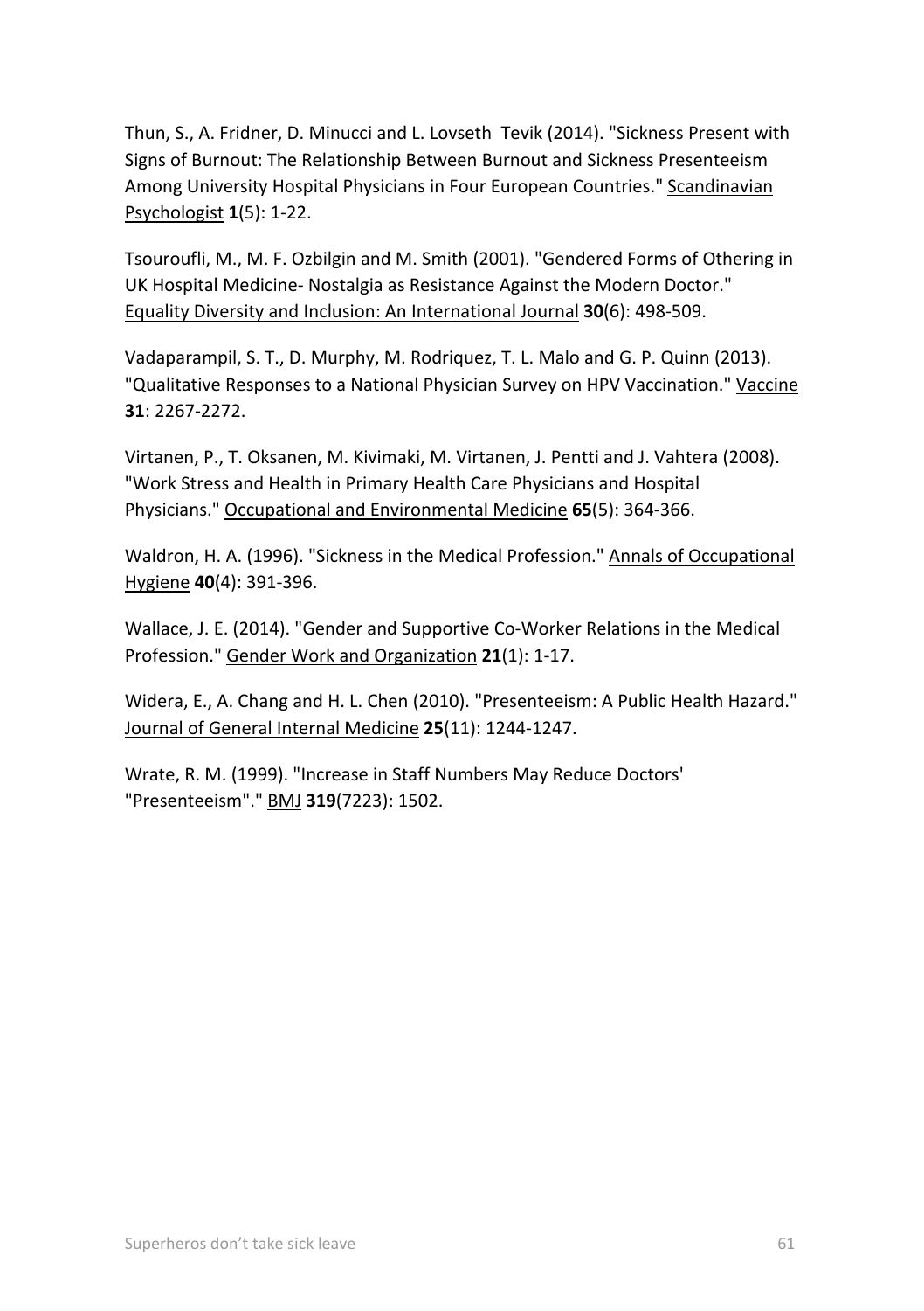Thun, S., A. Fridner, D. Minucci and L. Lovseth  Tevik (2014). "Sickness Present with Signs of Burnout: The Relationship Between Burnout and Sickness Presenteeism Among University Hospital Physicians in Four European Countries." Scandinavian Psychologist **1**(5): 1-22.

Tsouroufli, M., M. F. Ozbilgin and M. Smith (2001). "Gendered Forms of Othering in UK Hospital Medicine- Nostalgia as Resistance Against the Modern Doctor." Equality Diversity and Inclusion: An International Journal **30**(6): 498-509.

Vadaparampil, S. T., D. Murphy, M. Rodriquez, T. L. Malo and G. P. Quinn (2013). "Qualitative Responses to a National Physician Survey on HPV Vaccination." Vaccine **31**: 2267-2272.

Virtanen, P., T. Oksanen, M. Kivimaki, M. Virtanen, J. Pentti and J. Vahtera (2008). "Work Stress and Health in Primary Health Care Physicians and Hospital Physicians." Occupational and Environmental Medicine **65**(5): 364-366.

Waldron, H. A. (1996). "Sickness in the Medical Profession." Annals of Occupational Hygiene **40**(4): 391-396.

Wallace, J. E. (2014). "Gender and Supportive Co-Worker Relations in the Medical Profession." Gender Work and Organization **21**(1): 1-17.

Widera, E., A. Chang and H. L. Chen (2010). "Presenteeism: A Public Health Hazard." Journal of General Internal Medicine **25**(11): 1244-1247.

Wrate, R. M. (1999). "Increase in Staff Numbers May Reduce Doctors' "Presenteeism"." BMJ **319**(7223): 1502.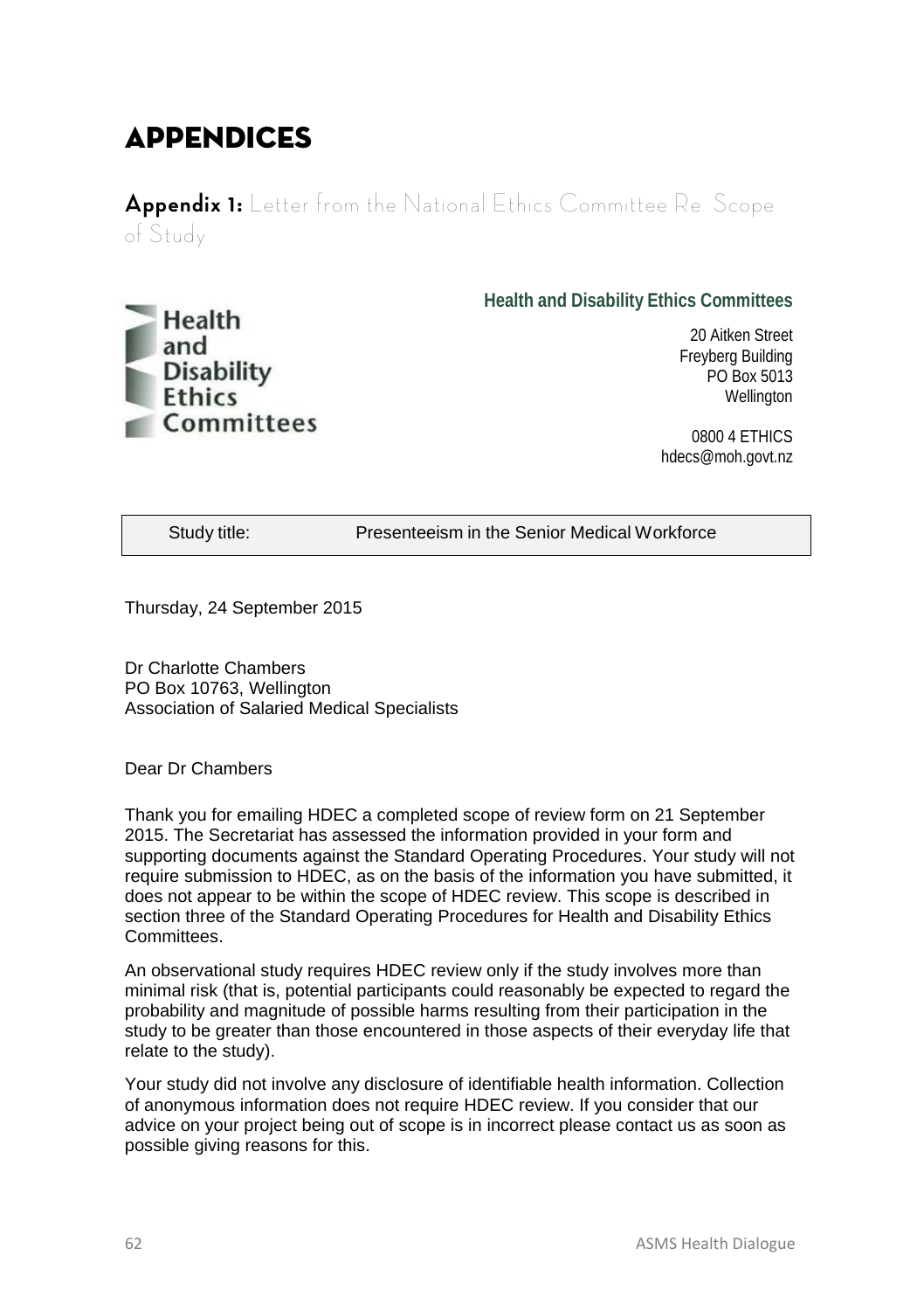# APPENDICES

## Appendix 1: Letter from the National Ethics Committee Re. Scope of Study

Health and Disability Ethics Committees

**Health and Disability Ethics Committees**

20 Aitken Street
Freyberg Building
PO Box 5013
Wellington

0800 4 ETHICS
hdecs@moh.govt.nz

| Study title: | Presenteeism in the Senior Medical Workforce |
|---|---|

Thursday, 24 September 2015

Dr Charlotte Chambers
PO Box 10763, Wellington
Association of Salaried Medical Specialists

Dear Dr Chambers

Thank you for emailing HDEC a completed scope of review form on 21 September 2015. The Secretariat has assessed the information provided in your form and supporting documents against the Standard Operating Procedures. Your study will not require submission to HDEC, as on the basis of the information you have submitted, it does not appear to be within the scope of HDEC review. This scope is described in section three of the Standard Operating Procedures for Health and Disability Ethics Committees.

An observational study requires HDEC review only if the study involves more than minimal risk (that is, potential participants could reasonably be expected to regard the probability and magnitude of possible harms resulting from their participation in the study to be greater than those encountered in those aspects of their everyday life that relate to the study).

Your study did not involve any disclosure of identifiable health information. Collection of anonymous information does not require HDEC review. If you consider that our advice on your project being out of scope is in incorrect please contact us as soon as possible giving reasons for this.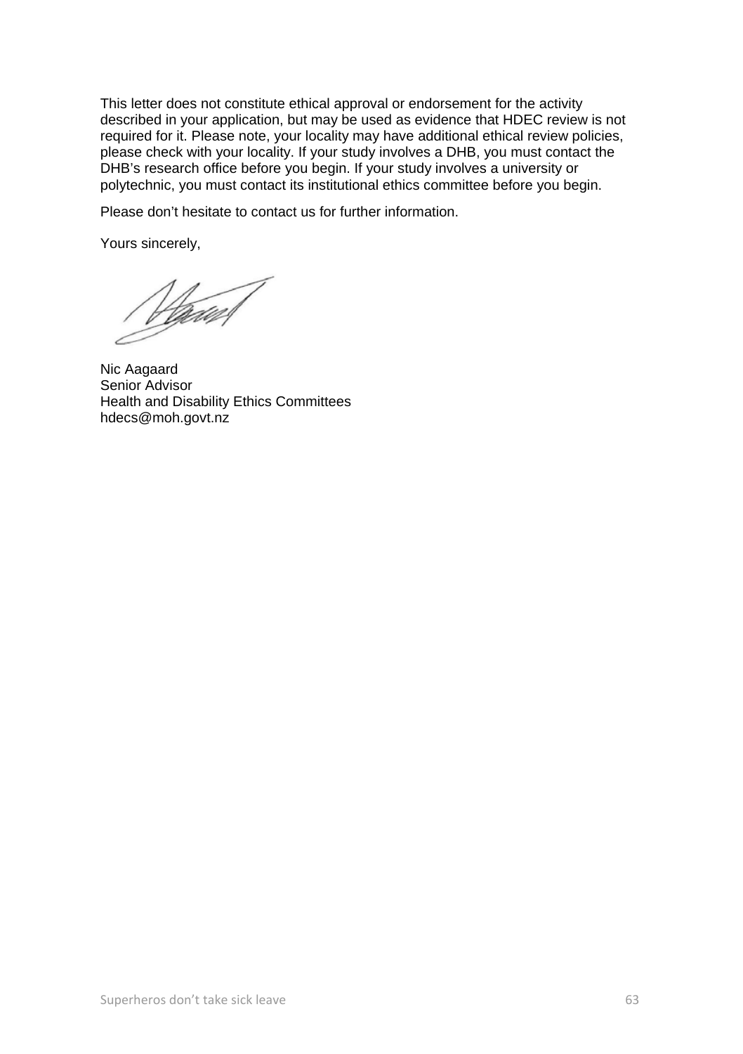This letter does not constitute ethical approval or endorsement for the activity described in your application, but may be used as evidence that HDEC review is not required for it. Please note, your locality may have additional ethical review policies, please check with your locality. If your study involves a DHB, you must contact the DHB's research office before you begin. If your study involves a university or polytechnic, you must contact its institutional ethics committee before you begin.

Please don't hesitate to contact us for further information.

Yours sincerely,

Nic Aagaard
Senior Advisor
Health and Disability Ethics Committees
hdecs@moh.govt.nz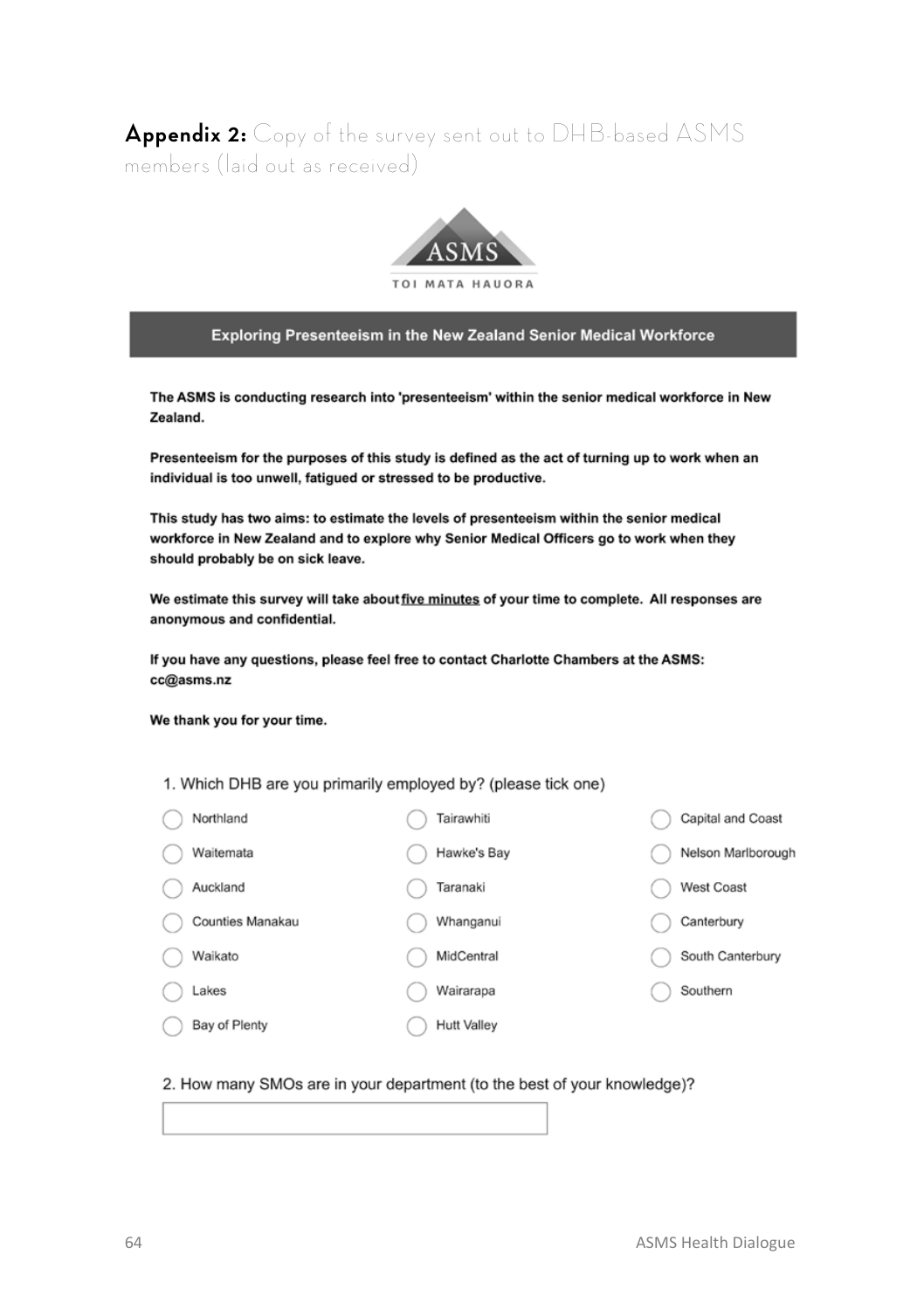**Appendix 2:** Copy of the survey sent out to DHB-based ASMS members (laid out as received)

ASMS

TOI MATA HAUORA

## Exploring Presenteeism in the New Zealand Senior Medical Workforce

**The ASMS is conducting research into 'presenteeism' within the senior medical workforce in New Zealand.**

**Presenteeism for the purposes of this study is defined as the act of turning up to work when an individual is too unwell, fatigued or stressed to be productive.**

**This study has two aims: to estimate the levels of presenteeism within the senior medical workforce in New Zealand and to explore why Senior Medical Officers go to work when they should probably be on sick leave.**

**We estimate this survey will take about five minutes of your time to complete. All responses are anonymous and confidential.**

**If you have any questions, please feel free to contact Charlotte Chambers at the ASMS: cc@asms.nz**

**We thank you for your time.**

1. Which DHB are you primarily employed by? (please tick one)

- ◯ Northland
- ◯ Waitemata
- ◯ Auckland
- ◯ Counties Manakau
- ◯ Waikato
- ◯ Lakes
- ◯ Bay of Plenty
- ◯ Tairawhiti
- ◯ Hawke's Bay
- ◯ Taranaki
- ◯ Whanganui
- ◯ MidCentral
- ◯ Wairarapa
- ◯ Hutt Valley
- ◯ Capital and Coast
- ◯ Nelson Marlborough
- ◯ West Coast
- ◯ Canterbury
- ◯ South Canterbury
- ◯ Southern

2. How many SMOs are in your department (to the best of your knowledge)?

[ ]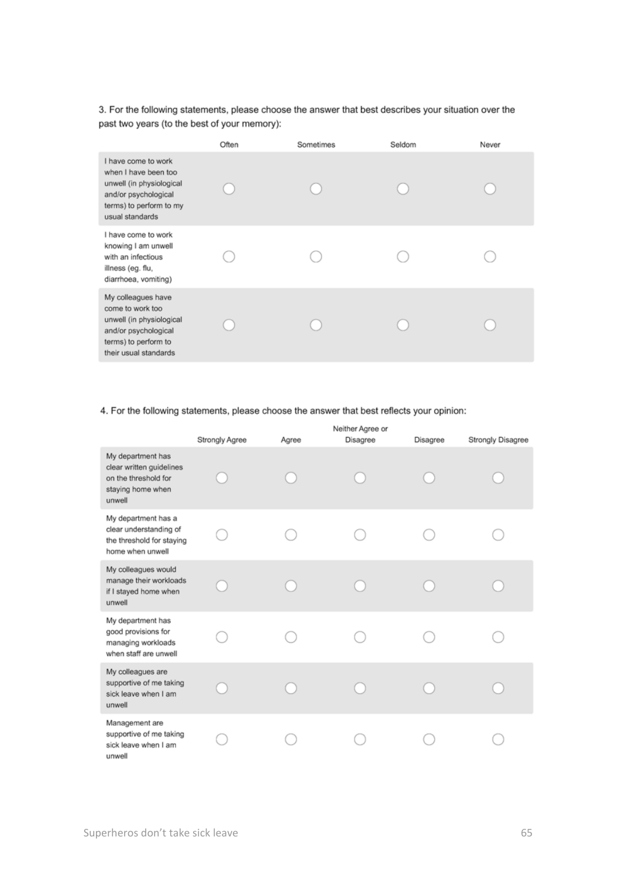3. For the following statements, please choose the answer that best describes your situation over the past two years (to the best of your memory):

| | Often | Sometimes | Seldom | Never |
|---|---|---|---|---|
| I have come to work when I have been too unwell (in physiological and/or psychological terms) to perform to my usual standards | ◯ | ◯ | ◯ | ◯ |
| I have come to work knowing I am unwell with an infectious illness (eg. flu, diarrhoea, vomiting) | ◯ | ◯ | ◯ | ◯ |
| My colleagues have come to work too unwell (in physiological and/or psychological terms) to perform to their usual standards | ◯ | ◯ | ◯ | ◯ |

4. For the following statements, please choose the answer that best reflects your opinion:

| | Strongly Agree | Agree | Neither Agree or Disagree | Disagree | Strongly Disagree |
|---|---|---|---|---|---|
| My department has clear written guidelines on the threshold for staying home when unwell | ◯ | ◯ | ◯ | ◯ | ◯ |
| My department has a clear understanding of the threshold for staying home when unwell | ◯ | ◯ | ◯ | ◯ | ◯ |
| My colleagues would manage their workloads if I stayed home when unwell | ◯ | ◯ | ◯ | ◯ | ◯ |
| My department has good provisions for managing workloads when staff are unwell | ◯ | ◯ | ◯ | ◯ | ◯ |
| My colleagues are supportive of me taking sick leave when I am unwell | ◯ | ◯ | ◯ | ◯ | ◯ |
| Management are supportive of me taking sick leave when I am unwell | ◯ | ◯ | ◯ | ◯ | ◯ |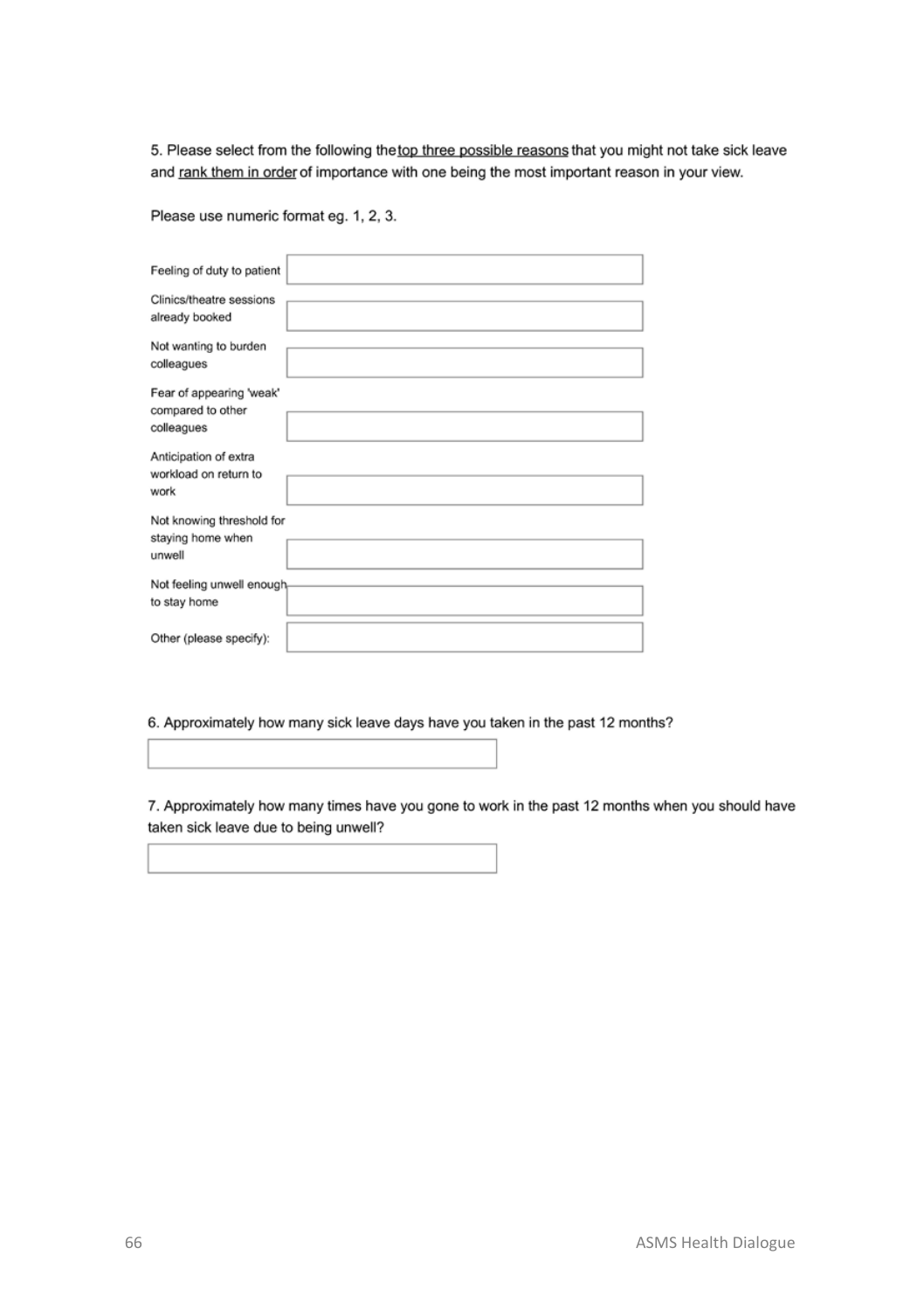5. Please select from the following the top three possible reasons that you might not take sick leave and rank them in order of importance with one being the most important reason in your view.

Please use numeric format eg. 1, 2, 3.

| | |
|---|---|
| Feeling of duty to patient | |
| Clinics/theatre sessions already booked | |
| Not wanting to burden colleagues | |
| Fear of appearing 'weak' compared to other colleagues | |
| Anticipation of extra workload on return to work | |
| Not knowing threshold for staying home when unwell | |
| Not feeling unwell enough to stay home | |
| Other (please specify): | |

6. Approximately how many sick leave days have you taken in the past 12 months?

7. Approximately how many times have you gone to work in the past 12 months when you should have taken sick leave due to being unwell?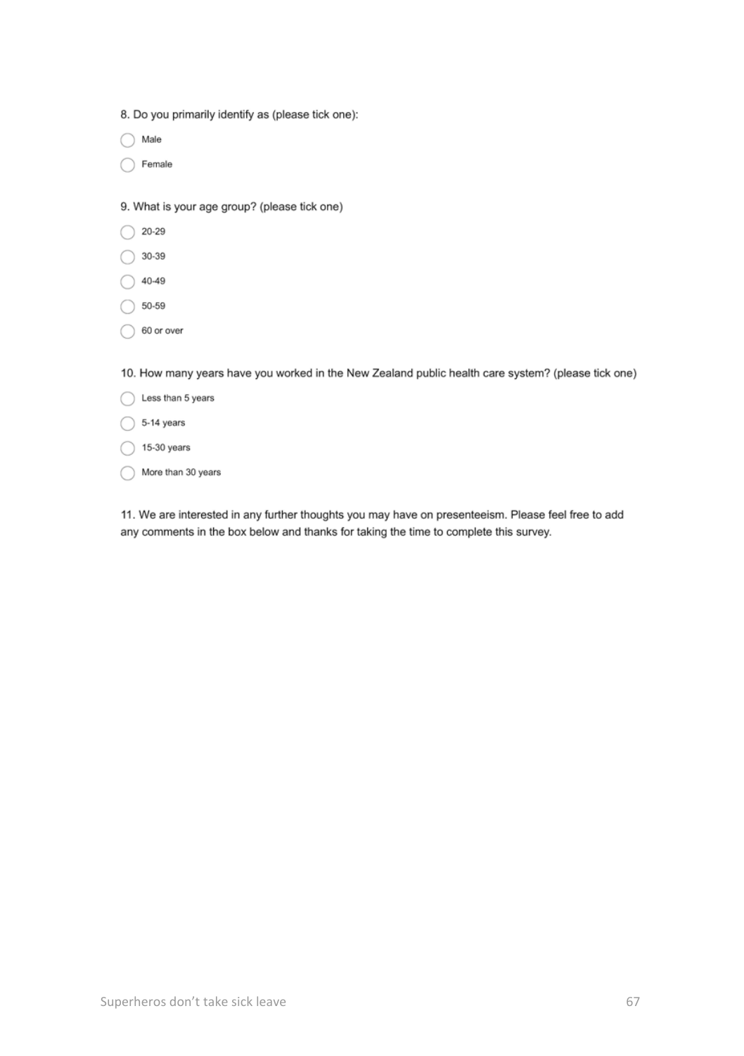8. Do you primarily identify as (please tick one):

- ◯ Male
- ◯ Female

9. What is your age group? (please tick one)

- ◯ 20-29
- ◯ 30-39
- ◯ 40-49
- ◯ 50-59
- ◯ 60 or over

10. How many years have you worked in the New Zealand public health care system? (please tick one)

- ◯ Less than 5 years
- ◯ 5-14 years
- ◯ 15-30 years
- ◯ More than 30 years

11. We are interested in any further thoughts you may have on presenteeism. Please feel free to add any comments in the box below and thanks for taking the time to complete this survey.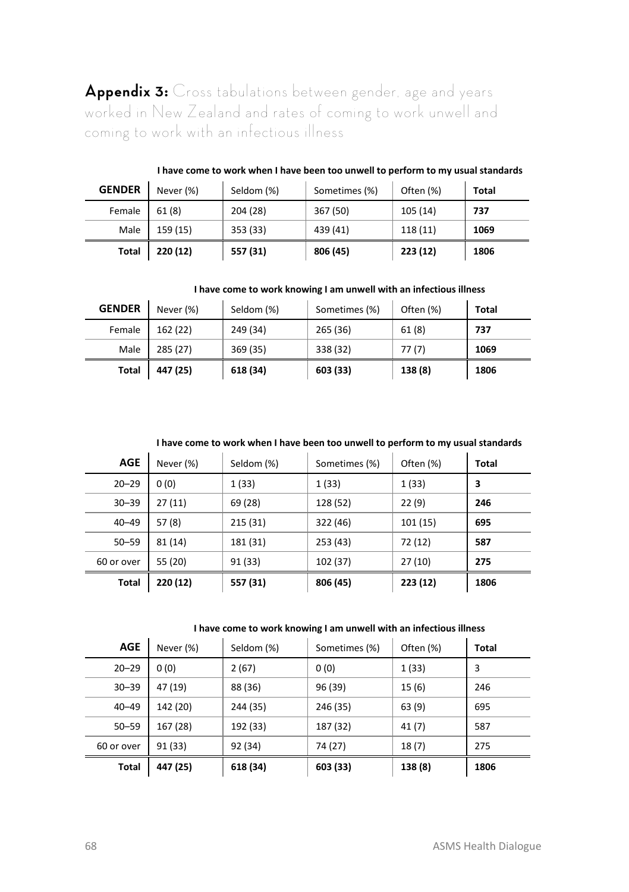## **Appendix 3:** Cross tabulations between gender, age and years worked in New Zealand and rates of coming to work unwell and coming to work with an infectious illness

**I have come to work when I have been too unwell to perform to my usual standards**

| GENDER | Never (%) | Seldom (%) | Sometimes (%) | Often (%) | Total |
|---|---|---|---|---|---|
| Female | 61 (8) | 204 (28) | 367 (50) | 105 (14) | **737** |
| Male | 159 (15) | 353 (33) | 439 (41) | 118 (11) | **1069** |
| **Total** | **220 (12)** | **557 (31)** | **806 (45)** | **223 (12)** | **1806** |

**I have come to work knowing I am unwell with an infectious illness**

| GENDER | Never (%) | Seldom (%) | Sometimes (%) | Often (%) | Total |
|---|---|---|---|---|---|
| Female | 162 (22) | 249 (34) | 265 (36) | 61 (8) | **737** |
| Male | 285 (27) | 369 (35) | 338 (32) | 77 (7) | **1069** |
| **Total** | **447 (25)** | **618 (34)** | **603 (33)** | **138 (8)** | **1806** |

**I have come to work when I have been too unwell to perform to my usual standards**

| AGE | Never (%) | Seldom (%) | Sometimes (%) | Often (%) | Total |
|---|---|---|---|---|---|
| 20–29 | 0 (0) | 1 (33) | 1 (33) | 1 (33) | **3** |
| 30–39 | 27 (11) | 69 (28) | 128 (52) | 22 (9) | **246** |
| 40–49 | 57 (8) | 215 (31) | 322 (46) | 101 (15) | **695** |
| 50–59 | 81 (14) | 181 (31) | 253 (43) | 72 (12) | **587** |
| 60 or over | 55 (20) | 91 (33) | 102 (37) | 27 (10) | **275** |
| **Total** | **220 (12)** | **557 (31)** | **806 (45)** | **223 (12)** | **1806** |

**I have come to work knowing I am unwell with an infectious illness**

| AGE | Never (%) | Seldom (%) | Sometimes (%) | Often (%) | Total |
|---|---|---|---|---|---|
| 20–29 | 0 (0) | 2 (67) | 0 (0) | 1 (33) | 3 |
| 30–39 | 47 (19) | 88 (36) | 96 (39) | 15 (6) | 246 |
| 40–49 | 142 (20) | 244 (35) | 246 (35) | 63 (9) | 695 |
| 50–59 | 167 (28) | 192 (33) | 187 (32) | 41 (7) | 587 |
| 60 or over | 91 (33) | 92 (34) | 74 (27) | 18 (7) | 275 |
| **Total** | **447 (25)** | **618 (34)** | **603 (33)** | **138 (8)** | **1806** |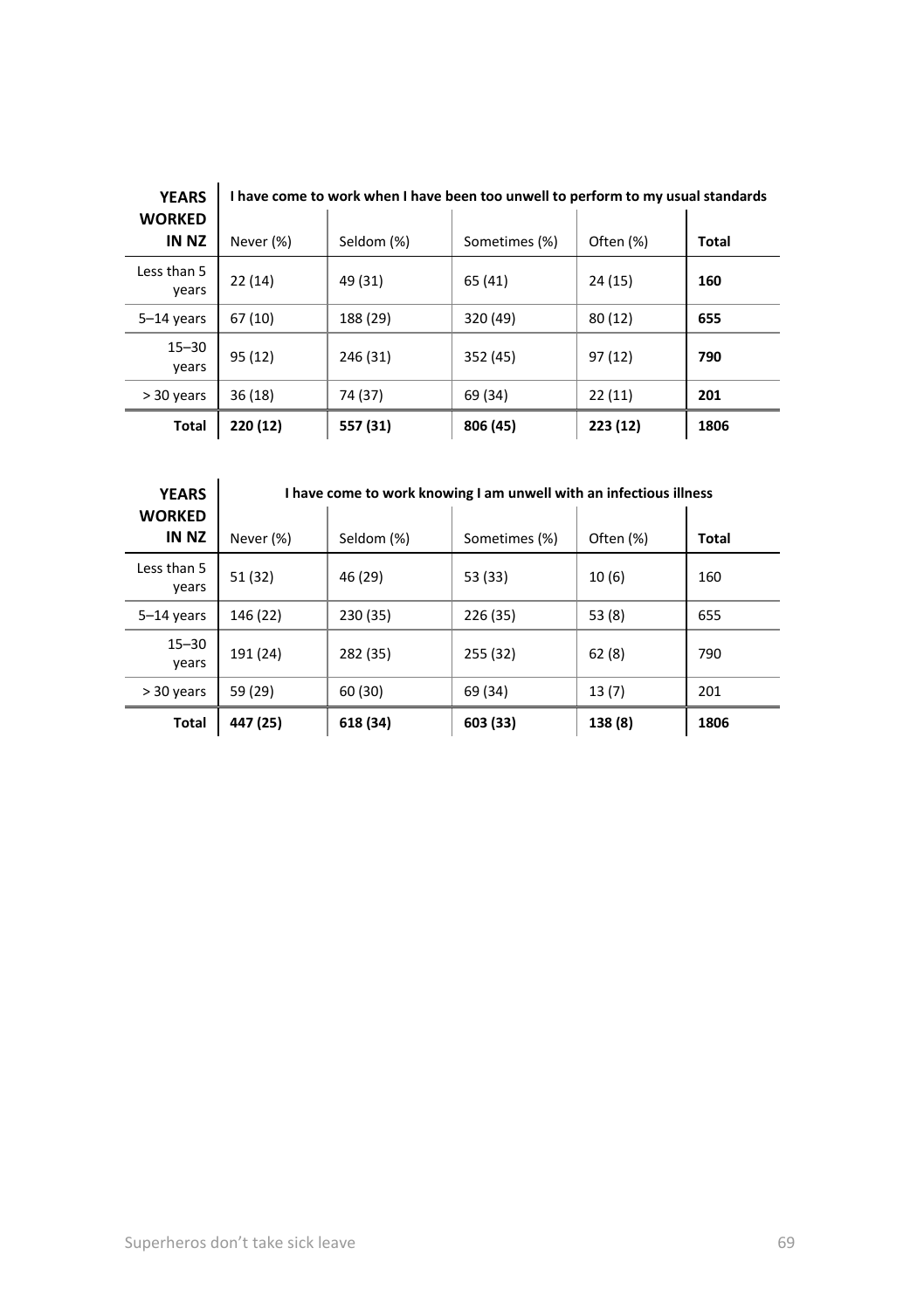| **YEARS WORKED IN NZ** | **I have come to work when I have been too unwell to perform to my usual standards** | | | | |
|---|---|---|---|---|---|
| | Never (%) | Seldom (%) | Sometimes (%) | Often (%) | **Total** |
| Less than 5 years | 22 (14) | 49 (31) | 65 (41) | 24 (15) | **160** |
| 5–14 years | 67 (10) | 188 (29) | 320 (49) | 80 (12) | **655** |
| 15–30 years | 95 (12) | 246 (31) | 352 (45) | 97 (12) | **790** |
| > 30 years | 36 (18) | 74 (37) | 69 (34) | 22 (11) | **201** |
| **Total** | **220 (12)** | **557 (31)** | **806 (45)** | **223 (12)** | **1806** |

| **YEARS WORKED IN NZ** | **I have come to work knowing I am unwell with an infectious illness** | | | | |
|---|---|---|---|---|---|
| | Never (%) | Seldom (%) | Sometimes (%) | Often (%) | **Total** |
| Less than 5 years | 51 (32) | 46 (29) | 53 (33) | 10 (6) | 160 |
| 5–14 years | 146 (22) | 230 (35) | 226 (35) | 53 (8) | 655 |
| 15–30 years | 191 (24) | 282 (35) | 255 (32) | 62 (8) | 790 |
| > 30 years | 59 (29) | 60 (30) | 69 (34) | 13 (7) | 201 |
| **Total** | **447 (25)** | **618 (34)** | **603 (33)** | **138 (8)** | **1806** |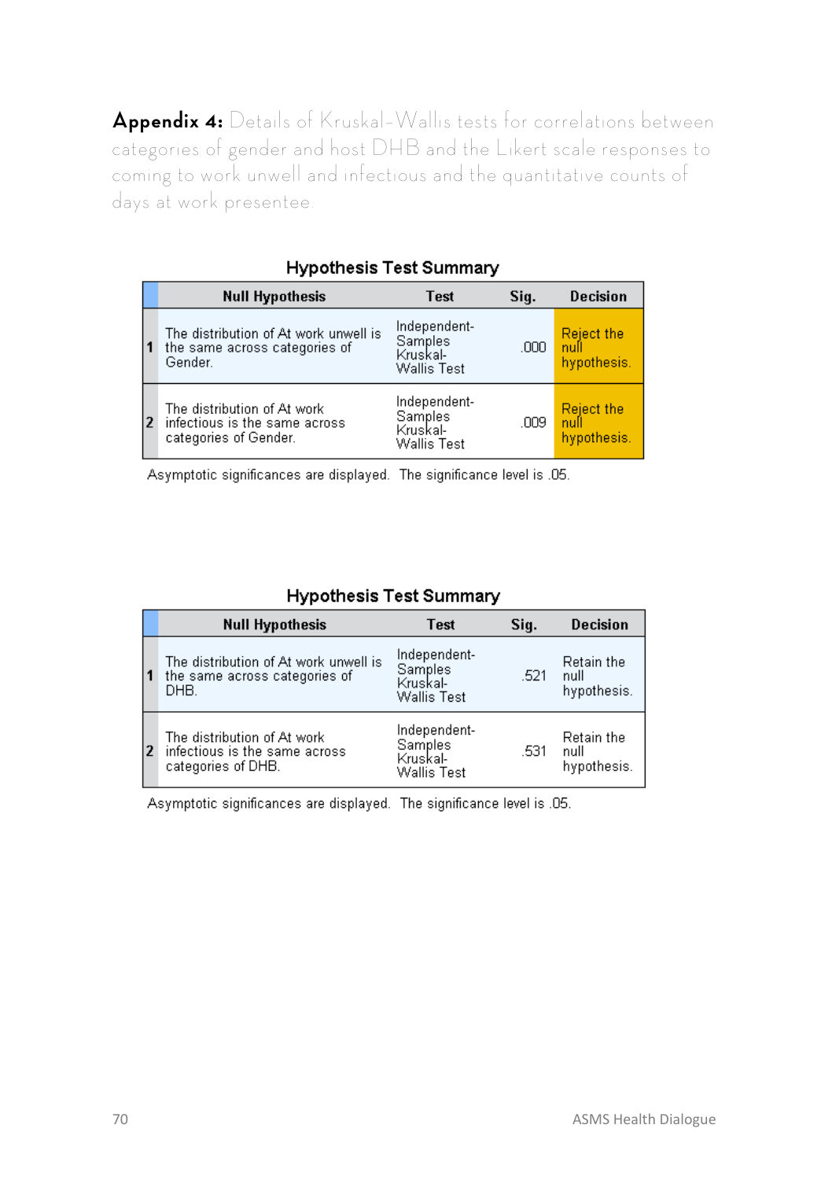**Appendix 4:** Details of Kruskal-Wallis tests for correlations between categories of gender and host DHB and the Likert scale responses to coming to work unwell and infectious and the quantitative counts of days at work presentee.

**Hypothesis Test Summary**

| | Null Hypothesis | Test | Sig. | Decision |
|---|---|---|---|---|
| 1 | The distribution of At work unwell is the same across categories of Gender. | Independent-Samples Kruskal-Wallis Test | .000 | Reject the null hypothesis. |
| 2 | The distribution of At work infectious is the same across categories of Gender. | Independent-Samples Kruskal-Wallis Test | .009 | Reject the null hypothesis. |

Asymptotic significances are displayed. The significance level is .05.

**Hypothesis Test Summary**

| | Null Hypothesis | Test | Sig. | Decision |
|---|---|---|---|---|
| 1 | The distribution of At work unwell is the same across categories of DHB. | Independent-Samples Kruskal-Wallis Test | .521 | Retain the null hypothesis. |
| 2 | The distribution of At work infectious is the same across categories of DHB. | Independent-Samples Kruskal-Wallis Test | .531 | Retain the null hypothesis. |

Asymptotic significances are displayed. The significance level is .05.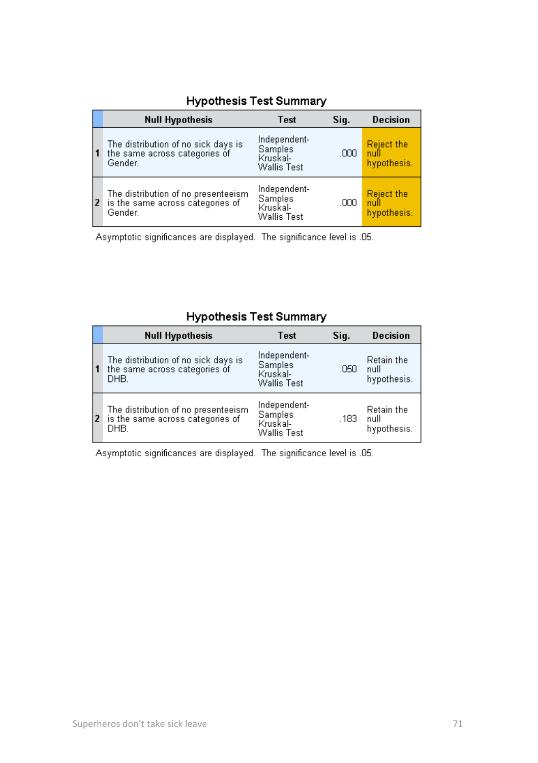**Hypothesis Test Summary**

| | Null Hypothesis | Test | Sig. | Decision |
|---|---|---|---|---|
| 1 | The distribution of no sick days is the same across categories of Gender. | Independent-Samples Kruskal-Wallis Test | .000 | Reject the null hypothesis. |
| 2 | The distribution of no presenteeism is the same across categories of Gender. | Independent-Samples Kruskal-Wallis Test | .000 | Reject the null hypothesis. |

Asymptotic significances are displayed. The significance level is .05.

**Hypothesis Test Summary**

| | Null Hypothesis | Test | Sig. | Decision |
|---|---|---|---|---|
| 1 | The distribution of no sick days is the same across categories of DHB. | Independent-Samples Kruskal-Wallis Test | .050 | Retain the null hypothesis. |
| 2 | The distribution of no presenteeism is the same across categories of DHB. | Independent-Samples Kruskal-Wallis Test | .183 | Retain the null hypothesis. |

Asymptotic significances are displayed. The significance level is .05.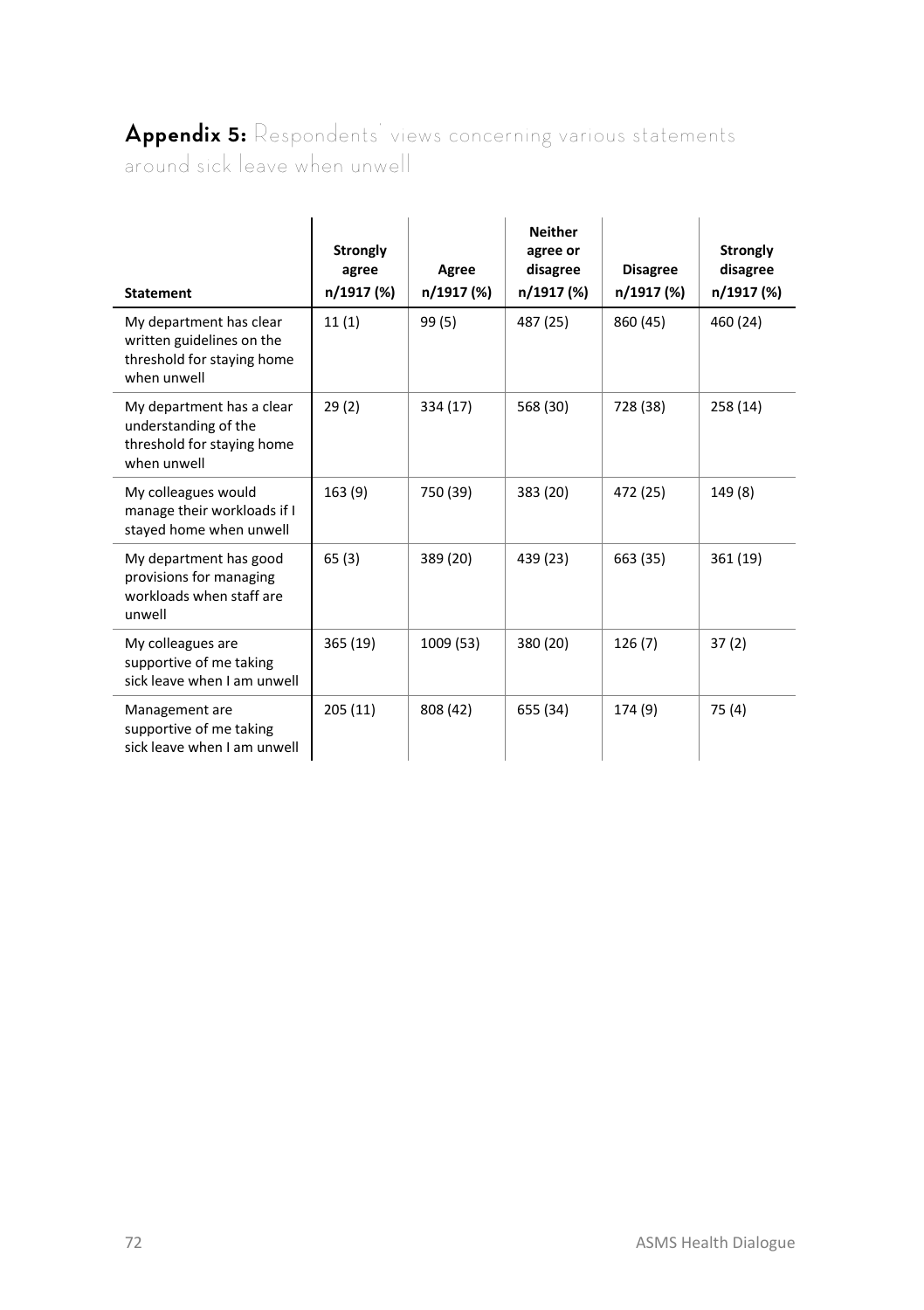## **Appendix 5:** Respondents' views concerning various statements around sick leave when unwell

| Statement | Strongly agree n/1917 (%) | Agree n/1917 (%) | Neither agree or disagree n/1917 (%) | Disagree n/1917 (%) | Strongly disagree n/1917 (%) |
|---|---|---|---|---|---|
| My department has clear written guidelines on the threshold for staying home when unwell | 11 (1) | 99 (5) | 487 (25) | 860 (45) | 460 (24) |
| My department has a clear understanding of the threshold for staying home when unwell | 29 (2) | 334 (17) | 568 (30) | 728 (38) | 258 (14) |
| My colleagues would manage their workloads if I stayed home when unwell | 163 (9) | 750 (39) | 383 (20) | 472 (25) | 149 (8) |
| My department has good provisions for managing workloads when staff are unwell | 65 (3) | 389 (20) | 439 (23) | 663 (35) | 361 (19) |
| My colleagues are supportive of me taking sick leave when I am unwell | 365 (19) | 1009 (53) | 380 (20) | 126 (7) | 37 (2) |
| Management are supportive of me taking sick leave when I am unwell | 205 (11) | 808 (42) | 655 (34) | 174 (9) | 75 (4) |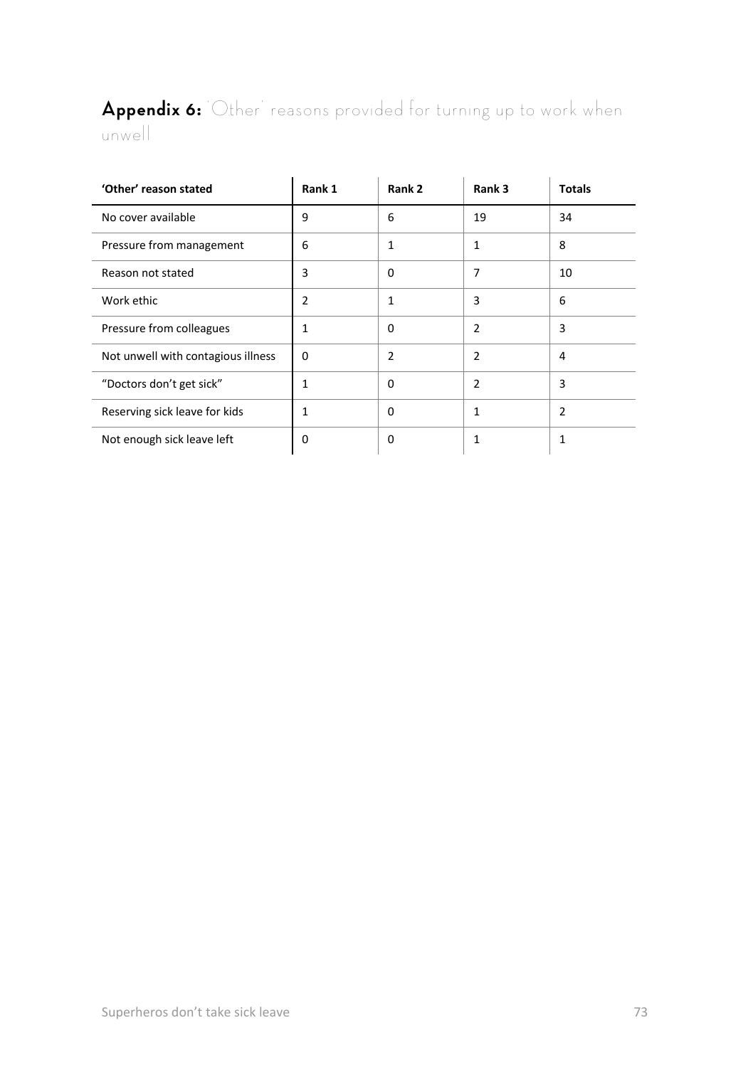## **Appendix 6:** 'Other' reasons provided for turning up to work when unwell

| 'Other' reason stated | Rank 1 | Rank 2 | Rank 3 | Totals |
|---|---|---|---|---|
| No cover available | 9 | 6 | 19 | 34 |
| Pressure from management | 6 | 1 | 1 | 8 |
| Reason not stated | 3 | 0 | 7 | 10 |
| Work ethic | 2 | 1 | 3 | 6 |
| Pressure from colleagues | 1 | 0 | 2 | 3 |
| Not unwell with contagious illness | 0 | 2 | 2 | 4 |
| "Doctors don't get sick" | 1 | 0 | 2 | 3 |
| Reserving sick leave for kids | 1 | 0 | 1 | 2 |
| Not enough sick leave left | 0 | 0 | 1 | 1 |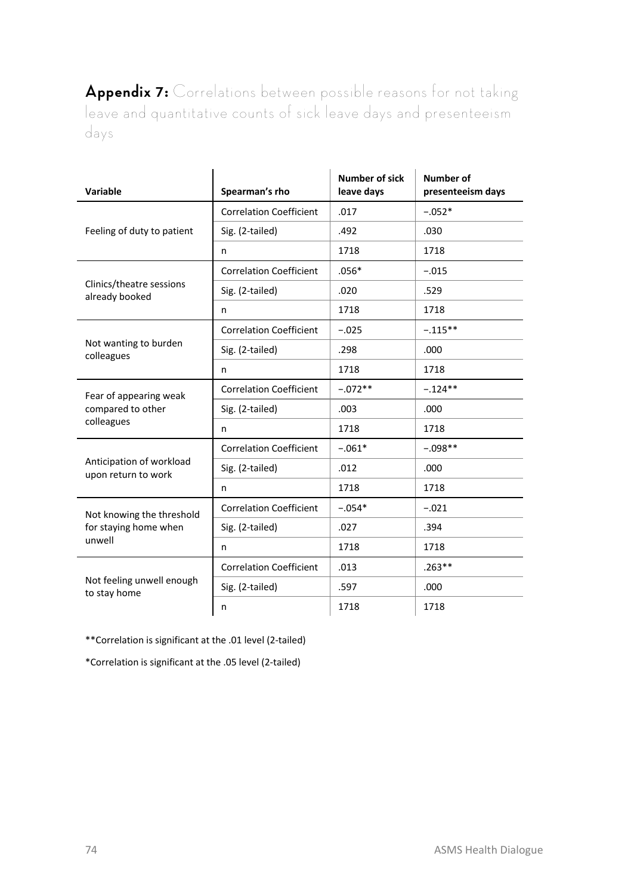**Appendix 7:** Correlations between possible reasons for not taking leave and quantitative counts of sick leave days and presenteeism days

| Variable | Spearman's rho | Number of sick leave days | Number of presenteeism days |
|---|---|---|---|
| Feeling of duty to patient | Correlation Coefficient | .017 | −.052* |
| | Sig. (2-tailed) | .492 | .030 |
| | n | 1718 | 1718 |
| Clinics/theatre sessions already booked | Correlation Coefficient | .056* | −.015 |
| | Sig. (2-tailed) | .020 | .529 |
| | n | 1718 | 1718 |
| Not wanting to burden colleagues | Correlation Coefficient | −.025 | −.115** |
| | Sig. (2-tailed) | .298 | .000 |
| | n | 1718 | 1718 |
| Fear of appearing weak compared to other colleagues | Correlation Coefficient | −.072** | −.124** |
| | Sig. (2-tailed) | .003 | .000 |
| | n | 1718 | 1718 |
| Anticipation of workload upon return to work | Correlation Coefficient | −.061* | −.098** |
| | Sig. (2-tailed) | .012 | .000 |
| | n | 1718 | 1718 |
| Not knowing the threshold for staying home when unwell | Correlation Coefficient | −.054* | −.021 |
| | Sig. (2-tailed) | .027 | .394 |
| | n | 1718 | 1718 |
| Not feeling unwell enough to stay home | Correlation Coefficient | .013 | .263** |
| | Sig. (2-tailed) | .597 | .000 |
| | n | 1718 | 1718 |

**Correlation is significant at the .01 level (2-tailed)

*Correlation is significant at the .05 level (2-tailed)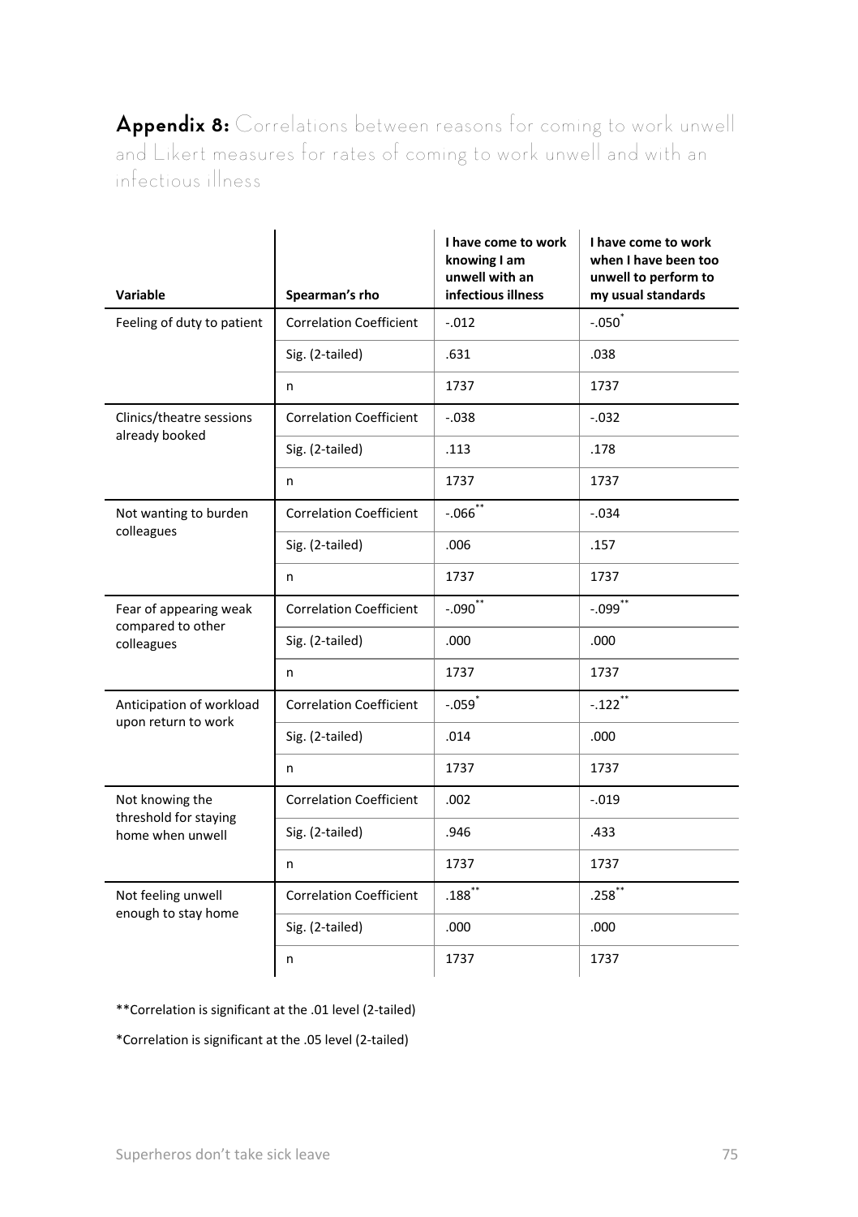## **Appendix 8:** Correlations between reasons for coming to work unwell and Likert measures for rates of coming to work unwell and with an infectious illness

| Variable | Spearman's rho | I have come to work knowing I am unwell with an infectious illness | I have come to work when I have been too unwell to perform to my usual standards |
|---|---|---|---|
| Feeling of duty to patient | Correlation Coefficient | -.012 | -.050* |
| | Sig. (2-tailed) | .631 | .038 |
| | n | 1737 | 1737 |
| Clinics/theatre sessions already booked | Correlation Coefficient | -.038 | -.032 |
| | Sig. (2-tailed) | .113 | .178 |
| | n | 1737 | 1737 |
| Not wanting to burden colleagues | Correlation Coefficient | -.066** | -.034 |
| | Sig. (2-tailed) | .006 | .157 |
| | n | 1737 | 1737 |
| Fear of appearing weak compared to other colleagues | Correlation Coefficient | -.090** | -.099** |
| | Sig. (2-tailed) | .000 | .000 |
| | n | 1737 | 1737 |
| Anticipation of workload upon return to work | Correlation Coefficient | -.059* | -.122** |
| | Sig. (2-tailed) | .014 | .000 |
| | n | 1737 | 1737 |
| Not knowing the threshold for staying home when unwell | Correlation Coefficient | .002 | -.019 |
| | Sig. (2-tailed) | .946 | .433 |
| | n | 1737 | 1737 |
| Not feeling unwell enough to stay home | Correlation Coefficient | .188** | .258** |
| | Sig. (2-tailed) | .000 | .000 |
| | n | 1737 | 1737 |

**Correlation is significant at the .01 level (2-tailed)

*Correlation is significant at the .05 level (2-tailed)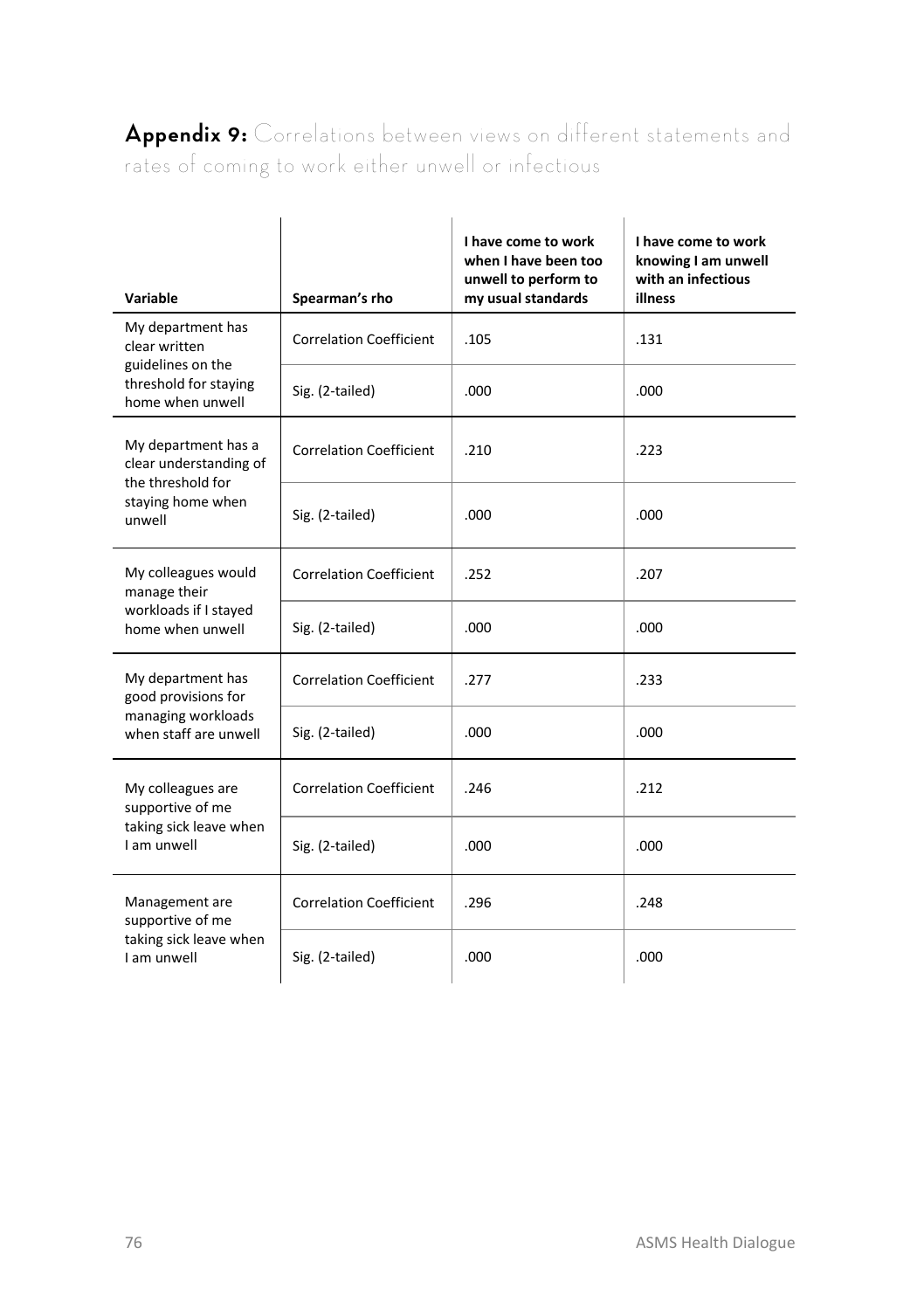# **Appendix 9:** Correlations between views on different statements and rates of coming to work either unwell or infectious

| Variable | Spearman's rho | I have come to work when I have been too unwell to perform to my usual standards | I have come to work knowing I am unwell with an infectious illness |
|---|---|---|---|
| My department has clear written guidelines on the threshold for staying home when unwell | Correlation Coefficient | .105 | .131 |
| | Sig. (2-tailed) | .000 | .000 |
| My department has a clear understanding of the threshold for staying home when unwell | Correlation Coefficient | .210 | .223 |
| | Sig. (2-tailed) | .000 | .000 |
| My colleagues would manage their workloads if I stayed home when unwell | Correlation Coefficient | .252 | .207 |
| | Sig. (2-tailed) | .000 | .000 |
| My department has good provisions for managing workloads when staff are unwell | Correlation Coefficient | .277 | .233 |
| | Sig. (2-tailed) | .000 | .000 |
| My colleagues are supportive of me taking sick leave when I am unwell | Correlation Coefficient | .246 | .212 |
| | Sig. (2-tailed) | .000 | .000 |
| Management are supportive of me taking sick leave when I am unwell | Correlation Coefficient | .296 | .248 |
| | Sig. (2-tailed) | .000 | .000 |